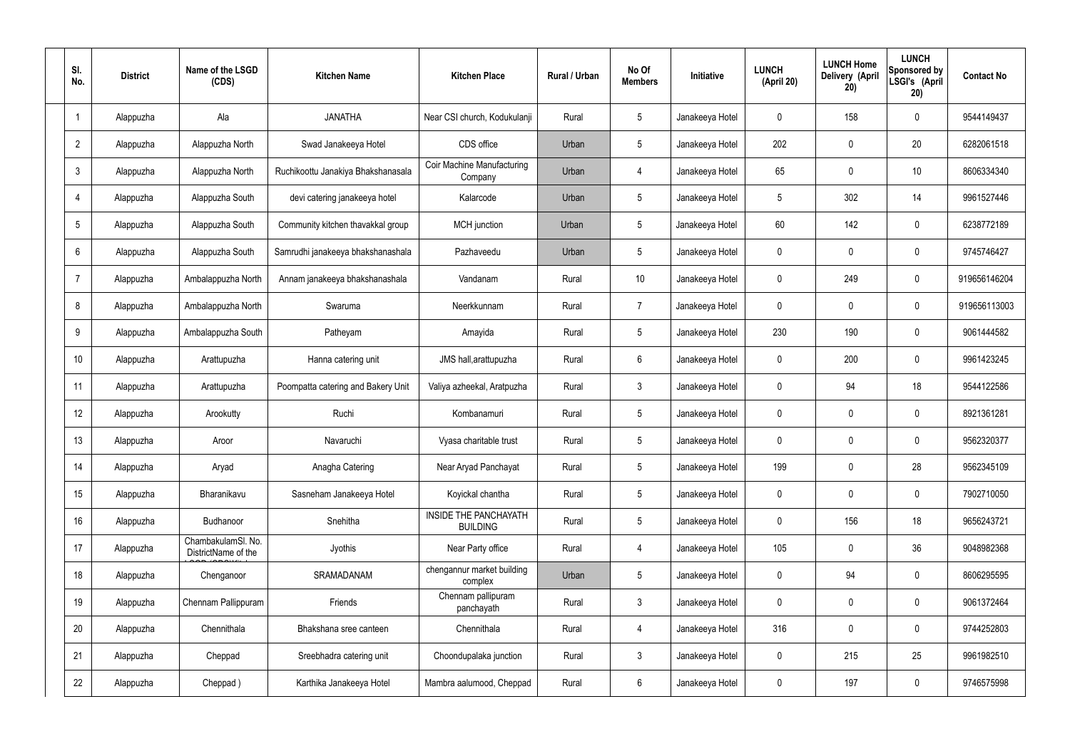| Sl. No. | District | Name of the LSGD (CDS) | Kitchen Name | Kitchen Place | Rural / Urban | No Of Members | Initiative | LUNCH (April 20) | LUNCH Home Delivery (April 20) | LUNCH Sponsored by LSGI's (April 20) | Contact No |
|---|---|---|---|---|---|---|---|---|---|---|---|
| 1 | Alappuzha | Ala | JANATHA | Near CSI church, Kodukulanji | Rural | 5 | Janakeeya Hotel | 0 | 158 | 0 | 9544149437 |
| 2 | Alappuzha | Alappuzha North | Swad Janakeeya Hotel | CDS office | Urban | 5 | Janakeeya Hotel | 202 | 0 | 20 | 6282061518 |
| 3 | Alappuzha | Alappuzha North | Ruchikoottu Janakiya Bhakshanasala | Coir Machine Manufacturing Company | Urban | 4 | Janakeeya Hotel | 65 | 0 | 10 | 8606334340 |
| 4 | Alappuzha | Alappuzha South | devi catering janakeeya hotel | Kalarcode | Urban | 5 | Janakeeya Hotel | 5 | 302 | 14 | 9961527446 |
| 5 | Alappuzha | Alappuzha South | Community kitchen thavakkal group | MCH junction | Urban | 5 | Janakeeya Hotel | 60 | 142 | 0 | 6238772189 |
| 6 | Alappuzha | Alappuzha South | Samrudhi janakeeya bhakshanashala | Pazhaveedu | Urban | 5 | Janakeeya Hotel | 0 | 0 | 0 | 9745746427 |
| 7 | Alappuzha | Ambalappuzha North | Annam janakeeya bhakshanashala | Vandanam | Rural | 10 | Janakeeya Hotel | 0 | 249 | 0 | 919656146204 |
| 8 | Alappuzha | Ambalappuzha North | Swaruma | Neerkkunnam | Rural | 7 | Janakeeya Hotel | 0 | 0 | 0 | 919656113003 |
| 9 | Alappuzha | Ambalappuzha South | Patheyam | Amayida | Rural | 5 | Janakeeya Hotel | 230 | 190 | 0 | 9061444582 |
| 10 | Alappuzha | Arattupuzha | Hanna catering unit | JMS hall,arattupuzha | Rural | 6 | Janakeeya Hotel | 0 | 200 | 0 | 9961423245 |
| 11 | Alappuzha | Arattupuzha | Poompatta catering and Bakery Unit | Valiya azheekal, Aratpuzha | Rural | 3 | Janakeeya Hotel | 0 | 94 | 18 | 9544122586 |
| 12 | Alappuzha | Arookutty | Ruchi | Kombanamuri | Rural | 5 | Janakeeya Hotel | 0 | 0 | 0 | 8921361281 |
| 13 | Alappuzha | Aroor | Navaruchi | Vyasa charitable trust | Rural | 5 | Janakeeya Hotel | 0 | 0 | 0 | 9562320377 |
| 14 | Alappuzha | Aryad | Anagha Catering | Near Aryad Panchayat | Rural | 5 | Janakeeya Hotel | 199 | 0 | 28 | 9562345109 |
| 15 | Alappuzha | Bharanikavu | Sasneham Janakeeya Hotel | Koyickal chantha | Rural | 5 | Janakeeya Hotel | 0 | 0 | 0 | 7902710050 |
| 16 | Alappuzha | Budhanoor | Snehitha | INSIDE THE PANCHAYATH BUILDING | Rural | 5 | Janakeeya Hotel | 0 | 156 | 18 | 9656243721 |
| 17 | Alappuzha | ChambakulamSl. No. DistrictName of the | Jyothis | Near Party office | Rural | 4 | Janakeeya Hotel | 105 | 0 | 36 | 9048982368 |
| 18 | Alappuzha | Chenganoor | SRAMADANAM | chengannur market building complex | Urban | 5 | Janakeeya Hotel | 0 | 94 | 0 | 8606295595 |
| 19 | Alappuzha | Chennam Pallippuram | Friends | Chennam pallipuram panchayath | Rural | 3 | Janakeeya Hotel | 0 | 0 | 0 | 9061372464 |
| 20 | Alappuzha | Chennithala | Bhakshana sree canteen | Chennithala | Rural | 4 | Janakeeya Hotel | 316 | 0 | 0 | 9744252803 |
| 21 | Alappuzha | Cheppad | Sreebhadra catering unit | Choondupalaka junction | Rural | 3 | Janakeeya Hotel | 0 | 215 | 25 | 9961982510 |
| 22 | Alappuzha | Cheppad ) | Karthika Janakeeya Hotel | Mambra aalumood, Cheppad | Rural | 6 | Janakeeya Hotel | 0 | 197 | 0 | 9746575998 |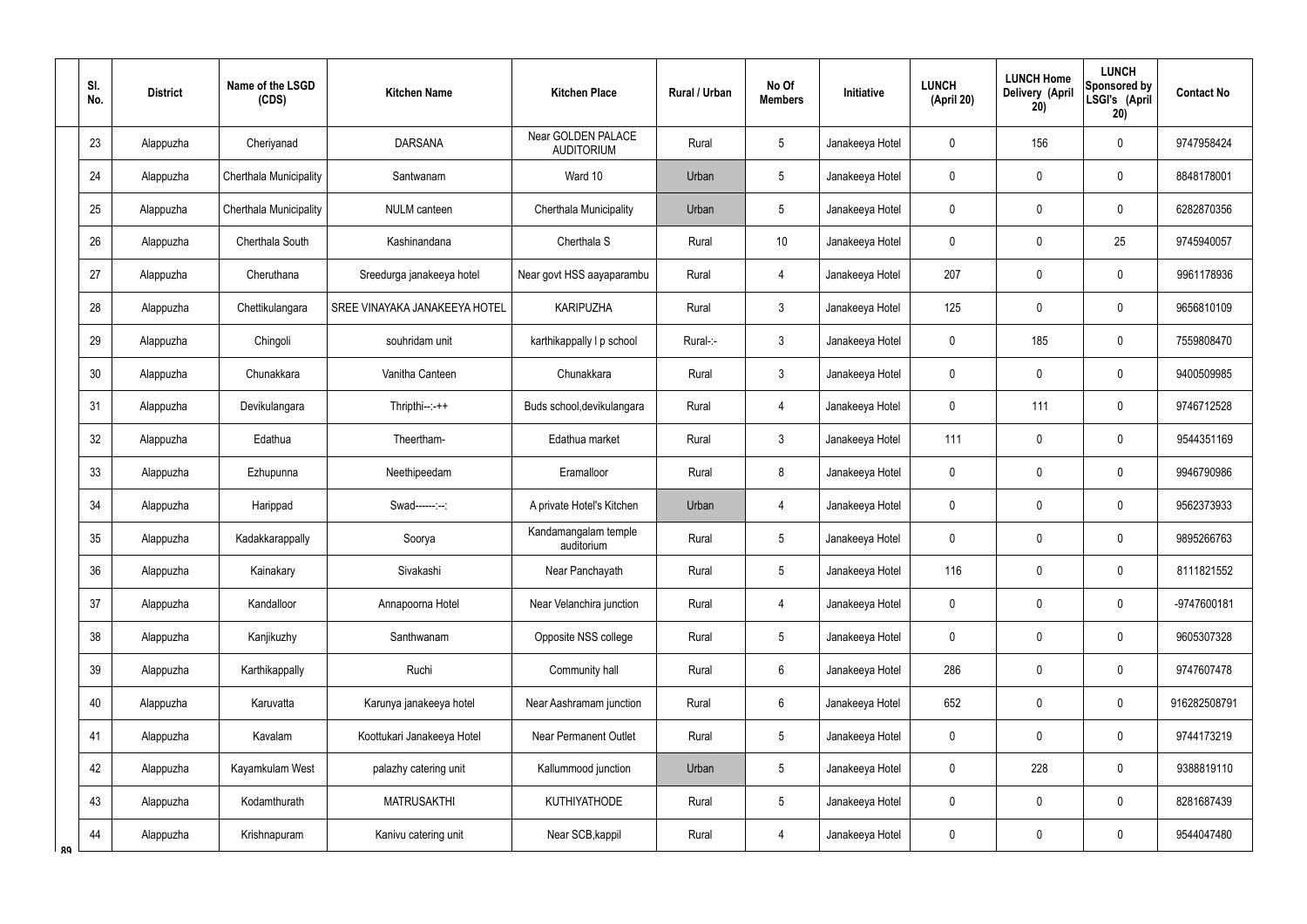| Sl. No. | District | Name of the LSGD (CDS) | Kitchen Name | Kitchen Place | Rural / Urban | No Of Members | Initiative | LUNCH (April 20) | LUNCH Home Delivery (April 20) | LUNCH Sponsored by LSGI's (April 20) | Contact No |
|---|---|---|---|---|---|---|---|---|---|---|---|
| 23 | Alappuzha | Cheriyanad | DARSANA | Near GOLDEN PALACE AUDITORIUM | Rural | 5 | Janakeeya Hotel | 0 | 156 | 0 | 9747958424 |
| 24 | Alappuzha | Cherthala Municipality | Santwanam | Ward 10 | Urban | 5 | Janakeeya Hotel | 0 | 0 | 0 | 8848178001 |
| 25 | Alappuzha | Cherthala Municipality | NULM canteen | Cherthala Municipality | Urban | 5 | Janakeeya Hotel | 0 | 0 | 0 | 6282870356 |
| 26 | Alappuzha | Cherthala South | Kashinandana | Cherthala S | Rural | 10 | Janakeeya Hotel | 0 | 0 | 25 | 9745940057 |
| 27 | Alappuzha | Cheruthana | Sreedurga janakeeya hotel | Near govt HSS aayaparambu | Rural | 4 | Janakeeya Hotel | 207 | 0 | 0 | 9961178936 |
| 28 | Alappuzha | Chettikulangara | SREE VINAYAKA JANAKEEYA HOTEL | KARIPUZHA | Rural | 3 | Janakeeya Hotel | 125 | 0 | 0 | 9656810109 |
| 29 | Alappuzha | Chingoli | souhridam unit | karthikappally l p school | Rural-:- | 3 | Janakeeya Hotel | 0 | 185 | 0 | 7559808470 |
| 30 | Alappuzha | Chunakkara | Vanitha Canteen | Chunakkara | Rural | 3 | Janakeeya Hotel | 0 | 0 | 0 | 9400509985 |
| 31 | Alappuzha | Devikulangara | Thripthi--:-++ | Buds school,devikulangara | Rural | 4 | Janakeeya Hotel | 0 | 111 | 0 | 9746712528 |
| 32 | Alappuzha | Edathua | Theertham- | Edathua market | Rural | 3 | Janakeeya Hotel | 111 | 0 | 0 | 9544351169 |
| 33 | Alappuzha | Ezhupunna | Neethipeedam | Eramalloor | Rural | 8 | Janakeeya Hotel | 0 | 0 | 0 | 9946790986 |
| 34 | Alappuzha | Harippad | Swad------:--: | A private Hotel's Kitchen | Urban | 4 | Janakeeya Hotel | 0 | 0 | 0 | 9562373933 |
| 35 | Alappuzha | Kadakkarappally | Soorya | Kandamangalam temple auditorium | Rural | 5 | Janakeeya Hotel | 0 | 0 | 0 | 9895266763 |
| 36 | Alappuzha | Kainakary | Sivakashi | Near Panchayath | Rural | 5 | Janakeeya Hotel | 116 | 0 | 0 | 8111821552 |
| 37 | Alappuzha | Kandalloor | Annapoorna Hotel | Near Velanchira junction | Rural | 4 | Janakeeya Hotel | 0 | 0 | 0 | -9747600181 |
| 38 | Alappuzha | Kanjikuzhy | Santhwanam | Opposite NSS college | Rural | 5 | Janakeeya Hotel | 0 | 0 | 0 | 9605307328 |
| 39 | Alappuzha | Karthikappally | Ruchi | Community hall | Rural | 6 | Janakeeya Hotel | 286 | 0 | 0 | 9747607478 |
| 40 | Alappuzha | Karuvatta | Karunya janakeeya hotel | Near Aashramam junction | Rural | 6 | Janakeeya Hotel | 652 | 0 | 0 | 916282508791 |
| 41 | Alappuzha | Kavalam | Koottukari Janakeeya Hotel | Near Permanent Outlet | Rural | 5 | Janakeeya Hotel | 0 | 0 | 0 | 9744173219 |
| 42 | Alappuzha | Kayamkulam West | palazhy catering unit | Kallummood junction | Urban | 5 | Janakeeya Hotel | 0 | 228 | 0 | 9388819110 |
| 43 | Alappuzha | Kodamthurath | MATRUSAKTHI | KUTHIYATHODE | Rural | 5 | Janakeeya Hotel | 0 | 0 | 0 | 8281687439 |
| 44 | Alappuzha | Krishnapuram | Kanivu catering unit | Near SCB,kappil | Rural | 4 | Janakeeya Hotel | 0 | 0 | 0 | 9544047480 |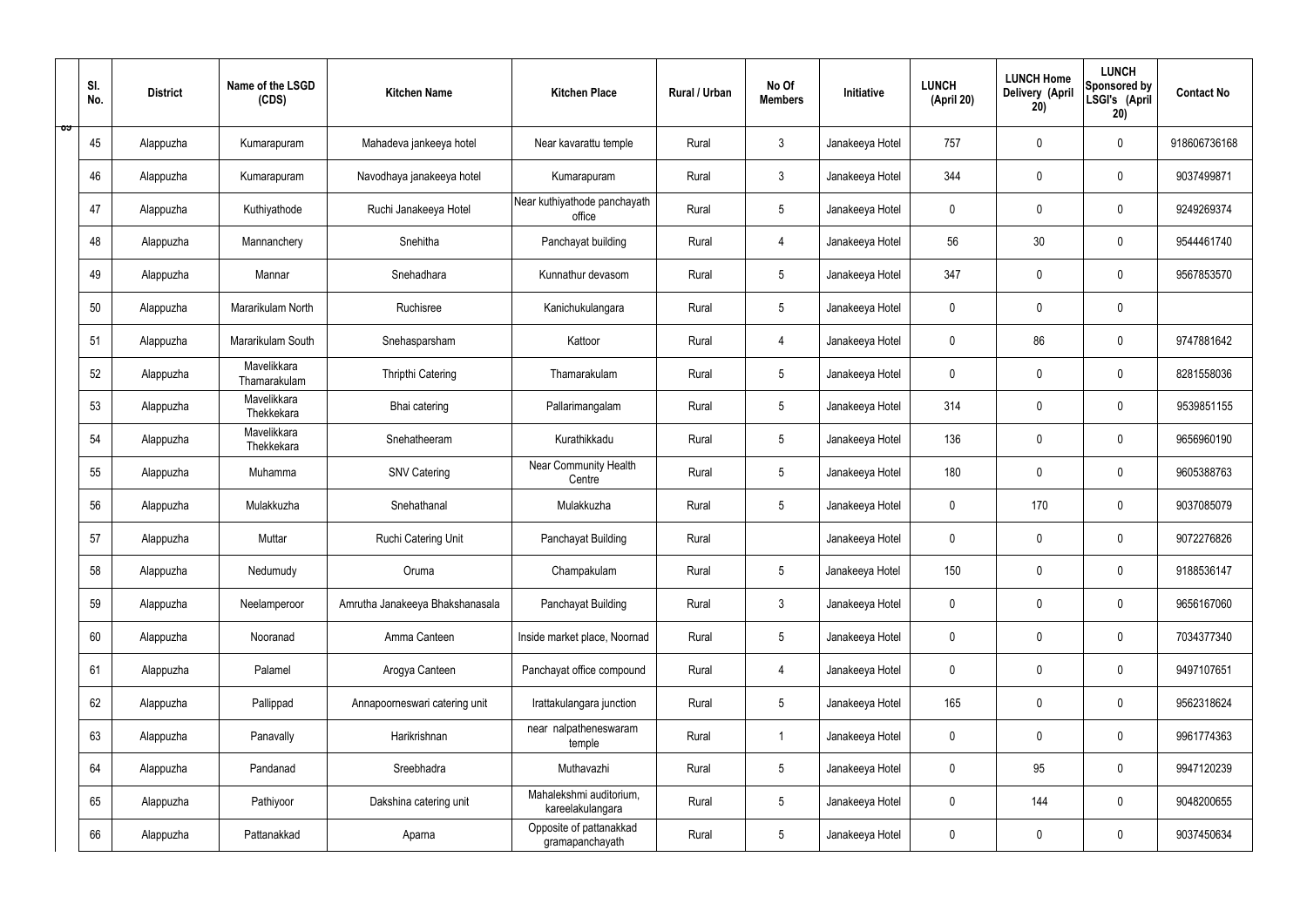| Sl. No. | District | Name of the LSGD (CDS) | Kitchen Name | Kitchen Place | Rural / Urban | No Of Members | Initiative | LUNCH (April 20) | LUNCH Home Delivery (April 20) | LUNCH Sponsored by LSGI's (April 20) | Contact No |
|---|---|---|---|---|---|---|---|---|---|---|---|
| 45 | Alappuzha | Kumarapuram | Mahadeva jankeeya hotel | Near kavarattu temple | Rural | 3 | Janakeeya Hotel | 757 | 0 | 0 | 918606736168 |
| 46 | Alappuzha | Kumarapuram | Navodhaya janakeeya hotel | Kumarapuram | Rural | 3 | Janakeeya Hotel | 344 | 0 | 0 | 9037499871 |
| 47 | Alappuzha | Kuthiyathode | Ruchi Janakeeya Hotel | Near kuthiyathode panchayath office | Rural | 5 | Janakeeya Hotel | 0 | 0 | 0 | 9249269374 |
| 48 | Alappuzha | Mannanchery | Snehitha | Panchayat building | Rural | 4 | Janakeeya Hotel | 56 | 30 | 0 | 9544461740 |
| 49 | Alappuzha | Mannar | Snehadhara | Kunnathur devasom | Rural | 5 | Janakeeya Hotel | 347 | 0 | 0 | 9567853570 |
| 50 | Alappuzha | Mararikulam North | Ruchisree | Kanichukulangara | Rural | 5 | Janakeeya Hotel | 0 | 0 | 0 | |
| 51 | Alappuzha | Mararikulam South | Snehasparsham | Kattoor | Rural | 4 | Janakeeya Hotel | 0 | 86 | 0 | 9747881642 |
| 52 | Alappuzha | Mavelikkara Thamarakulam | Thripthi Catering | Thamarakulam | Rural | 5 | Janakeeya Hotel | 0 | 0 | 0 | 8281558036 |
| 53 | Alappuzha | Mavelikkara Thekkekara | Bhai catering | Pallarimangalam | Rural | 5 | Janakeeya Hotel | 314 | 0 | 0 | 9539851155 |
| 54 | Alappuzha | Mavelikkara Thekkekara | Snehatheeram | Kurathikkadu | Rural | 5 | Janakeeya Hotel | 136 | 0 | 0 | 9656960190 |
| 55 | Alappuzha | Muhamma | SNV Catering | Near Community Health Centre | Rural | 5 | Janakeeya Hotel | 180 | 0 | 0 | 9605388763 |
| 56 | Alappuzha | Mulakkuzha | Snehathanal | Mulakkuzha | Rural | 5 | Janakeeya Hotel | 0 | 170 | 0 | 9037085079 |
| 57 | Alappuzha | Muttar | Ruchi Catering Unit | Panchayat Building | Rural | | Janakeeya Hotel | 0 | 0 | 0 | 9072276826 |
| 58 | Alappuzha | Nedumudy | Oruma | Champakulam | Rural | 5 | Janakeeya Hotel | 150 | 0 | 0 | 9188536147 |
| 59 | Alappuzha | Neelamperoor | Amrutha Janakeeya Bhakshanasala | Panchayat Building | Rural | 3 | Janakeeya Hotel | 0 | 0 | 0 | 9656167060 |
| 60 | Alappuzha | Nooranad | Amma Canteen | Inside market place, Noornad | Rural | 5 | Janakeeya Hotel | 0 | 0 | 0 | 7034377340 |
| 61 | Alappuzha | Palamel | Arogya Canteen | Panchayat office compound | Rural | 4 | Janakeeya Hotel | 0 | 0 | 0 | 9497107651 |
| 62 | Alappuzha | Pallippad | Annapoorneswari catering unit | Irattakulangara junction | Rural | 5 | Janakeeya Hotel | 165 | 0 | 0 | 9562318624 |
| 63 | Alappuzha | Panavally | Harikrishnan | near nalpatheneswaram temple | Rural | 1 | Janakeeya Hotel | 0 | 0 | 0 | 9961774363 |
| 64 | Alappuzha | Pandanad | Sreebhadra | Muthavazhi | Rural | 5 | Janakeeya Hotel | 0 | 95 | 0 | 9947120239 |
| 65 | Alappuzha | Pathiyoor | Dakshina catering unit | Mahalekshmi auditorium, kareelakulangara | Rural | 5 | Janakeeya Hotel | 0 | 144 | 0 | 9048200655 |
| 66 | Alappuzha | Pattanakkad | Aparna | Opposite of pattanakkad gramapanchayath | Rural | 5 | Janakeeya Hotel | 0 | 0 | 0 | 9037450634 |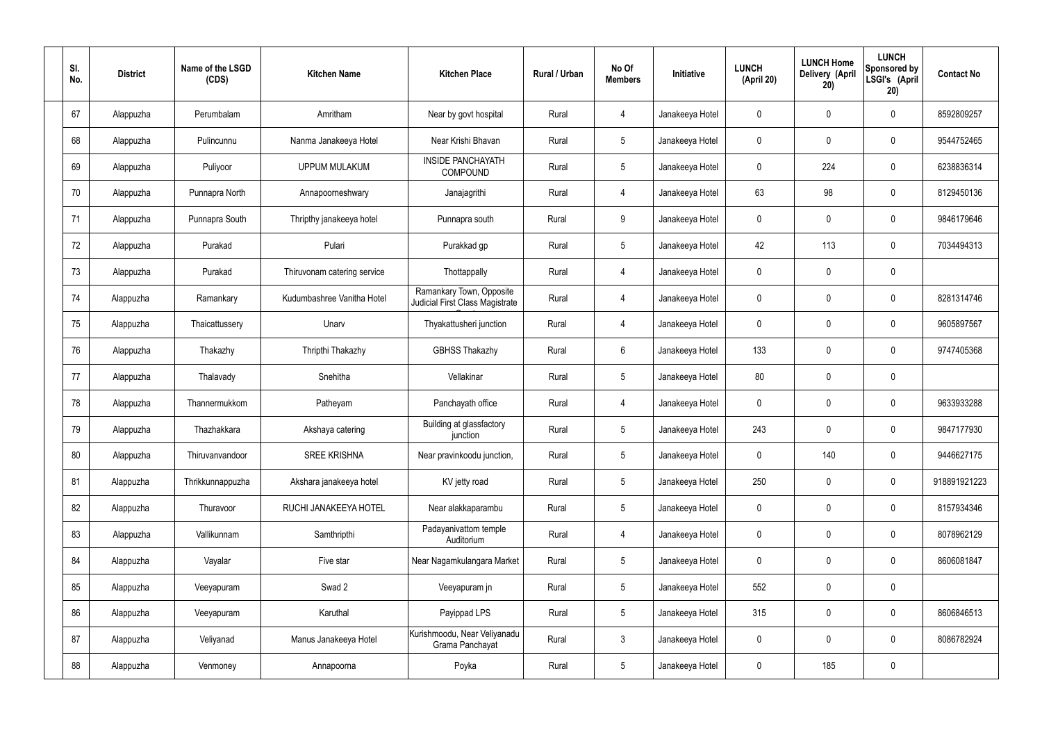| Sl. No. | District | Name of the LSGD (CDS) | Kitchen Name | Kitchen Place | Rural / Urban | No Of Members | Initiative | LUNCH (April 20) | LUNCH Home Delivery (April 20) | LUNCH Sponsored by LSGI's (April 20) | Contact No |
|---|---|---|---|---|---|---|---|---|---|---|---|
| 67 | Alappuzha | Perumbalam | Amritham | Near by govt hospital | Rural | 4 | Janakeeya Hotel | 0 | 0 | 0 | 8592809257 |
| 68 | Alappuzha | Pulincunnu | Nanma Janakeeya Hotel | Near Krishi Bhavan | Rural | 5 | Janakeeya Hotel | 0 | 0 | 0 | 9544752465 |
| 69 | Alappuzha | Puliyoor | UPPUM MULAKUM | INSIDE PANCHAYATH COMPOUND | Rural | 5 | Janakeeya Hotel | 0 | 224 | 0 | 6238836314 |
| 70 | Alappuzha | Punnapra North | Annapoorneshwary | Janajagrithi | Rural | 4 | Janakeeya Hotel | 63 | 98 | 0 | 8129450136 |
| 71 | Alappuzha | Punnapra South | Thripthy janakeeya hotel | Punnapra south | Rural | 9 | Janakeeya Hotel | 0 | 0 | 0 | 9846179646 |
| 72 | Alappuzha | Purakad | Pulari | Purakkad gp | Rural | 5 | Janakeeya Hotel | 42 | 113 | 0 | 7034494313 |
| 73 | Alappuzha | Purakad | Thiruvonam catering service | Thottappally | Rural | 4 | Janakeeya Hotel | 0 | 0 | 0 | |
| 74 | Alappuzha | Ramankary | Kudumbashree Vanitha Hotel | Ramankary Town, Opposite Judicial First Class Magistrate | Rural | 4 | Janakeeya Hotel | 0 | 0 | 0 | 8281314746 |
| 75 | Alappuzha | Thaicattussery | Unarv | Thyakattusheri junction | Rural | 4 | Janakeeya Hotel | 0 | 0 | 0 | 9605897567 |
| 76 | Alappuzha | Thakazhy | Thripthi Thakazhy | GBHSS Thakazhy | Rural | 6 | Janakeeya Hotel | 133 | 0 | 0 | 9747405368 |
| 77 | Alappuzha | Thalavady | Snehitha | Vellakinar | Rural | 5 | Janakeeya Hotel | 80 | 0 | 0 | |
| 78 | Alappuzha | Thannermukkom | Patheyam | Panchayath office | Rural | 4 | Janakeeya Hotel | 0 | 0 | 0 | 9633933288 |
| 79 | Alappuzha | Thazhakkara | Akshaya catering | Building at glassfactory junction | Rural | 5 | Janakeeya Hotel | 243 | 0 | 0 | 9847177930 |
| 80 | Alappuzha | Thiruvanvandoor | SREE KRISHNA | Near pravinkoodu junction, | Rural | 5 | Janakeeya Hotel | 0 | 140 | 0 | 9446627175 |
| 81 | Alappuzha | Thrikkunnappuzha | Akshara janakeeya hotel | KV jetty road | Rural | 5 | Janakeeya Hotel | 250 | 0 | 0 | 918891921223 |
| 82 | Alappuzha | Thuravoor | RUCHI JANAKEEYA HOTEL | Near alakkaparambu | Rural | 5 | Janakeeya Hotel | 0 | 0 | 0 | 8157934346 |
| 83 | Alappuzha | Vallikunnam | Samthripthi | Padayanivattom temple Auditorium | Rural | 4 | Janakeeya Hotel | 0 | 0 | 0 | 8078962129 |
| 84 | Alappuzha | Vayalar | Five star | Near Nagamkulangara Market | Rural | 5 | Janakeeya Hotel | 0 | 0 | 0 | 8606081847 |
| 85 | Alappuzha | Veeyapuram | Swad 2 | Veeyapuram jn | Rural | 5 | Janakeeya Hotel | 552 | 0 | 0 | |
| 86 | Alappuzha | Veeyapuram | Karuthal | Payippad LPS | Rural | 5 | Janakeeya Hotel | 315 | 0 | 0 | 8606846513 |
| 87 | Alappuzha | Veliyanad | Manus Janakeeya Hotel | Kurishmoodu, Near Veliyanadu Grama Panchayat | Rural | 3 | Janakeeya Hotel | 0 | 0 | 0 | 8086782924 |
| 88 | Alappuzha | Venmoney | Annapoorna | Poyka | Rural | 5 | Janakeeya Hotel | 0 | 185 | 0 | |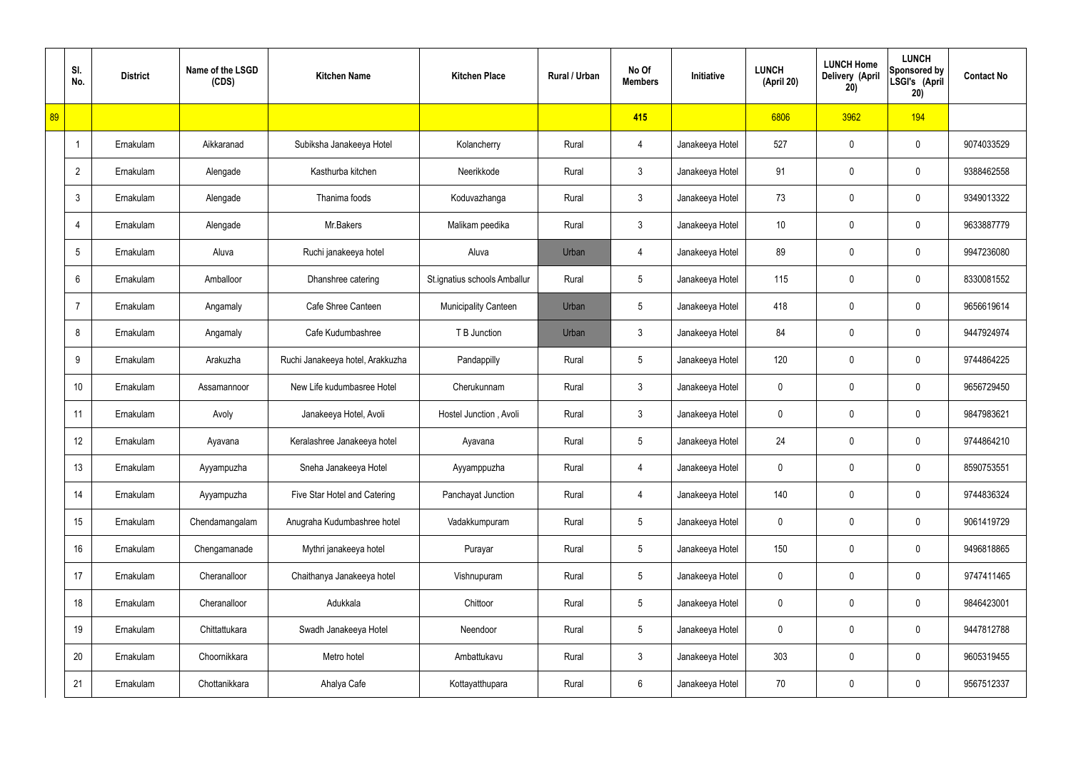|  | Sl. No. | District | Name of the LSGD (CDS) | Kitchen Name | Kitchen Place | Rural / Urban | No Of Members | Initiative | LUNCH (April 20) | LUNCH Home Delivery (April 20) | LUNCH Sponsored by LSGI's (April 20) | Contact No |
|---|---|---|---|---|---|---|---|---|---|---|---|---|
| 89 |  |  |  |  |  |  | 415 |  | 6806 | 3962 | 194 |  |
|  | 1 | Ernakulam | Aikkaranad | Subiksha Janakeeya Hotel | Kolancherry | Rural | 4 | Janakeeya Hotel | 527 | 0 | 0 | 9074033529 |
|  | 2 | Ernakulam | Alengade | Kasthurba kitchen | Neerikkode | Rural | 3 | Janakeeya Hotel | 91 | 0 | 0 | 9388462558 |
|  | 3 | Ernakulam | Alengade | Thanima foods | Koduvazhanga | Rural | 3 | Janakeeya Hotel | 73 | 0 | 0 | 9349013322 |
|  | 4 | Ernakulam | Alengade | Mr.Bakers | Malikam peedika | Rural | 3 | Janakeeya Hotel | 10 | 0 | 0 | 9633887779 |
|  | 5 | Ernakulam | Aluva | Ruchi janakeeya hotel | Aluva | Urban | 4 | Janakeeya Hotel | 89 | 0 | 0 | 9947236080 |
|  | 6 | Ernakulam | Amballoor | Dhanshree catering | St.ignatius schools Amballur | Rural | 5 | Janakeeya Hotel | 115 | 0 | 0 | 8330081552 |
|  | 7 | Ernakulam | Angamaly | Cafe Shree Canteen | Municipality Canteen | Urban | 5 | Janakeeya Hotel | 418 | 0 | 0 | 9656619614 |
|  | 8 | Ernakulam | Angamaly | Cafe Kudumbashree | T B Junction | Urban | 3 | Janakeeya Hotel | 84 | 0 | 0 | 9447924974 |
|  | 9 | Ernakulam | Arakuzha | Ruchi Janakeeya hotel, Arakkuzha | Pandappilly | Rural | 5 | Janakeeya Hotel | 120 | 0 | 0 | 9744864225 |
|  | 10 | Ernakulam | Assamannoor | New Life kudumbasree Hotel | Cherukunnam | Rural | 3 | Janakeeya Hotel | 0 | 0 | 0 | 9656729450 |
|  | 11 | Ernakulam | Avoly | Janakeeya Hotel, Avoli | Hostel Junction , Avoli | Rural | 3 | Janakeeya Hotel | 0 | 0 | 0 | 9847983621 |
|  | 12 | Ernakulam | Ayavana | Keralashree Janakeeya hotel | Ayavana | Rural | 5 | Janakeeya Hotel | 24 | 0 | 0 | 9744864210 |
|  | 13 | Ernakulam | Ayyampuzha | Sneha Janakeeya Hotel | Ayyamppuzha | Rural | 4 | Janakeeya Hotel | 0 | 0 | 0 | 8590753551 |
|  | 14 | Ernakulam | Ayyampuzha | Five Star Hotel and Catering | Panchayat Junction | Rural | 4 | Janakeeya Hotel | 140 | 0 | 0 | 9744836324 |
|  | 15 | Ernakulam | Chendamangalam | Anugraha Kudumbashree hotel | Vadakkumpuram | Rural | 5 | Janakeeya Hotel | 0 | 0 | 0 | 9061419729 |
|  | 16 | Ernakulam | Chengamanade | Mythri janakeeya hotel | Purayar | Rural | 5 | Janakeeya Hotel | 150 | 0 | 0 | 9496818865 |
|  | 17 | Ernakulam | Cheranalloor | Chaithanya Janakeeya hotel | Vishnupuram | Rural | 5 | Janakeeya Hotel | 0 | 0 | 0 | 9747411465 |
|  | 18 | Ernakulam | Cheranalloor | Adukkala | Chittoor | Rural | 5 | Janakeeya Hotel | 0 | 0 | 0 | 9846423001 |
|  | 19 | Ernakulam | Chittattukara | Swadh Janakeeya Hotel | Neendoor | Rural | 5 | Janakeeya Hotel | 0 | 0 | 0 | 9447812788 |
|  | 20 | Ernakulam | Choornikkara | Metro hotel | Ambattukavu | Rural | 3 | Janakeeya Hotel | 303 | 0 | 0 | 9605319455 |
|  | 21 | Ernakulam | Chottanikkara | Ahalya Cafe | Kottayatthupara | Rural | 6 | Janakeeya Hotel | 70 | 0 | 0 | 9567512337 |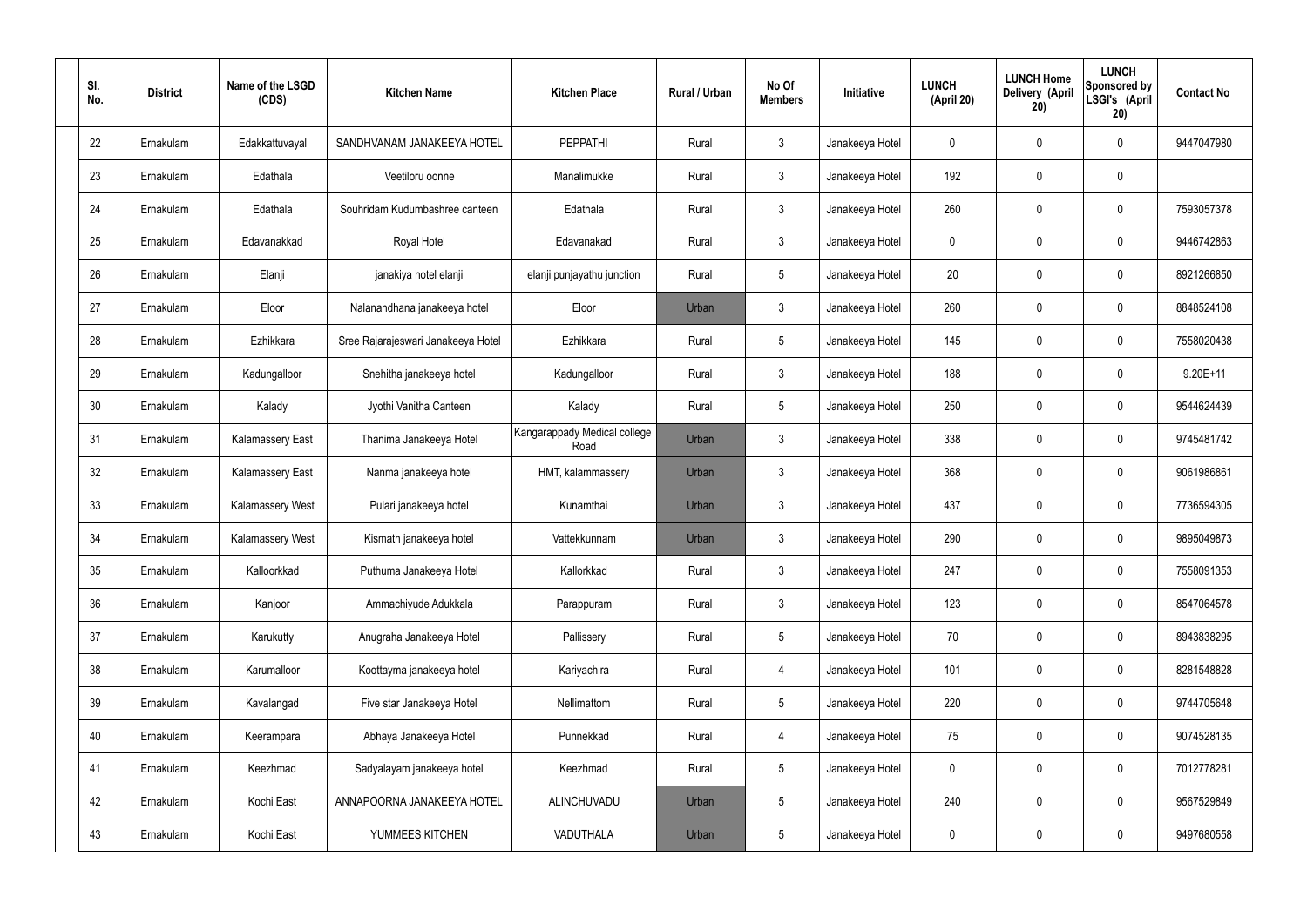| Sl. No. | District | Name of the LSGD (CDS) | Kitchen Name | Kitchen Place | Rural / Urban | No Of Members | Initiative | LUNCH (April 20) | LUNCH Home Delivery (April 20) | LUNCH Sponsored by LSGI's (April 20) | Contact No |
|---|---|---|---|---|---|---|---|---|---|---|---|
| 22 | Ernakulam | Edakkattuvayal | SANDHVANAM JANAKEEYA HOTEL | PEPPATHI | Rural | 3 | Janakeeya Hotel | 0 | 0 | 0 | 9447047980 |
| 23 | Ernakulam | Edathala | Veetiloru oonne | Manalimukke | Rural | 3 | Janakeeya Hotel | 192 | 0 | 0 | |
| 24 | Ernakulam | Edathala | Souhridam Kudumbashree canteen | Edathala | Rural | 3 | Janakeeya Hotel | 260 | 0 | 0 | 7593057378 |
| 25 | Ernakulam | Edavanakkad | Royal Hotel | Edavanakad | Rural | 3 | Janakeeya Hotel | 0 | 0 | 0 | 9446742863 |
| 26 | Ernakulam | Elanji | janakiya hotel elanji | elanji punjayathu junction | Rural | 5 | Janakeeya Hotel | 20 | 0 | 0 | 8921266850 |
| 27 | Ernakulam | Eloor | Nalanandhana janakeeya hotel | Eloor | Urban | 3 | Janakeeya Hotel | 260 | 0 | 0 | 8848524108 |
| 28 | Ernakulam | Ezhikkara | Sree Rajarajeswari Janakeeya Hotel | Ezhikkara | Rural | 5 | Janakeeya Hotel | 145 | 0 | 0 | 7558020438 |
| 29 | Ernakulam | Kadungalloor | Snehitha janakeeya hotel | Kadungalloor | Rural | 3 | Janakeeya Hotel | 188 | 0 | 0 | 9.20E+11 |
| 30 | Ernakulam | Kalady | Jyothi Vanitha Canteen | Kalady | Rural | 5 | Janakeeya Hotel | 250 | 0 | 0 | 9544624439 |
| 31 | Ernakulam | Kalamassery East | Thanima Janakeeya Hotel | Kangarappady Medical college Road | Urban | 3 | Janakeeya Hotel | 338 | 0 | 0 | 9745481742 |
| 32 | Ernakulam | Kalamassery East | Nanma janakeeya hotel | HMT, kalammassery | Urban | 3 | Janakeeya Hotel | 368 | 0 | 0 | 9061986861 |
| 33 | Ernakulam | Kalamassery West | Pulari janakeeya hotel | Kunamthai | Urban | 3 | Janakeeya Hotel | 437 | 0 | 0 | 7736594305 |
| 34 | Ernakulam | Kalamassery West | Kismath janakeeya hotel | Vattekkunnam | Urban | 3 | Janakeeya Hotel | 290 | 0 | 0 | 9895049873 |
| 35 | Ernakulam | Kalloorkkad | Puthuma Janakeeya Hotel | Kallorkkad | Rural | 3 | Janakeeya Hotel | 247 | 0 | 0 | 7558091353 |
| 36 | Ernakulam | Kanjoor | Ammachiyude Adukkala | Parappuram | Rural | 3 | Janakeeya Hotel | 123 | 0 | 0 | 8547064578 |
| 37 | Ernakulam | Karukutty | Anugraha Janakeeya Hotel | Pallissery | Rural | 5 | Janakeeya Hotel | 70 | 0 | 0 | 8943838295 |
| 38 | Ernakulam | Karumalloor | Koottayma janakeeya hotel | Kariyachira | Rural | 4 | Janakeeya Hotel | 101 | 0 | 0 | 8281548828 |
| 39 | Ernakulam | Kavalangad | Five star Janakeeya Hotel | Nellimattom | Rural | 5 | Janakeeya Hotel | 220 | 0 | 0 | 9744705648 |
| 40 | Ernakulam | Keerampara | Abhaya Janakeeya Hotel | Punnekkad | Rural | 4 | Janakeeya Hotel | 75 | 0 | 0 | 9074528135 |
| 41 | Ernakulam | Keezhmad | Sadyalayam janakeeya hotel | Keezhmad | Rural | 5 | Janakeeya Hotel | 0 | 0 | 0 | 7012778281 |
| 42 | Ernakulam | Kochi East | ANNAPOORNA JANAKEEYA HOTEL | ALINCHUVADU | Urban | 5 | Janakeeya Hotel | 240 | 0 | 0 | 9567529849 |
| 43 | Ernakulam | Kochi East | YUMMEES KITCHEN | VADUTHALA | Urban | 5 | Janakeeya Hotel | 0 | 0 | 0 | 9497680558 |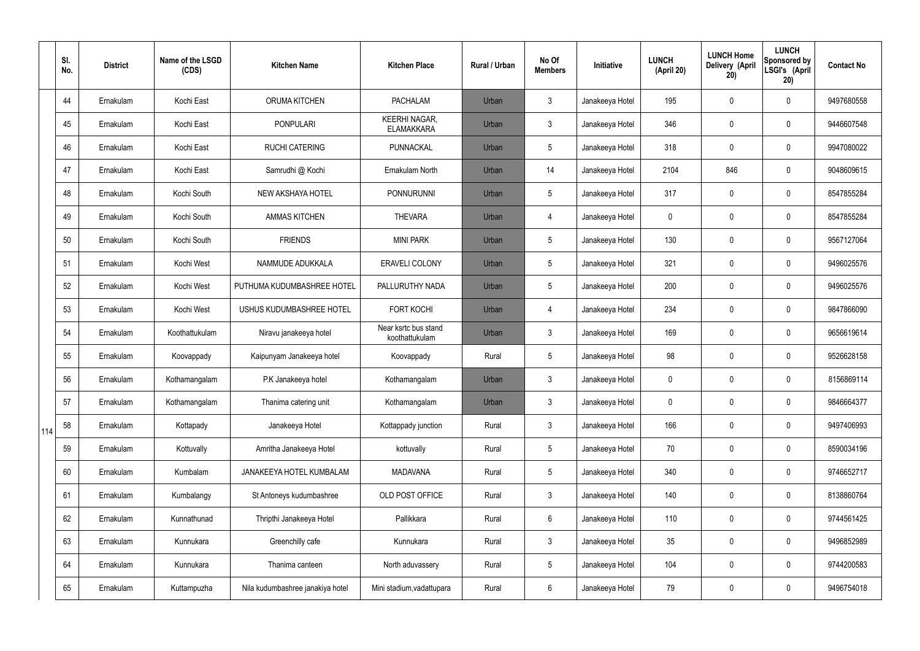|  | Sl. No. | District | Name of the LSGD (CDS) | Kitchen Name | Kitchen Place | Rural / Urban | No Of Members | Initiative | LUNCH (April 20) | LUNCH Home Delivery (April 20) | LUNCH Sponsored by LSGI's (April 20) | Contact No |
|---|---|---|---|---|---|---|---|---|---|---|---|---|
|  | 44 | Ernakulam | Kochi East | ORUMA KITCHEN | PACHALAM | Urban | 3 | Janakeeya Hotel | 195 | 0 | 0 | 9497680558 |
|  | 45 | Ernakulam | Kochi East | PONPULARI | KEERHI NAGAR, ELAMAKKARA | Urban | 3 | Janakeeya Hotel | 346 | 0 | 0 | 9446607548 |
|  | 46 | Ernakulam | Kochi East | RUCHI CATERING | PUNNACKAL | Urban | 5 | Janakeeya Hotel | 318 | 0 | 0 | 9947080022 |
|  | 47 | Ernakulam | Kochi East | Samrudhi @ Kochi | Ernakulam North | Urban | 14 | Janakeeya Hotel | 2104 | 846 | 0 | 9048609615 |
|  | 48 | Ernakulam | Kochi South | NEW AKSHAYA HOTEL | PONNURUNNI | Urban | 5 | Janakeeya Hotel | 317 | 0 | 0 | 8547855284 |
|  | 49 | Ernakulam | Kochi South | AMMAS KITCHEN | THEVARA | Urban | 4 | Janakeeya Hotel | 0 | 0 | 0 | 8547855284 |
|  | 50 | Ernakulam | Kochi South | FRIENDS | MINI PARK | Urban | 5 | Janakeeya Hotel | 130 | 0 | 0 | 9567127064 |
|  | 51 | Ernakulam | Kochi West | NAMMUDE ADUKKALA | ERAVELI COLONY | Urban | 5 | Janakeeya Hotel | 321 | 0 | 0 | 9496025576 |
|  | 52 | Ernakulam | Kochi West | PUTHUMA KUDUMBASHREE HOTEL | PALLURUTHY NADA | Urban | 5 | Janakeeya Hotel | 200 | 0 | 0 | 9496025576 |
|  | 53 | Ernakulam | Kochi West | USHUS KUDUMBASHREE HOTEL | FORT KOCHI | Urban | 4 | Janakeeya Hotel | 234 | 0 | 0 | 9847866090 |
|  | 54 | Ernakulam | Koothattukulam | Niravu janakeeya hotel | Near ksrtc bus stand koothattukulam | Urban | 3 | Janakeeya Hotel | 169 | 0 | 0 | 9656619614 |
|  | 55 | Ernakulam | Koovappady | Kaipunyam Janakeeya hotel | Koovappady | Rural | 5 | Janakeeya Hotel | 98 | 0 | 0 | 9526628158 |
|  | 56 | Ernakulam | Kothamangalam | P.K Janakeeya hotel | Kothamangalam | Urban | 3 | Janakeeya Hotel | 0 | 0 | 0 | 8156869114 |
|  | 57 | Ernakulam | Kothamangalam | Thanima catering unit | Kothamangalam | Urban | 3 | Janakeeya Hotel | 0 | 0 | 0 | 9846664377 |
| 114 | 58 | Ernakulam | Kottapady | Janakeeya Hotel | Kottappady junction | Rural | 3 | Janakeeya Hotel | 166 | 0 | 0 | 9497406993 |
|  | 59 | Ernakulam | Kottuvally | Amritha Janakeeya Hotel | kottuvally | Rural | 5 | Janakeeya Hotel | 70 | 0 | 0 | 8590034196 |
|  | 60 | Ernakulam | Kumbalam | JANAKEEYA HOTEL KUMBALAM | MADAVANA | Rural | 5 | Janakeeya Hotel | 340 | 0 | 0 | 9746652717 |
|  | 61 | Ernakulam | Kumbalangy | St Antoneys kudumbashree | OLD POST OFFICE | Rural | 3 | Janakeeya Hotel | 140 | 0 | 0 | 8138860764 |
|  | 62 | Ernakulam | Kunnathunad | Thripthi Janakeeya Hotel | Pallikkara | Rural | 6 | Janakeeya Hotel | 110 | 0 | 0 | 9744561425 |
|  | 63 | Ernakulam | Kunnukara | Greenchilly cafe | Kunnukara | Rural | 3 | Janakeeya Hotel | 35 | 0 | 0 | 9496852989 |
|  | 64 | Ernakulam | Kunnukara | Thanima canteen | North aduvassery | Rural | 5 | Janakeeya Hotel | 104 | 0 | 0 | 9744200583 |
|  | 65 | Ernakulam | Kuttampuzha | Nila kudumbashree janakiya hotel | Mini stadium,vadattupara | Rural | 6 | Janakeeya Hotel | 79 | 0 | 0 | 9496754018 |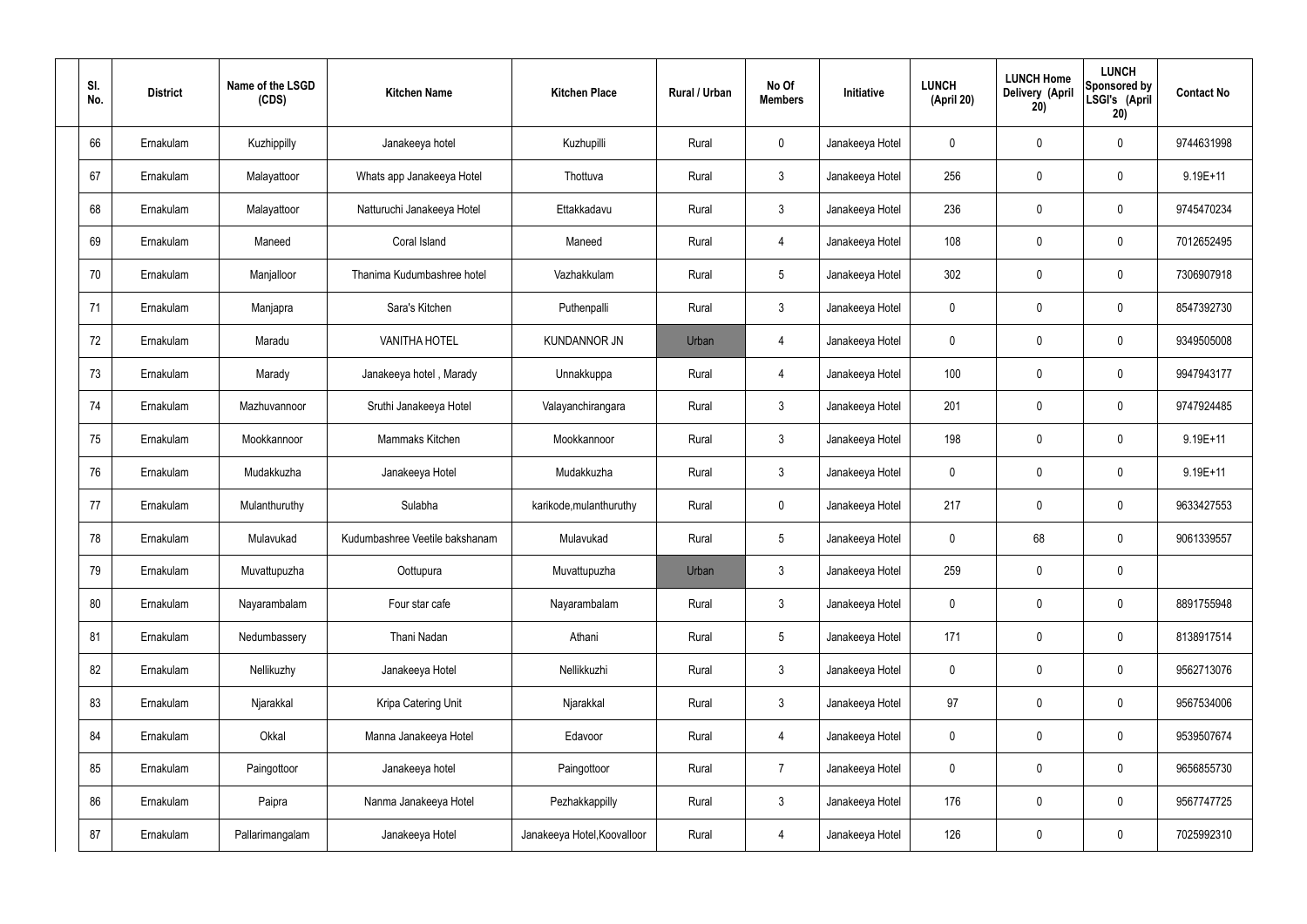| Sl. No. | District | Name of the LSGD (CDS) | Kitchen Name | Kitchen Place | Rural / Urban | No Of Members | Initiative | LUNCH (April 20) | LUNCH Home Delivery (April 20) | LUNCH Sponsored by LSGI's (April 20) | Contact No |
|---|---|---|---|---|---|---|---|---|---|---|---|
| 66 | Ernakulam | Kuzhippilly | Janakeeya hotel | Kuzhupilli | Rural | 0 | Janakeeya Hotel | 0 | 0 | 0 | 9744631998 |
| 67 | Ernakulam | Malayattoor | Whats app Janakeeya Hotel | Thottuva | Rural | 3 | Janakeeya Hotel | 256 | 0 | 0 | 9.19E+11 |
| 68 | Ernakulam | Malayattoor | Natturuchi Janakeeya Hotel | Ettakkadavu | Rural | 3 | Janakeeya Hotel | 236 | 0 | 0 | 9745470234 |
| 69 | Ernakulam | Maneed | Coral Island | Maneed | Rural | 4 | Janakeeya Hotel | 108 | 0 | 0 | 7012652495 |
| 70 | Ernakulam | Manjalloor | Thanima Kudumbashree hotel | Vazhakkulam | Rural | 5 | Janakeeya Hotel | 302 | 0 | 0 | 7306907918 |
| 71 | Ernakulam | Manjapra | Sara's Kitchen | Puthenpalli | Rural | 3 | Janakeeya Hotel | 0 | 0 | 0 | 8547392730 |
| 72 | Ernakulam | Maradu | VANITHA HOTEL | KUNDANNOR JN | Urban | 4 | Janakeeya Hotel | 0 | 0 | 0 | 9349505008 |
| 73 | Ernakulam | Marady | Janakeeya hotel , Marady | Unnakkuppa | Rural | 4 | Janakeeya Hotel | 100 | 0 | 0 | 9947943177 |
| 74 | Ernakulam | Mazhuvannoor | Sruthi Janakeeya Hotel | Valayanchirangara | Rural | 3 | Janakeeya Hotel | 201 | 0 | 0 | 9747924485 |
| 75 | Ernakulam | Mookkannoor | Mammaks Kitchen | Mookkannoor | Rural | 3 | Janakeeya Hotel | 198 | 0 | 0 | 9.19E+11 |
| 76 | Ernakulam | Mudakkuzha | Janakeeya Hotel | Mudakkuzha | Rural | 3 | Janakeeya Hotel | 0 | 0 | 0 | 9.19E+11 |
| 77 | Ernakulam | Mulanthuruthy | Sulabha | karikode,mulanthuruthy | Rural | 0 | Janakeeya Hotel | 217 | 0 | 0 | 9633427553 |
| 78 | Ernakulam | Mulavukad | Kudumbashree Veetile bakshanam | Mulavukad | Rural | 5 | Janakeeya Hotel | 0 | 68 | 0 | 9061339557 |
| 79 | Ernakulam | Muvattupuzha | Oottupura | Muvattupuzha | Urban | 3 | Janakeeya Hotel | 259 | 0 | 0 | |
| 80 | Ernakulam | Nayarambalam | Four star cafe | Nayarambalam | Rural | 3 | Janakeeya Hotel | 0 | 0 | 0 | 8891755948 |
| 81 | Ernakulam | Nedumbassery | Thani Nadan | Athani | Rural | 5 | Janakeeya Hotel | 171 | 0 | 0 | 8138917514 |
| 82 | Ernakulam | Nellikuzhy | Janakeeya Hotel | Nellikkuzhi | Rural | 3 | Janakeeya Hotel | 0 | 0 | 0 | 9562713076 |
| 83 | Ernakulam | Njarakkal | Kripa Catering Unit | Njarakkal | Rural | 3 | Janakeeya Hotel | 97 | 0 | 0 | 9567534006 |
| 84 | Ernakulam | Okkal | Manna Janakeeya Hotel | Edavoor | Rural | 4 | Janakeeya Hotel | 0 | 0 | 0 | 9539507674 |
| 85 | Ernakulam | Paingottoor | Janakeeya hotel | Paingottoor | Rural | 7 | Janakeeya Hotel | 0 | 0 | 0 | 9656855730 |
| 86 | Ernakulam | Paipra | Nanma Janakeeya Hotel | Pezhakkappilly | Rural | 3 | Janakeeya Hotel | 176 | 0 | 0 | 9567747725 |
| 87 | Ernakulam | Pallarimangalam | Janakeeya Hotel | Janakeeya Hotel,Koovalloor | Rural | 4 | Janakeeya Hotel | 126 | 0 | 0 | 7025992310 |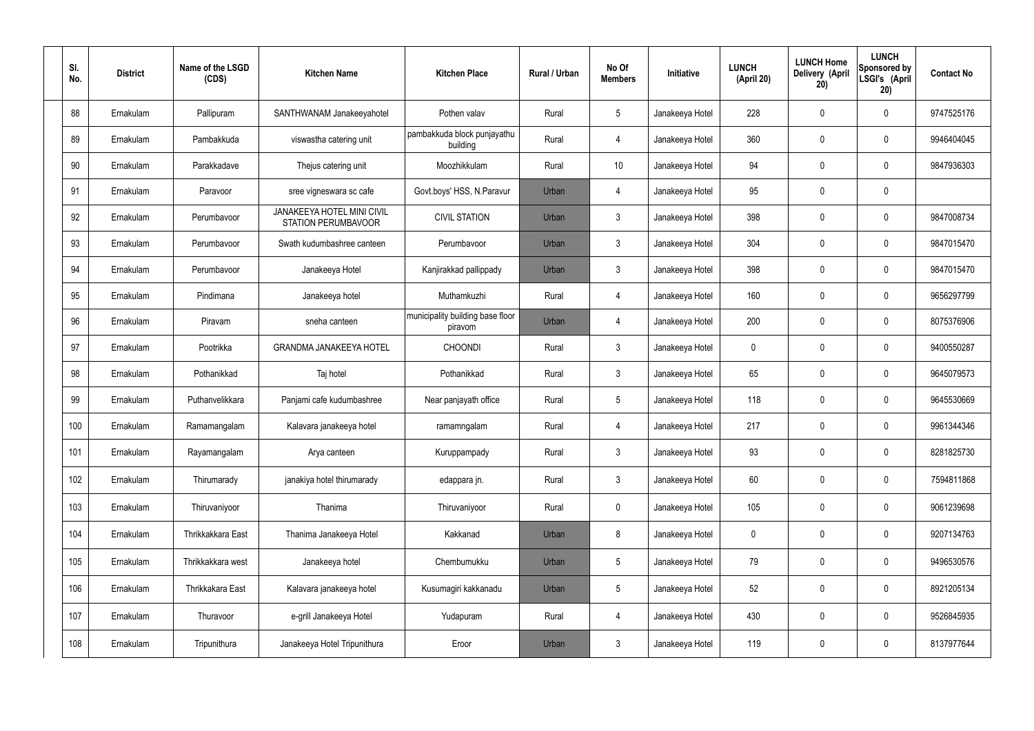| Sl. No. | District | Name of the LSGD (CDS) | Kitchen Name | Kitchen Place | Rural / Urban | No Of Members | Initiative | LUNCH (April 20) | LUNCH Home Delivery (April 20) | LUNCH Sponsored by LSGI's (April 20) | Contact No |
|---|---|---|---|---|---|---|---|---|---|---|---|
| 88 | Ernakulam | Pallipuram | SANTHWANAM Janakeeyahotel | Pothen valav | Rural | 5 | Janakeeya Hotel | 228 | 0 | 0 | 9747525176 |
| 89 | Ernakulam | Pambakkuda | viswastha catering unit | pambakkuda block punjayathu building | Rural | 4 | Janakeeya Hotel | 360 | 0 | 0 | 9946404045 |
| 90 | Ernakulam | Parakkadave | Thejus catering unit | Moozhikkulam | Rural | 10 | Janakeeya Hotel | 94 | 0 | 0 | 9847936303 |
| 91 | Ernakulam | Paravoor | sree vigneswara sc cafe | Govt.boys' HSS, N.Paravur | Urban | 4 | Janakeeya Hotel | 95 | 0 | 0 | |
| 92 | Ernakulam | Perumbavoor | JANAKEEYA HOTEL MINI CIVIL STATION PERUMBAVOOR | CIVIL STATION | Urban | 3 | Janakeeya Hotel | 398 | 0 | 0 | 9847008734 |
| 93 | Ernakulam | Perumbavoor | Swath kudumbashree canteen | Perumbavoor | Urban | 3 | Janakeeya Hotel | 304 | 0 | 0 | 9847015470 |
| 94 | Ernakulam | Perumbavoor | Janakeeya Hotel | Kanjirakkad pallippady | Urban | 3 | Janakeeya Hotel | 398 | 0 | 0 | 9847015470 |
| 95 | Ernakulam | Pindimana | Janakeeya hotel | Muthamkuzhi | Rural | 4 | Janakeeya Hotel | 160 | 0 | 0 | 9656297799 |
| 96 | Ernakulam | Piravam | sneha canteen | municipality building base floor piravom | Urban | 4 | Janakeeya Hotel | 200 | 0 | 0 | 8075376906 |
| 97 | Ernakulam | Pootrikka | GRANDMA JANAKEEYA HOTEL | CHOONDI | Rural | 3 | Janakeeya Hotel | 0 | 0 | 0 | 9400550287 |
| 98 | Ernakulam | Pothanikkad | Taj hotel | Pothanikkad | Rural | 3 | Janakeeya Hotel | 65 | 0 | 0 | 9645079573 |
| 99 | Ernakulam | Puthanvelikkara | Panjami cafe kudumbashree | Near panjayath office | Rural | 5 | Janakeeya Hotel | 118 | 0 | 0 | 9645530669 |
| 100 | Ernakulam | Ramamangalam | Kalavara janakeeya hotel | ramamngalam | Rural | 4 | Janakeeya Hotel | 217 | 0 | 0 | 9961344346 |
| 101 | Ernakulam | Rayamangalam | Arya canteen | Kuruppampady | Rural | 3 | Janakeeya Hotel | 93 | 0 | 0 | 8281825730 |
| 102 | Ernakulam | Thirumarady | janakiya hotel thirumarady | edappara jn. | Rural | 3 | Janakeeya Hotel | 60 | 0 | 0 | 7594811868 |
| 103 | Ernakulam | Thiruvaniyoor | Thanima | Thiruvaniyoor | Rural | 0 | Janakeeya Hotel | 105 | 0 | 0 | 9061239698 |
| 104 | Ernakulam | Thrikkakkara East | Thanima Janakeeya Hotel | Kakkanad | Urban | 8 | Janakeeya Hotel | 0 | 0 | 0 | 9207134763 |
| 105 | Ernakulam | Thrikkakkara west | Janakeeya hotel | Chembumukku | Urban | 5 | Janakeeya Hotel | 79 | 0 | 0 | 9496530576 |
| 106 | Ernakulam | Thrikkakara East | Kalavara janakeeya hotel | Kusumagiri kakkanadu | Urban | 5 | Janakeeya Hotel | 52 | 0 | 0 | 8921205134 |
| 107 | Ernakulam | Thuravoor | e-grill Janakeeya Hotel | Yudapuram | Rural | 4 | Janakeeya Hotel | 430 | 0 | 0 | 9526845935 |
| 108 | Ernakulam | Tripunithura | Janakeeya Hotel Tripunithura | Eroor | Urban | 3 | Janakeeya Hotel | 119 | 0 | 0 | 8137977644 |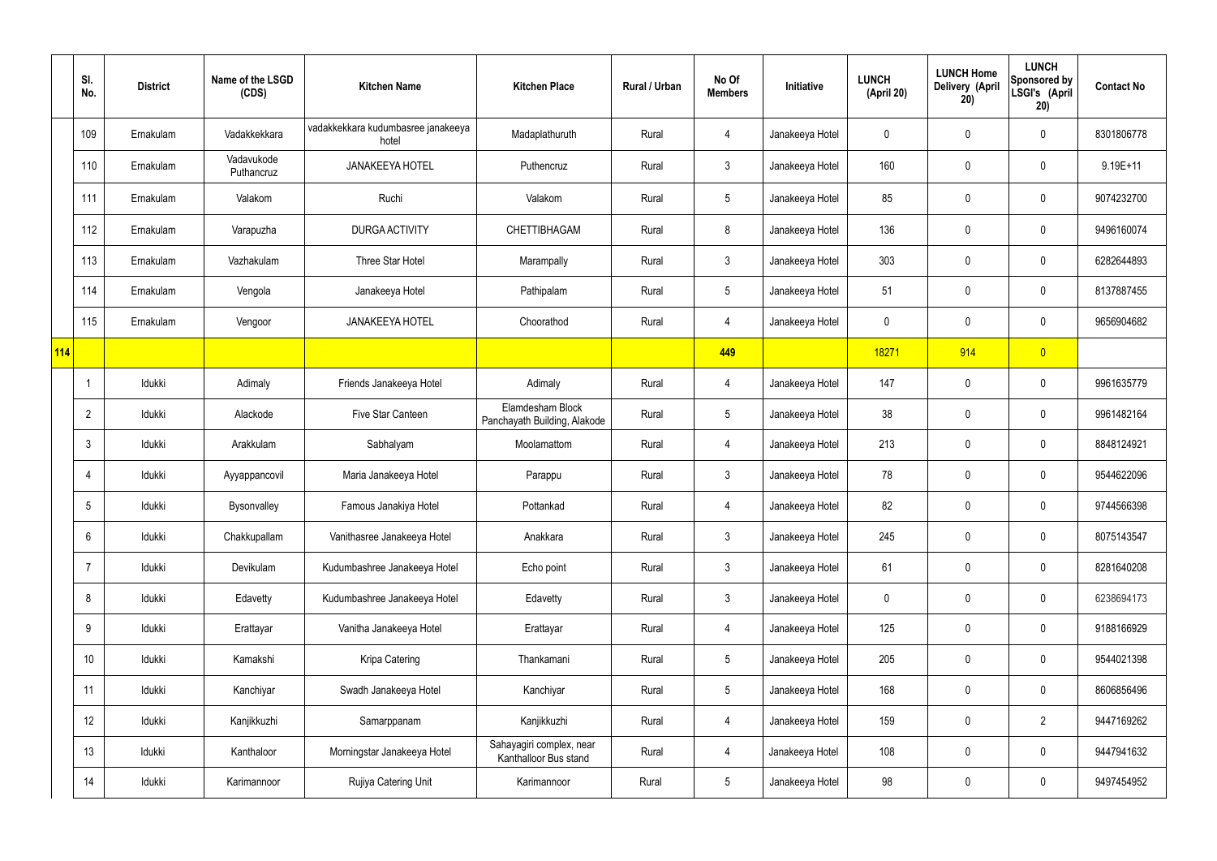| | Sl. No. | District | Name of the LSGD (CDS) | Kitchen Name | Kitchen Place | Rural / Urban | No Of Members | Initiative | LUNCH (April 20) | LUNCH Home Delivery (April 20) | LUNCH Sponsored by LSGI's (April 20) | Contact No |
|---|---|---|---|---|---|---|---|---|---|---|---|---|
| | 109 | Ernakulam | Vadakkekkara | vadakkekkara kudumbasree janakeeya hotel | Madaplathuruth | Rural | 4 | Janakeeya Hotel | 0 | 0 | 0 | 8301806778 |
| | 110 | Ernakulam | Vadavukode Puthencruz | JANAKEEYA HOTEL | Puthencruz | Rural | 3 | Janakeeya Hotel | 160 | 0 | 0 | 9.19E+11 |
| | 111 | Ernakulam | Valakom | Ruchi | Valakom | Rural | 5 | Janakeeya Hotel | 85 | 0 | 0 | 9074232700 |
| | 112 | Ernakulam | Varapuzha | DURGA ACTIVITY | CHETTIBHAGAM | Rural | 8 | Janakeeya Hotel | 136 | 0 | 0 | 9496160074 |
| | 113 | Ernakulam | Vazhakulam | Three Star Hotel | Marampally | Rural | 3 | Janakeeya Hotel | 303 | 0 | 0 | 6282644893 |
| | 114 | Ernakulam | Vengola | Janakeeya Hotel | Pathipalam | Rural | 5 | Janakeeya Hotel | 51 | 0 | 0 | 8137887455 |
| | 115 | Ernakulam | Vengoor | JANAKEEYA HOTEL | Choorathod | Rural | 4 | Janakeeya Hotel | 0 | 0 | 0 | 9656904682 |
| 114 | | | | | | | 449 | | 18271 | 914 | 0 | |
| | 1 | Idukki | Adimaly | Friends Janakeeya Hotel | Adimaly | Rural | 4 | Janakeeya Hotel | 147 | 0 | 0 | 9961635779 |
| | 2 | Idukki | Alackode | Five Star Canteen | Elamdesham Block Panchayath Building, Alakode | Rural | 5 | Janakeeya Hotel | 38 | 0 | 0 | 9961482164 |
| | 3 | Idukki | Arakkulam | Sabhalyam | Moolamattom | Rural | 4 | Janakeeya Hotel | 213 | 0 | 0 | 8848124921 |
| | 4 | Idukki | Ayyappancovil | Maria Janakeeya Hotel | Parappu | Rural | 3 | Janakeeya Hotel | 78 | 0 | 0 | 9544622096 |
| | 5 | Idukki | Bysonvalley | Famous Janakiya Hotel | Pottankad | Rural | 4 | Janakeeya Hotel | 82 | 0 | 0 | 9744566398 |
| | 6 | Idukki | Chakkupallam | Vanithasree Janakeeya Hotel | Anakkara | Rural | 3 | Janakeeya Hotel | 245 | 0 | 0 | 8075143547 |
| | 7 | Idukki | Devikulam | Kudumbashree Janakeeya Hotel | Echo point | Rural | 3 | Janakeeya Hotel | 61 | 0 | 0 | 8281640208 |
| | 8 | Idukki | Edavetty | Kudumbashree Janakeeya Hotel | Edavetty | Rural | 3 | Janakeeya Hotel | 0 | 0 | 0 | 6238694173 |
| | 9 | Idukki | Erattayar | Vanitha Janakeeya Hotel | Erattayar | Rural | 4 | Janakeeya Hotel | 125 | 0 | 0 | 9188166929 |
| | 10 | Idukki | Kamakshi | Kripa Catering | Thankamani | Rural | 5 | Janakeeya Hotel | 205 | 0 | 0 | 9544021398 |
| | 11 | Idukki | Kanchiyar | Swadh Janakeeya Hotel | Kanchiyar | Rural | 5 | Janakeeya Hotel | 168 | 0 | 0 | 8606856496 |
| | 12 | Idukki | Kanjikkuzhi | Samarppanam | Kanjikkuzhi | Rural | 4 | Janakeeya Hotel | 159 | 0 | 2 | 9447169262 |
| | 13 | Idukki | Kanthaloor | Morningstar Janakeeya Hotel | Sahayagiri complex, near Kanthalloor Bus stand | Rural | 4 | Janakeeya Hotel | 108 | 0 | 0 | 9447941632 |
| | 14 | Idukki | Karimannoor | Rujiya Catering Unit | Karimannoor | Rural | 5 | Janakeeya Hotel | 98 | 0 | 0 | 9497454952 |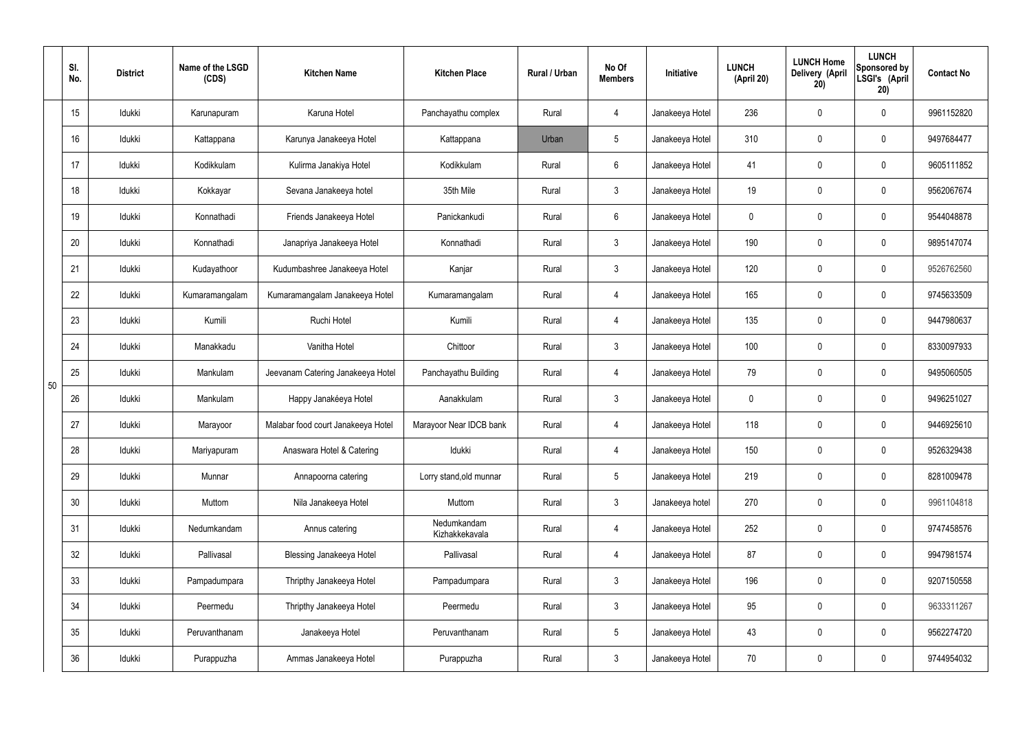|  | Sl. No. | District | Name of the LSGD (CDS) | Kitchen Name | Kitchen Place | Rural / Urban | No Of Members | Initiative | LUNCH (April 20) | LUNCH Home Delivery (April 20) | LUNCH Sponsored by LSGI's (April 20) | Contact No |
|---|---|---|---|---|---|---|---|---|---|---|---|---|
| 50 | 15 | Idukki | Karunapuram | Karuna Hotel | Panchayathu complex | Rural | 4 | Janakeeya Hotel | 236 | 0 | 0 | 9961152820 |
|  | 16 | Idukki | Kattappana | Karunya Janakeeya Hotel | Kattappana | Urban | 5 | Janakeeya Hotel | 310 | 0 | 0 | 9497684477 |
|  | 17 | Idukki | Kodikkulam | Kulirma Janakiya Hotel | Kodikkulam | Rural | 6 | Janakeeya Hotel | 41 | 0 | 0 | 9605111852 |
|  | 18 | Idukki | Kokkayar | Sevana Janakeeya hotel | 35th Mile | Rural | 3 | Janakeeya Hotel | 19 | 0 | 0 | 9562067674 |
|  | 19 | Idukki | Konnathadi | Friends Janakeeya Hotel | Panickankudi | Rural | 6 | Janakeeya Hotel | 0 | 0 | 0 | 9544048878 |
|  | 20 | Idukki | Konnathadi | Janapriya Janakeeya Hotel | Konnathadi | Rural | 3 | Janakeeya Hotel | 190 | 0 | 0 | 9895147074 |
|  | 21 | Idukki | Kudayathoor | Kudumbashree Janakeeya Hotel | Kanjar | Rural | 3 | Janakeeya Hotel | 120 | 0 | 0 | 9526762560 |
|  | 22 | Idukki | Kumaramangalam | Kumaramangalam Janakeeya Hotel | Kumaramangalam | Rural | 4 | Janakeeya Hotel | 165 | 0 | 0 | 9745633509 |
|  | 23 | Idukki | Kumili | Ruchi Hotel | Kumili | Rural | 4 | Janakeeya Hotel | 135 | 0 | 0 | 9447980637 |
|  | 24 | Idukki | Manakkadu | Vanitha Hotel | Chittoor | Rural | 3 | Janakeeya Hotel | 100 | 0 | 0 | 8330097933 |
|  | 25 | Idukki | Mankulam | Jeevanam Catering Janakeeya Hotel | Panchayathu Building | Rural | 4 | Janakeeya Hotel | 79 | 0 | 0 | 9495060505 |
|  | 26 | Idukki | Mankulam | Happy Janakéeya Hotel | Aanakkulam | Rural | 3 | Janakeeya Hotel | 0 | 0 | 0 | 9496251027 |
|  | 27 | Idukki | Marayoor | Malabar food court Janakeeya Hotel | Marayoor Near IDCB bank | Rural | 4 | Janakeeya Hotel | 118 | 0 | 0 | 9446925610 |
|  | 28 | Idukki | Mariyapuram | Anaswara Hotel & Catering | Idukki | Rural | 4 | Janakeeya Hotel | 150 | 0 | 0 | 9526329438 |
|  | 29 | Idukki | Munnar | Annapoorna catering | Lorry stand,old munnar | Rural | 5 | Janakeeya Hotel | 219 | 0 | 0 | 8281009478 |
|  | 30 | Idukki | Muttom | Nila Janakeeya Hotel | Muttom | Rural | 3 | Janakeeya hotel | 270 | 0 | 0 | 9961104818 |
|  | 31 | Idukki | Nedumkandam | Annus catering | Nedumkandam Kizhakkekavala | Rural | 4 | Janakeeya Hotel | 252 | 0 | 0 | 9747458576 |
|  | 32 | Idukki | Pallivasal | Blessing Janakeeya Hotel | Pallivasal | Rural | 4 | Janakeeya Hotel | 87 | 0 | 0 | 9947981574 |
|  | 33 | Idukki | Pampadumpara | Thripthy Janakeeya Hotel | Pampadumpara | Rural | 3 | Janakeeya Hotel | 196 | 0 | 0 | 9207150558 |
|  | 34 | Idukki | Peermedu | Thripthy Janakeeya Hotel | Peermedu | Rural | 3 | Janakeeya Hotel | 95 | 0 | 0 | 9633311267 |
|  | 35 | Idukki | Peruvanthanam | Janakeeya Hotel | Peruvanthanam | Rural | 5 | Janakeeya Hotel | 43 | 0 | 0 | 9562274720 |
|  | 36 | Idukki | Purappuzha | Ammas Janakeeya Hotel | Purappuzha | Rural | 3 | Janakeeya Hotel | 70 | 0 | 0 | 9744954032 |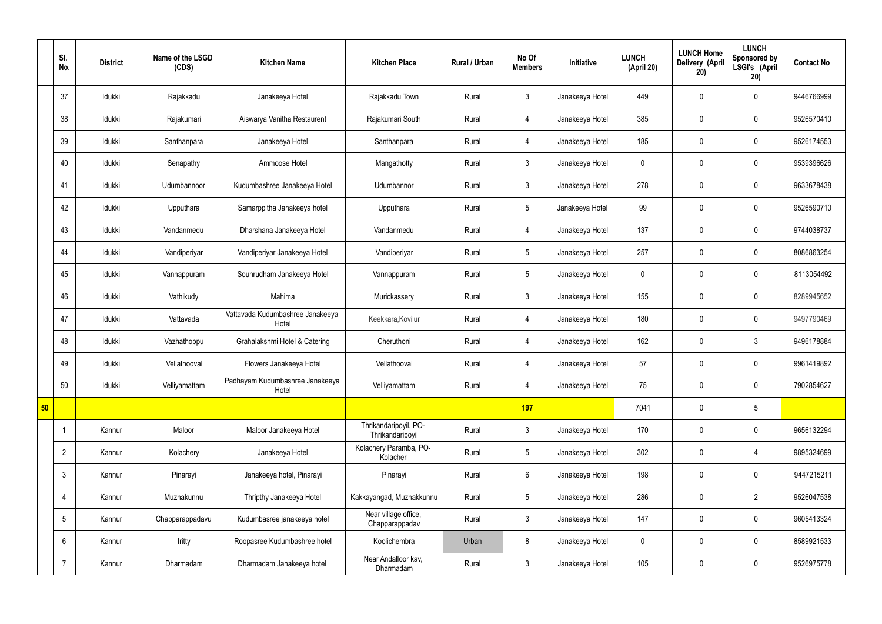| | Sl. No. | District | Name of the LSGD (CDS) | Kitchen Name | Kitchen Place | Rural / Urban | No Of Members | Initiative | LUNCH (April 20) | LUNCH Home Delivery (April 20) | LUNCH Sponsored by LSGI's (April 20) | Contact No |
|---|---|---|---|---|---|---|---|---|---|---|---|---|
| | 37 | Idukki | Rajakkadu | Janakeeya Hotel | Rajakkadu Town | Rural | 3 | Janakeeya Hotel | 449 | 0 | 0 | 9446766999 |
| | 38 | Idukki | Rajakumari | Aiswarya Vanitha Restaurent | Rajakumari South | Rural | 4 | Janakeeya Hotel | 385 | 0 | 0 | 9526570410 |
| | 39 | Idukki | Santhanpara | Janakeeya Hotel | Santhanpara | Rural | 4 | Janakeeya Hotel | 185 | 0 | 0 | 9526174553 |
| | 40 | Idukki | Senapathy | Ammoose Hotel | Mangathotty | Rural | 3 | Janakeeya Hotel | 0 | 0 | 0 | 9539396626 |
| | 41 | Idukki | Udumbannoor | Kudumbashree Janakeeya Hotel | Udumbannor | Rural | 3 | Janakeeya Hotel | 278 | 0 | 0 | 9633678438 |
| | 42 | Idukki | Upputhara | Samarppitha Janakeeya hotel | Upputhara | Rural | 5 | Janakeeya Hotel | 99 | 0 | 0 | 9526590710 |
| | 43 | Idukki | Vandanmedu | Dharshana Janakeeya Hotel | Vandanmedu | Rural | 4 | Janakeeya Hotel | 137 | 0 | 0 | 9744038737 |
| | 44 | Idukki | Vandiperiyar | Vandiperiyar Janakeeya Hotel | Vandiperiyar | Rural | 5 | Janakeeya Hotel | 257 | 0 | 0 | 8086863254 |
| | 45 | Idukki | Vannappuram | Souhrudham Janakeeya Hotel | Vannappuram | Rural | 5 | Janakeeya Hotel | 0 | 0 | 0 | 8113054492 |
| | 46 | Idukki | Vathikudy | Mahima | Murickassery | Rural | 3 | Janakeeya Hotel | 155 | 0 | 0 | 8289945652 |
| | 47 | Idukki | Vattavada | Vattavada Kudumbashree Janakeeya Hotel | Keekkara,Kovilur | Rural | 4 | Janakeeya Hotel | 180 | 0 | 0 | 9497790469 |
| | 48 | Idukki | Vazhathoppu | Grahalakshmi Hotel & Catering | Cheruthoni | Rural | 4 | Janakeeya Hotel | 162 | 0 | 3 | 9496178884 |
| | 49 | Idukki | Vellathooval | Flowers Janakeeya Hotel | Vellathooval | Rural | 4 | Janakeeya Hotel | 57 | 0 | 0 | 9961419892 |
| | 50 | Idukki | Velliyamattam | Padhayam Kudumbashree Janakeeya Hotel | Velliyamattam | Rural | 4 | Janakeeya Hotel | 75 | 0 | 0 | 7902854627 |
| 50 | | | | | | | 197 | | 7041 | 0 | 5 | |
| | 1 | Kannur | Maloor | Maloor Janakeeya Hotel | Thrikandaripoyil, PO-Thrikandaripoyil | Rural | 3 | Janakeeya Hotel | 170 | 0 | 0 | 9656132294 |
| | 2 | Kannur | Kolachery | Janakeeya Hotel | Kolachery Paramba, PO-Kolacheri | Rural | 5 | Janakeeya Hotel | 302 | 0 | 4 | 9895324699 |
| | 3 | Kannur | Pinarayi | Janakeeya hotel, Pinarayi | Pinarayi | Rural | 6 | Janakeeya Hotel | 198 | 0 | 0 | 9447215211 |
| | 4 | Kannur | Muzhakunnu | Thripthy Janakeeya Hotel | Kakkayangad, Muzhakkunnu | Rural | 5 | Janakeeya Hotel | 286 | 0 | 2 | 9526047538 |
| | 5 | Kannur | Chapparappadavu | Kudumbasree janakeeya hotel | Near village office, Chapparappadav | Rural | 3 | Janakeeya Hotel | 147 | 0 | 0 | 9605413324 |
| | 6 | Kannur | Iritty | Roopasree Kudumbashree hotel | Koolichembra | Urban | 8 | Janakeeya Hotel | 0 | 0 | 0 | 8589921533 |
| | 7 | Kannur | Dharmadam | Dharmadam Janakeeya hotel | Near Andalloor kav, Dharmadam | Rural | 3 | Janakeeya Hotel | 105 | 0 | 0 | 9526975778 |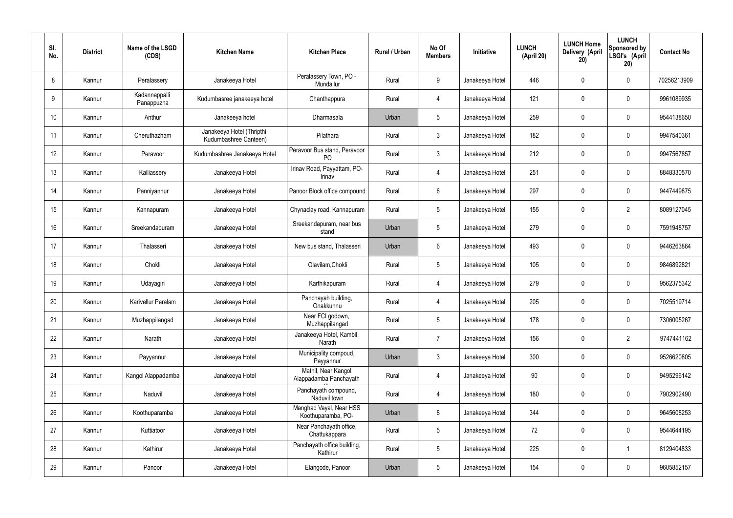| Sl. No. | District | Name of the LSGD (CDS) | Kitchen Name | Kitchen Place | Rural / Urban | No Of Members | Initiative | LUNCH (April 20) | LUNCH Home Delivery (April 20) | LUNCH Sponsored by LSGI's (April 20) | Contact No |
|---|---|---|---|---|---|---|---|---|---|---|---|
| 8 | Kannur | Peralassery | Janakeeya Hotel | Peralassery Town, PO - Mundallur | Rural | 9 | Janakeeya Hotel | 446 | 0 | 0 | 70256213909 |
| 9 | Kannur | Kadannappalli Panappuzha | Kudumbasree janakeeya hotel | Chanthappura | Rural | 4 | Janakeeya Hotel | 121 | 0 | 0 | 9961089935 |
| 10 | Kannur | Anthur | Janakeeya hotel | Dharmasala | Urban | 5 | Janakeeya Hotel | 259 | 0 | 0 | 9544138650 |
| 11 | Kannur | Cheruthazham | Janakeeya Hotel (Thripthi Kudumbashree Canteen) | Pilathara | Rural | 3 | Janakeeya Hotel | 182 | 0 | 0 | 9947540361 |
| 12 | Kannur | Peravoor | Kudumbashree Janakeeya Hotel | Peravoor Bus stand, Peravoor PO | Rural | 3 | Janakeeya Hotel | 212 | 0 | 0 | 9947567857 |
| 13 | Kannur | Kalliassery | Janakeeya Hotel | Irinav Road, Payyattam, PO- Irinav | Rural | 4 | Janakeeya Hotel | 251 | 0 | 0 | 8848330570 |
| 14 | Kannur | Panniyannur | Janakeeya Hotel | Panoor Block office compound | Rural | 6 | Janakeeya Hotel | 297 | 0 | 0 | 9447449875 |
| 15 | Kannur | Kannapuram | Janakeeya Hotel | Chynaclay road, Kannapuram | Rural | 5 | Janakeeya Hotel | 155 | 0 | 2 | 8089127045 |
| 16 | Kannur | Sreekandapuram | Janakeeya Hotel | Sreekandapuram, near bus stand | Urban | 5 | Janakeeya Hotel | 279 | 0 | 0 | 7591948757 |
| 17 | Kannur | Thalasseri | Janakeeya Hotel | New bus stand, Thalasseri | Urban | 6 | Janakeeya Hotel | 493 | 0 | 0 | 9446263864 |
| 18 | Kannur | Chokli | Janakeeya Hotel | Olavilam,Chokli | Rural | 5 | Janakeeya Hotel | 105 | 0 | 0 | 9846892821 |
| 19 | Kannur | Udayagiri | Janakeeya Hotel | Karthikapuram | Rural | 4 | Janakeeya Hotel | 279 | 0 | 0 | 9562375342 |
| 20 | Kannur | Karivellur Peralam | Janakeeya Hotel | Panchayah building, Onakkunnu | Rural | 4 | Janakeeya Hotel | 205 | 0 | 0 | 7025519714 |
| 21 | Kannur | Muzhappilangad | Janakeeya Hotel | Near FCI godown, Muzhappilangad | Rural | 5 | Janakeeya Hotel | 178 | 0 | 0 | 7306005267 |
| 22 | Kannur | Narath | Janakeeya Hotel | Janakeeya Hotel, Kambil, Narath | Rural | 7 | Janakeeya Hotel | 156 | 0 | 2 | 9747441162 |
| 23 | Kannur | Payyannur | Janakeeya Hotel | Municipality compoud, Payyannur | Urban | 3 | Janakeeya Hotel | 300 | 0 | 0 | 9526620805 |
| 24 | Kannur | Kangol Alappadamba | Janakeeya Hotel | Mathil, Near Kangol Alappadamba Panchayath | Rural | 4 | Janakeeya Hotel | 90 | 0 | 0 | 9495296142 |
| 25 | Kannur | Naduvil | Janakeeya Hotel | Panchayath compound, Naduvil town | Rural | 4 | Janakeeya Hotel | 180 | 0 | 0 | 7902902490 |
| 26 | Kannur | Koothuparamba | Janakeeya Hotel | Manghad Vayal, Near HSS Koothuparamba, PO- | Urban | 8 | Janakeeya Hotel | 344 | 0 | 0 | 9645608253 |
| 27 | Kannur | Kuttiatoor | Janakeeya Hotel | Near Panchayath office, Chattukappara | Rural | 5 | Janakeeya Hotel | 72 | 0 | 0 | 9544644195 |
| 28 | Kannur | Kathirur | Janakeeya Hotel | Panchayath office building, Kathirur | Rural | 5 | Janakeeya Hotel | 225 | 0 | 1 | 8129404833 |
| 29 | Kannur | Panoor | Janakeeya Hotel | Elangode, Panoor | Urban | 5 | Janakeeya Hotel | 154 | 0 | 0 | 9605852157 |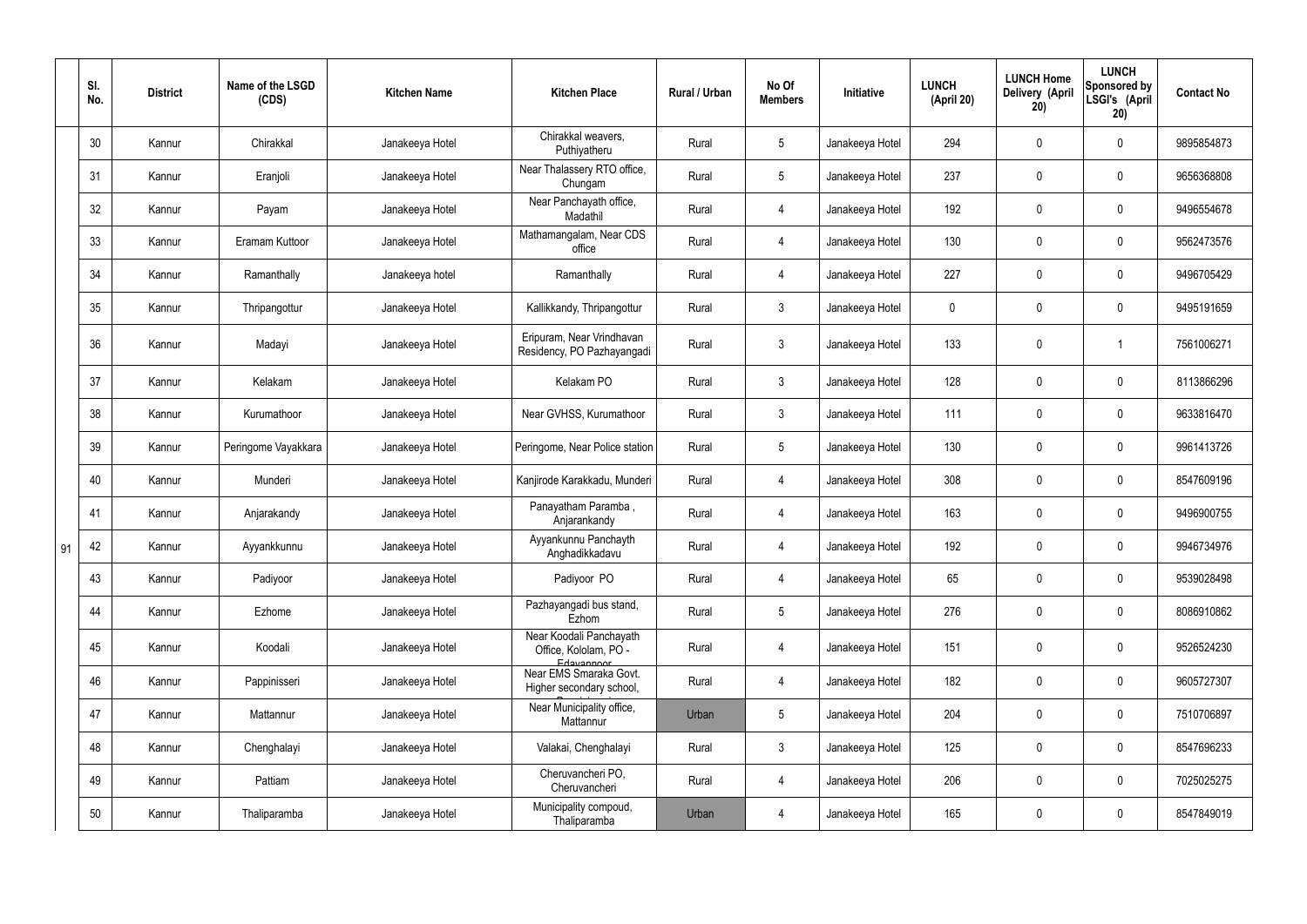|  | Sl. No. | District | Name of the LSGD (CDS) | Kitchen Name | Kitchen Place | Rural / Urban | No Of Members | Initiative | LUNCH (April 20) | LUNCH Home Delivery (April 20) | LUNCH Sponsored by LSGI's (April 20) | Contact No |
|---|---|---|---|---|---|---|---|---|---|---|---|---|
| 91 | 30 | Kannur | Chirakkal | Janakeeya Hotel | Chirakkal weavers, Puthiyatheru | Rural | 5 | Janakeeya Hotel | 294 | 0 | 0 | 9895854873 |
|  | 31 | Kannur | Eranjoli | Janakeeya Hotel | Near Thalassery RTO office, Chungam | Rural | 5 | Janakeeya Hotel | 237 | 0 | 0 | 9656368808 |
|  | 32 | Kannur | Payam | Janakeeya Hotel | Near Panchayath office, Madathil | Rural | 4 | Janakeeya Hotel | 192 | 0 | 0 | 9496554678 |
|  | 33 | Kannur | Eramam Kuttoor | Janakeeya Hotel | Mathamangalam, Near CDS office | Rural | 4 | Janakeeya Hotel | 130 | 0 | 0 | 9562473576 |
|  | 34 | Kannur | Ramanthally | Janakeeya hotel | Ramanthally | Rural | 4 | Janakeeya Hotel | 227 | 0 | 0 | 9496705429 |
|  | 35 | Kannur | Thripangottur | Janakeeya Hotel | Kallikkandy, Thripangottur | Rural | 3 | Janakeeya Hotel | 0 | 0 | 0 | 9495191659 |
|  | 36 | Kannur | Madayi | Janakeeya Hotel | Eripuram, Near Vrindhavan Residency, PO Pazhayangadi | Rural | 3 | Janakeeya Hotel | 133 | 0 | 1 | 7561006271 |
|  | 37 | Kannur | Kelakam | Janakeeya Hotel | Kelakam PO | Rural | 3 | Janakeeya Hotel | 128 | 0 | 0 | 8113866296 |
|  | 38 | Kannur | Kurumathoor | Janakeeya Hotel | Near GVHSS, Kurumathoor | Rural | 3 | Janakeeya Hotel | 111 | 0 | 0 | 9633816470 |
|  | 39 | Kannur | Peringome Vayakkara | Janakeeya Hotel | Peringome, Near Police station | Rural | 5 | Janakeeya Hotel | 130 | 0 | 0 | 9961413726 |
|  | 40 | Kannur | Munderi | Janakeeya Hotel | Kanjirode Karakkadu, Munderi | Rural | 4 | Janakeeya Hotel | 308 | 0 | 0 | 8547609196 |
|  | 41 | Kannur | Anjarakandy | Janakeeya Hotel | Panayatham Paramba , Anjarankandy | Rural | 4 | Janakeeya Hotel | 163 | 0 | 0 | 9496900755 |
|  | 42 | Kannur | Ayyankkunnu | Janakeeya Hotel | Ayyankunnu Panchayth Anghadikkadavu | Rural | 4 | Janakeeya Hotel | 192 | 0 | 0 | 9946734976 |
|  | 43 | Kannur | Padiyoor | Janakeeya Hotel | Padiyoor PO | Rural | 4 | Janakeeya Hotel | 65 | 0 | 0 | 9539028498 |
|  | 44 | Kannur | Ezhome | Janakeeya Hotel | Pazhayangadi bus stand, Ezhom | Rural | 5 | Janakeeya Hotel | 276 | 0 | 0 | 8086910862 |
|  | 45 | Kannur | Koodali | Janakeeya Hotel | Near Koodali Panchayath Office, Kololam, PO - Edavannoor | Rural | 4 | Janakeeya Hotel | 151 | 0 | 0 | 9526524230 |
|  | 46 | Kannur | Pappinisseri | Janakeeya Hotel | Near EMS Smaraka Govt. Higher secondary school, | Rural | 4 | Janakeeya Hotel | 182 | 0 | 0 | 9605727307 |
|  | 47 | Kannur | Mattannur | Janakeeya Hotel | Near Municipality office, Mattannur | Urban | 5 | Janakeeya Hotel | 204 | 0 | 0 | 7510706897 |
|  | 48 | Kannur | Chenghalayi | Janakeeya Hotel | Valakai, Chenghalayi | Rural | 3 | Janakeeya Hotel | 125 | 0 | 0 | 8547696233 |
|  | 49 | Kannur | Pattiam | Janakeeya Hotel | Cheruvancheri PO, Cheruvancheri | Rural | 4 | Janakeeya Hotel | 206 | 0 | 0 | 7025025275 |
|  | 50 | Kannur | Thaliparamba | Janakeeya Hotel | Municipality compoud, Thaliparamba | Urban | 4 | Janakeeya Hotel | 165 | 0 | 0 | 8547849019 |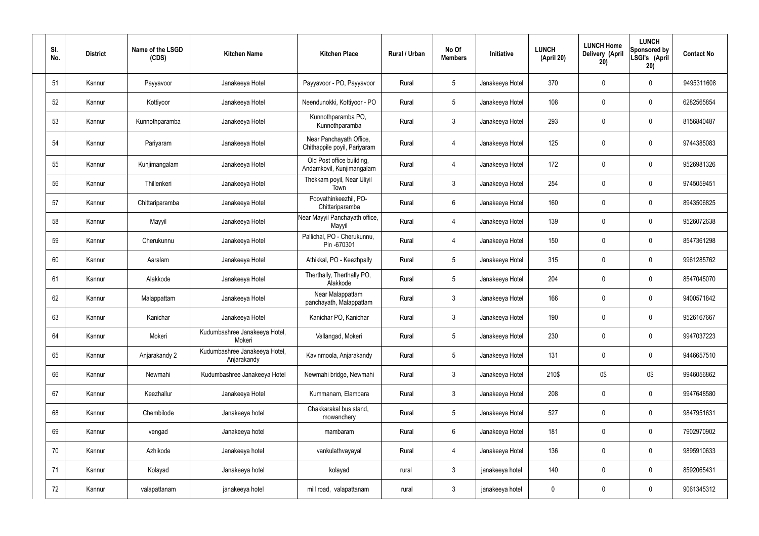| Sl. No. | District | Name of the LSGD (CDS) | Kitchen Name | Kitchen Place | Rural / Urban | No Of Members | Initiative | LUNCH (April 20) | LUNCH Home Delivery (April 20) | LUNCH Sponsored by LSGI's (April 20) | Contact No |
|---|---|---|---|---|---|---|---|---|---|---|---|
| 51 | Kannur | Payyavoor | Janakeeya Hotel | Payyavoor - PO, Payyavoor | Rural | 5 | Janakeeya Hotel | 370 | 0 | 0 | 9495311608 |
| 52 | Kannur | Kottiyoor | Janakeeya Hotel | Neendunokki, Kottiyoor - PO | Rural | 5 | Janakeeya Hotel | 108 | 0 | 0 | 6282565854 |
| 53 | Kannur | Kunnothparamba | Janakeeya Hotel | Kunnothparamba PO, Kunnothparamba | Rural | 3 | Janakeeya Hotel | 293 | 0 | 0 | 8156840487 |
| 54 | Kannur | Pariyaram | Janakeeya Hotel | Near Panchayath Office, Chithappile poyil, Pariyaram | Rural | 4 | Janakeeya Hotel | 125 | 0 | 0 | 9744385083 |
| 55 | Kannur | Kunjimangalam | Janakeeya Hotel | Old Post office building, Andamkovil, Kunjimangalam | Rural | 4 | Janakeeya Hotel | 172 | 0 | 0 | 9526981326 |
| 56 | Kannur | Thillenkeri | Janakeeya Hotel | Thekkam poyil, Near Uliyil Town | Rural | 3 | Janakeeya Hotel | 254 | 0 | 0 | 9745059451 |
| 57 | Kannur | Chittariparamba | Janakeeya Hotel | Poovathinkeezhil, PO-Chittariparamba | Rural | 6 | Janakeeya Hotel | 160 | 0 | 0 | 8943506825 |
| 58 | Kannur | Mayyil | Janakeeya Hotel | Near Mayyil Panchayath office, Mayyil | Rural | 4 | Janakeeya Hotel | 139 | 0 | 0 | 9526072638 |
| 59 | Kannur | Cherukunnu | Janakeeya Hotel | Pallichal, PO - Cherukunnu, Pin -670301 | Rural | 4 | Janakeeya Hotel | 150 | 0 | 0 | 8547361298 |
| 60 | Kannur | Aaralam | Janakeeya Hotel | Athikkal, PO - Keezhpally | Rural | 5 | Janakeeya Hotel | 315 | 0 | 0 | 9961285762 |
| 61 | Kannur | Alakkode | Janakeeya Hotel | Therthally, Therthally PO, Alakkode | Rural | 5 | Janakeeya Hotel | 204 | 0 | 0 | 8547045070 |
| 62 | Kannur | Malappattam | Janakeeya Hotel | Near Malappattam panchayath, Malappattam | Rural | 3 | Janakeeya Hotel | 166 | 0 | 0 | 9400571842 |
| 63 | Kannur | Kanichar | Janakeeya Hotel | Kanichar PO, Kanichar | Rural | 3 | Janakeeya Hotel | 190 | 0 | 0 | 9526167667 |
| 64 | Kannur | Mokeri | Kudumbashree Janakeeya Hotel, Mokeri | Vallangad, Mokeri | Rural | 5 | Janakeeya Hotel | 230 | 0 | 0 | 9947037223 |
| 65 | Kannur | Anjarakandy 2 | Kudumbashree Janakeeya Hotel, Anjarakandy | Kavinmoola, Anjarakandy | Rural | 5 | Janakeeya Hotel | 131 | 0 | 0 | 9446657510 |
| 66 | Kannur | Newmahi | Kudumbashree Janakeeya Hotel | Newmahi bridge, Newmahi | Rural | 3 | Janakeeya Hotel | 210$ | 0$ | 0$ | 9946056862 |
| 67 | Kannur | Keezhallur | Janakeeya Hotel | Kummanam, Elambara | Rural | 3 | Janakeeya Hotel | 208 | 0 | 0 | 9947648580 |
| 68 | Kannur | Chembilode | Janakeeya hotel | Chakkarakal bus stand, mowanchery | Rural | 5 | Janakeeya Hotel | 527 | 0 | 0 | 9847951631 |
| 69 | Kannur | vengad | Janakeeya hotel | mambaram | Rural | 6 | Janakeeya Hotel | 181 | 0 | 0 | 7902970902 |
| 70 | Kannur | Azhikode | Janakeeya hotel | vankulathvayayal | Rural | 4 | Janakeeya Hotel | 136 | 0 | 0 | 9895910633 |
| 71 | Kannur | Kolayad | Janakeeya hotel | kolayad | rural | 3 | janakeeya hotel | 140 | 0 | 0 | 8592065431 |
| 72 | Kannur | valapattanam | janakeeya hotel | mill road, valapattanam | rural | 3 | janakeeya hotel | 0 | 0 | 0 | 9061345312 |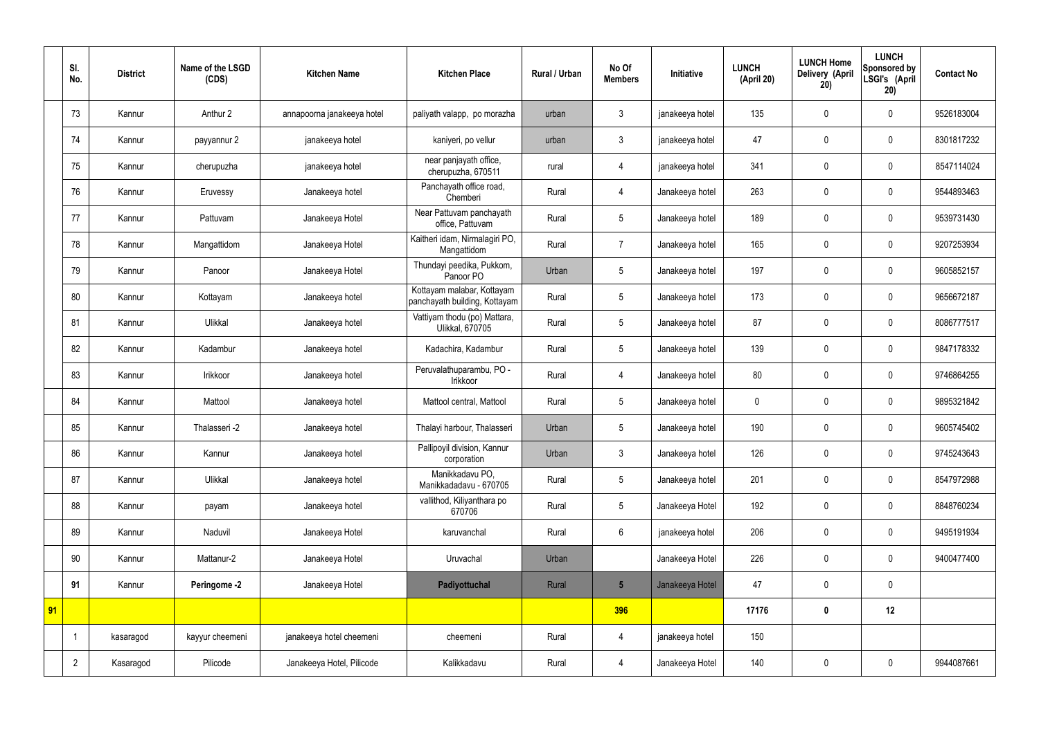| | Sl. No. | District | Name of the LSGD (CDS) | Kitchen Name | Kitchen Place | Rural / Urban | No Of Members | Initiative | LUNCH (April 20) | LUNCH Home Delivery (April 20) | LUNCH Sponsored by LSGI's (April 20) | Contact No |
|---|---|---|---|---|---|---|---|---|---|---|---|---|
| | 73 | Kannur | Anthur 2 | annapoorna janakeeya hotel | paliyath valapp, po morazha | urban | 3 | janakeeya hotel | 135 | 0 | 0 | 9526183004 |
| | 74 | Kannur | payyannur 2 | janakeeya hotel | kaniyeri, po vellur | urban | 3 | janakeeya hotel | 47 | 0 | 0 | 8301817232 |
| | 75 | Kannur | cherupuzha | janakeeya hotel | near panjayath office, cherupuzha, 670511 | rural | 4 | janakeeya hotel | 341 | 0 | 0 | 8547114024 |
| | 76 | Kannur | Eruvessy | Janakeeya hotel | Panchayath office road, Chemberi | Rural | 4 | Janakeeya hotel | 263 | 0 | 0 | 9544893463 |
| | 77 | Kannur | Pattuvam | Janakeeya Hotel | Near Pattuvam panchayath office, Pattuvam | Rural | 5 | Janakeeya hotel | 189 | 0 | 0 | 9539731430 |
| | 78 | Kannur | Mangattidom | Janakeeya Hotel | Kaitheri idam, Nirmalagiri PO, Mangattidom | Rural | 7 | Janakeeya hotel | 165 | 0 | 0 | 9207253934 |
| | 79 | Kannur | Panoor | Janakeeya Hotel | Thundayi peedika, Pukkom, Panoor PO | Urban | 5 | Janakeeya hotel | 197 | 0 | 0 | 9605852157 |
| | 80 | Kannur | Kottayam | Janakeeya hotel | Kottayam malabar, Kottayam panchayath building, Kottayam | Rural | 5 | Janakeeya hotel | 173 | 0 | 0 | 9656672187 |
| | 81 | Kannur | Ulikkal | Janakeeya hotel | Vattiyam thodu (po) Mattara, Ulikkal, 670705 | Rural | 5 | Janakeeya hotel | 87 | 0 | 0 | 8086777517 |
| | 82 | Kannur | Kadambur | Janakeeya hotel | Kadachira, Kadambur | Rural | 5 | Janakeeya hotel | 139 | 0 | 0 | 9847178332 |
| | 83 | Kannur | Irikkoor | Janakeeya hotel | Peruvalathuparambu, PO - Irikkoor | Rural | 4 | Janakeeya hotel | 80 | 0 | 0 | 9746864255 |
| | 84 | Kannur | Mattool | Janakeeya hotel | Mattool central, Mattool | Rural | 5 | Janakeeya hotel | 0 | 0 | 0 | 9895321842 |
| | 85 | Kannur | Thalasseri -2 | Janakeeya hotel | Thalayi harbour, Thalasseri | Urban | 5 | Janakeeya hotel | 190 | 0 | 0 | 9605745402 |
| | 86 | Kannur | Kannur | Janakeeya hotel | Pallipoyil division, Kannur corporation | Urban | 3 | Janakeeya hotel | 126 | 0 | 0 | 9745243643 |
| | 87 | Kannur | Ulikkal | Janakeeya hotel | Manikkadavu PO, Manikkadadavu - 670705 | Rural | 5 | Janakeeya hotel | 201 | 0 | 0 | 8547972988 |
| | 88 | Kannur | payam | Janakeeya hotel | vallithod, Kiliyanthara po 670706 | Rural | 5 | Janakeeya Hotel | 192 | 0 | 0 | 8848760234 |
| | 89 | Kannur | Naduvil | Janakeeya Hotel | karuvanchal | Rural | 6 | janakeeya hotel | 206 | 0 | 0 | 9495191934 |
| | 90 | Kannur | Mattanur-2 | Janakeeya Hotel | Uruvachal | Urban | | Janakeeya Hotel | 226 | 0 | 0 | 9400477400 |
| | **91** | Kannur | **Peringome -2** | Janakeeya Hotel | **Padiyottuchal** | Rural | **5** | Janakeeya Hotel | 47 | 0 | 0 | |
| **91** | | | | | | | **396** | | **17176** | **0** | **12** | |
| | 1 | kasaragod | kayyur cheemeni | janakeeya hotel cheemeni | cheemeni | Rural | 4 | janakeeya hotel | 150 | | | |
| | 2 | Kasaragod | Pilicode | Janakeeya Hotel, Pilicode | Kalikkadavu | Rural | 4 | Janakeeya Hotel | 140 | 0 | 0 | 9944087661 |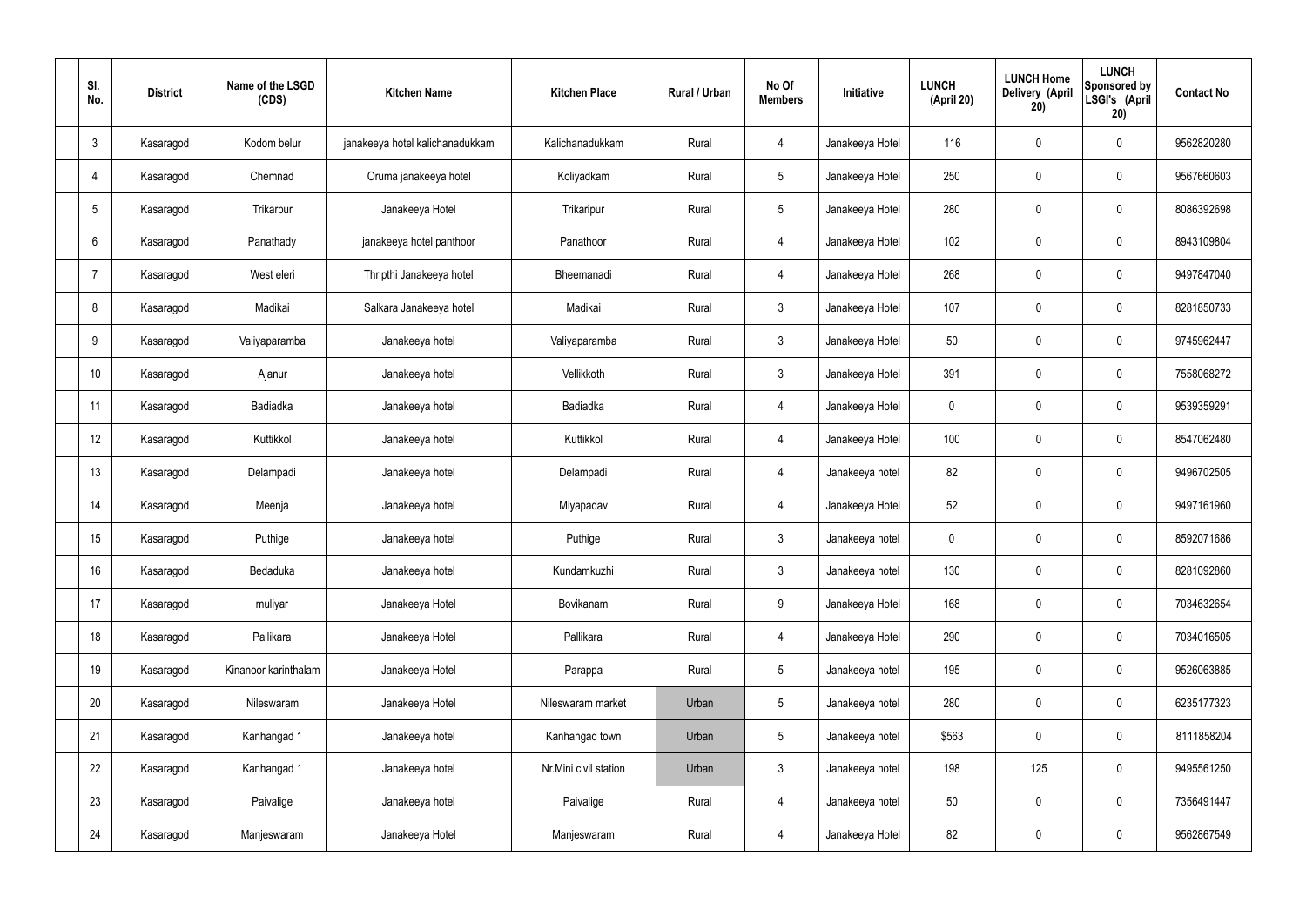| Sl. No. | District | Name of the LSGD (CDS) | Kitchen Name | Kitchen Place | Rural / Urban | No Of Members | Initiative | LUNCH (April 20) | LUNCH Home Delivery (April 20) | LUNCH Sponsored by LSGI's (April 20) | Contact No |
|---|---|---|---|---|---|---|---|---|---|---|---|
| 3 | Kasaragod | Kodom belur | janakeeya hotel kalichanadukkam | Kalichanadukkam | Rural | 4 | Janakeeya Hotel | 116 | 0 | 0 | 9562820280 |
| 4 | Kasaragod | Chemnad | Oruma janakeeya hotel | Koliyadkam | Rural | 5 | Janakeeya Hotel | 250 | 0 | 0 | 9567660603 |
| 5 | Kasaragod | Trikarpur | Janakeeya Hotel | Trikaripur | Rural | 5 | Janakeeya Hotel | 280 | 0 | 0 | 8086392698 |
| 6 | Kasaragod | Panathady | janakeeya hotel panthoor | Panathoor | Rural | 4 | Janakeeya Hotel | 102 | 0 | 0 | 8943109804 |
| 7 | Kasaragod | West eleri | Thripthi Janakeeya hotel | Bheemanadi | Rural | 4 | Janakeeya Hotel | 268 | 0 | 0 | 9497847040 |
| 8 | Kasaragod | Madikai | Salkara Janakeeya hotel | Madikai | Rural | 3 | Janakeeya Hotel | 107 | 0 | 0 | 8281850733 |
| 9 | Kasaragod | Valiyaparamba | Janakeeya hotel | Valiyaparamba | Rural | 3 | Janakeeya Hotel | 50 | 0 | 0 | 9745962447 |
| 10 | Kasaragod | Ajanur | Janakeeya hotel | Vellikkoth | Rural | 3 | Janakeeya Hotel | 391 | 0 | 0 | 7558068272 |
| 11 | Kasaragod | Badiadka | Janakeeya hotel | Badiadka | Rural | 4 | Janakeeya Hotel | 0 | 0 | 0 | 9539359291 |
| 12 | Kasaragod | Kuttikkol | Janakeeya hotel | Kuttikkol | Rural | 4 | Janakeeya Hotel | 100 | 0 | 0 | 8547062480 |
| 13 | Kasaragod | Delampadi | Janakeeya hotel | Delampadi | Rural | 4 | Janakeeya hotel | 82 | 0 | 0 | 9496702505 |
| 14 | Kasaragod | Meenja | Janakeeya hotel | Miyapadav | Rural | 4 | Janakeeya Hotel | 52 | 0 | 0 | 9497161960 |
| 15 | Kasaragod | Puthige | Janakeeya hotel | Puthige | Rural | 3 | Janakeeya hotel | 0 | 0 | 0 | 8592071686 |
| 16 | Kasaragod | Bedaduka | Janakeeya hotel | Kundamkuzhi | Rural | 3 | Janakeeya hotel | 130 | 0 | 0 | 8281092860 |
| 17 | Kasaragod | muliyar | Janakeeya Hotel | Bovikanam | Rural | 9 | Janakeeya Hotel | 168 | 0 | 0 | 7034632654 |
| 18 | Kasaragod | Pallikara | Janakeeya Hotel | Pallikara | Rural | 4 | Janakeeya Hotel | 290 | 0 | 0 | 7034016505 |
| 19 | Kasaragod | Kinanoor karinthalam | Janakeeya Hotel | Parappa | Rural | 5 | Janakeeya hotel | 195 | 0 | 0 | 9526063885 |
| 20 | Kasaragod | Nileswaram | Janakeeya Hotel | Nileswaram market | Urban | 5 | Janakeeya hotel | 280 | 0 | 0 | 6235177323 |
| 21 | Kasaragod | Kanhangad 1 | Janakeeya hotel | Kanhangad town | Urban | 5 | Janakeeya hotel | $563 | 0 | 0 | 8111858204 |
| 22 | Kasaragod | Kanhangad 1 | Janakeeya hotel | Nr.Mini civil station | Urban | 3 | Janakeeya hotel | 198 | 125 | 0 | 9495561250 |
| 23 | Kasaragod | Paivalige | Janakeeya hotel | Paivalige | Rural | 4 | Janakeeya hotel | 50 | 0 | 0 | 7356491447 |
| 24 | Kasaragod | Manjeswaram | Janakeeya Hotel | Manjeswaram | Rural | 4 | Janakeeya Hotel | 82 | 0 | 0 | 9562867549 |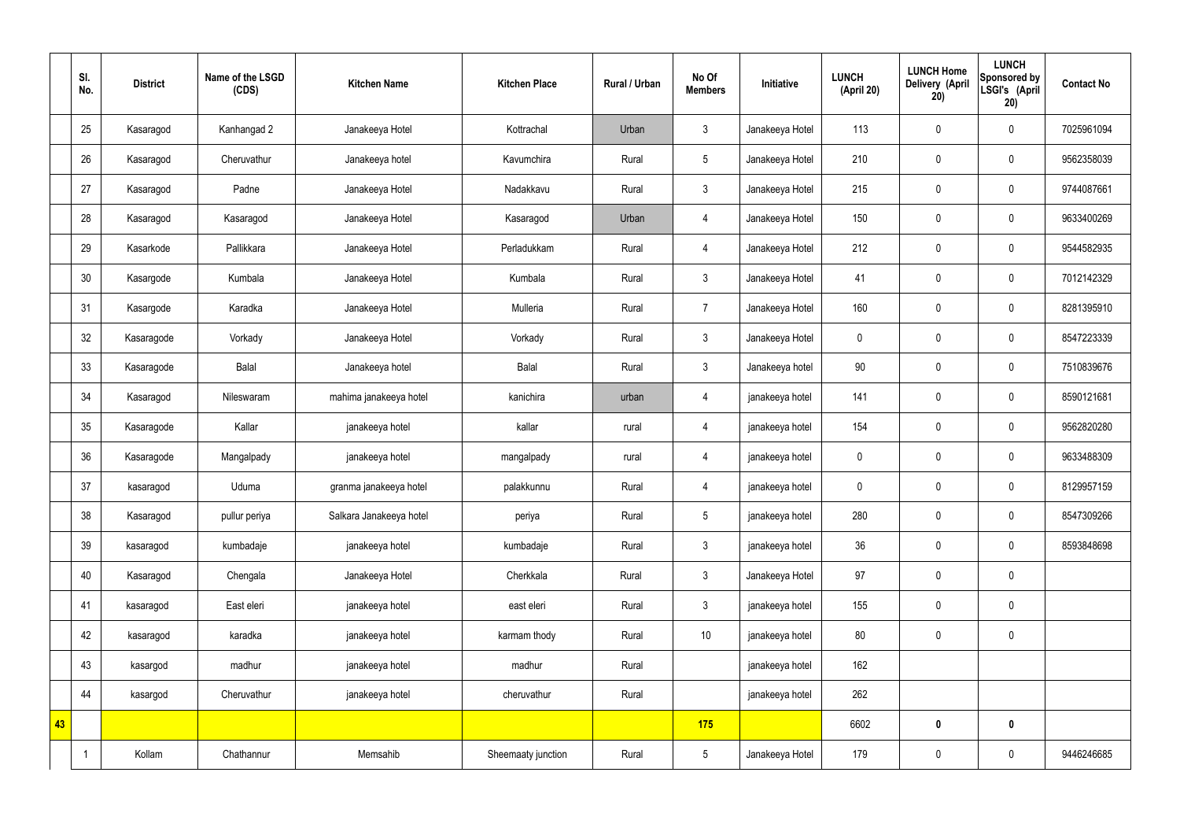|  | Sl. No. | District | Name of the LSGD (CDS) | Kitchen Name | Kitchen Place | Rural / Urban | No Of Members | Initiative | LUNCH (April 20) | LUNCH Home Delivery (April 20) | LUNCH Sponsored by LSGI's (April 20) | Contact No |
|---|---|---|---|---|---|---|---|---|---|---|---|---|
|  | 25 | Kasaragod | Kanhangad 2 | Janakeeya Hotel | Kottrachal | Urban | 3 | Janakeeya Hotel | 113 | 0 | 0 | 7025961094 |
|  | 26 | Kasaragod | Cheruvathur | Janakeeya hotel | Kavumchira | Rural | 5 | Janakeeya Hotel | 210 | 0 | 0 | 9562358039 |
|  | 27 | Kasaragod | Padne | Janakeeya Hotel | Nadakkavu | Rural | 3 | Janakeeya Hotel | 215 | 0 | 0 | 9744087661 |
|  | 28 | Kasaragod | Kasaragod | Janakeeya Hotel | Kasaragod | Urban | 4 | Janakeeya Hotel | 150 | 0 | 0 | 9633400269 |
|  | 29 | Kasarkode | Pallikkara | Janakeeya Hotel | Perladukkam | Rural | 4 | Janakeeya Hotel | 212 | 0 | 0 | 9544582935 |
|  | 30 | Kasargode | Kumbala | Janakeeya Hotel | Kumbala | Rural | 3 | Janakeeya Hotel | 41 | 0 | 0 | 7012142329 |
|  | 31 | Kasargode | Karadka | Janakeeya Hotel | Mulleria | Rural | 7 | Janakeeya Hotel | 160 | 0 | 0 | 8281395910 |
|  | 32 | Kasaragode | Vorkady | Janakeeya Hotel | Vorkady | Rural | 3 | Janakeeya Hotel | 0 | 0 | 0 | 8547223339 |
|  | 33 | Kasaragode | Balal | Janakeeya hotel | Balal | Rural | 3 | Janakeeya hotel | 90 | 0 | 0 | 7510839676 |
|  | 34 | Kasaragod | Nileswaram | mahima janakeeya hotel | kanichira | urban | 4 | janakeeya hotel | 141 | 0 | 0 | 8590121681 |
|  | 35 | Kasaragode | Kallar | janakeeya hotel | kallar | rural | 4 | janakeeya hotel | 154 | 0 | 0 | 9562820280 |
|  | 36 | Kasaragode | Mangalpady | janakeeya hotel | mangalpady | rural | 4 | janakeeya hotel | 0 | 0 | 0 | 9633488309 |
|  | 37 | kasaragod | Uduma | granma janakeeya hotel | palakkunnu | Rural | 4 | janakeeya hotel | 0 | 0 | 0 | 8129957159 |
|  | 38 | Kasaragod | pullur periya | Salkara Janakeeya hotel | periya | Rural | 5 | janakeeya hotel | 280 | 0 | 0 | 8547309266 |
|  | 39 | kasaragod | kumbadaje | janakeeya hotel | kumbadaje | Rural | 3 | janakeeya hotel | 36 | 0 | 0 | 8593848698 |
|  | 40 | Kasaragod | Chengala | Janakeeya Hotel | Cherkkala | Rural | 3 | Janakeeya Hotel | 97 | 0 | 0 |  |
|  | 41 | kasaragod | East eleri | janakeeya hotel | east eleri | Rural | 3 | janakeeya hotel | 155 | 0 | 0 |  |
|  | 42 | kasaragod | karadka | janakeeya hotel | karmam thody | Rural | 10 | janakeeya hotel | 80 | 0 | 0 |  |
|  | 43 | kasargod | madhur | janakeeya hotel | madhur | Rural |  | janakeeya hotel | 162 |  |  |  |
|  | 44 | kasargod | Cheruvathur | janakeeya hotel | cheruvathur | Rural |  | janakeeya hotel | 262 |  |  |  |
| **43** |  |  |  |  |  |  | **175** |  | 6602 | **0** | **0** |  |
|  | 1 | Kollam | Chathannur | Memsahib | Sheemaaty junction | Rural | 5 | Janakeeya Hotel | 179 | 0 | 0 | 9446246685 |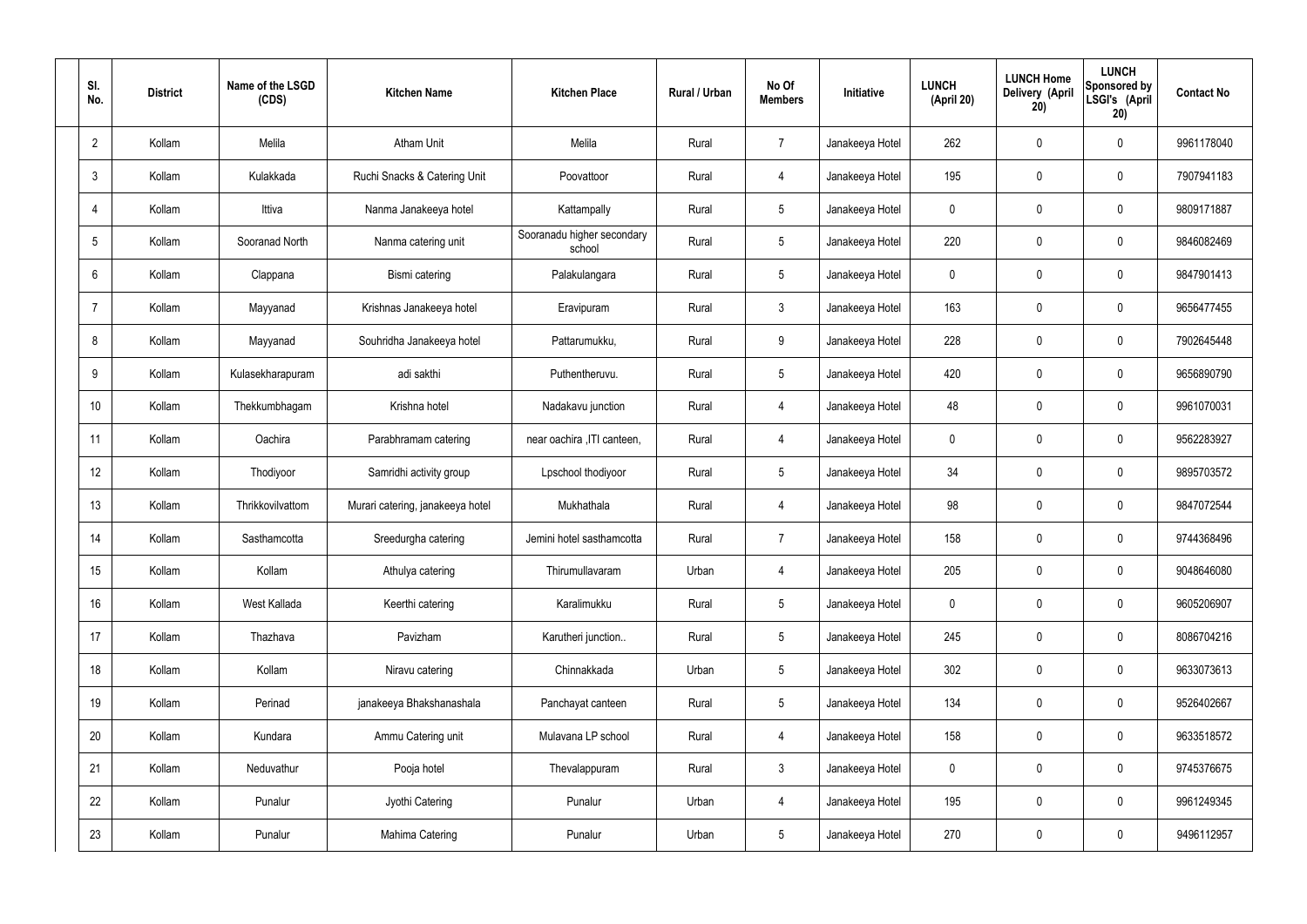| Sl. No. | District | Name of the LSGD (CDS) | Kitchen Name | Kitchen Place | Rural / Urban | No Of Members | Initiative | LUNCH (April 20) | LUNCH Home Delivery (April 20) | LUNCH Sponsored by LSGI's (April 20) | Contact No |
|---|---|---|---|---|---|---|---|---|---|---|---|
| 2 | Kollam | Melila | Atham Unit | Melila | Rural | 7 | Janakeeya Hotel | 262 | 0 | 0 | 9961178040 |
| 3 | Kollam | Kulakkada | Ruchi Snacks & Catering Unit | Poovattoor | Rural | 4 | Janakeeya Hotel | 195 | 0 | 0 | 7907941183 |
| 4 | Kollam | Ittiva | Nanma Janakeeya hotel | Kattampally | Rural | 5 | Janakeeya Hotel | 0 | 0 | 0 | 9809171887 |
| 5 | Kollam | Sooranad North | Nanma catering unit | Sooranadu higher secondary school | Rural | 5 | Janakeeya Hotel | 220 | 0 | 0 | 9846082469 |
| 6 | Kollam | Clappana | Bismi catering | Palakulangara | Rural | 5 | Janakeeya Hotel | 0 | 0 | 0 | 9847901413 |
| 7 | Kollam | Mayyanad | Krishnas Janakeeya hotel | Eravipuram | Rural | 3 | Janakeeya Hotel | 163 | 0 | 0 | 9656477455 |
| 8 | Kollam | Mayyanad | Souhridha Janakeeya hotel | Pattarumukku, | Rural | 9 | Janakeeya Hotel | 228 | 0 | 0 | 7902645448 |
| 9 | Kollam | Kulasekharapuram | adi sakthi | Puthentheruvu. | Rural | 5 | Janakeeya Hotel | 420 | 0 | 0 | 9656890790 |
| 10 | Kollam | Thekkumbhagam | Krishna hotel | Nadakavu junction | Rural | 4 | Janakeeya Hotel | 48 | 0 | 0 | 9961070031 |
| 11 | Kollam | Oachira | Parabhramam catering | near oachira ,ITI canteen, | Rural | 4 | Janakeeya Hotel | 0 | 0 | 0 | 9562283927 |
| 12 | Kollam | Thodiyoor | Samridhi activity group | Lpschool thodiyoor | Rural | 5 | Janakeeya Hotel | 34 | 0 | 0 | 9895703572 |
| 13 | Kollam | Thrikkovilvattom | Murari catering, janakeeya hotel | Mukhathala | Rural | 4 | Janakeeya Hotel | 98 | 0 | 0 | 9847072544 |
| 14 | Kollam | Sasthamcotta | Sreedurgha catering | Jemini hotel sasthamcotta | Rural | 7 | Janakeeya Hotel | 158 | 0 | 0 | 9744368496 |
| 15 | Kollam | Kollam | Athulya catering | Thirumullavaram | Urban | 4 | Janakeeya Hotel | 205 | 0 | 0 | 9048646080 |
| 16 | Kollam | West Kallada | Keerthi catering | Karalimukku | Rural | 5 | Janakeeya Hotel | 0 | 0 | 0 | 9605206907 |
| 17 | Kollam | Thazhava | Pavizham | Karutheri junction.. | Rural | 5 | Janakeeya Hotel | 245 | 0 | 0 | 8086704216 |
| 18 | Kollam | Kollam | Niravu catering | Chinnakkada | Urban | 5 | Janakeeya Hotel | 302 | 0 | 0 | 9633073613 |
| 19 | Kollam | Perinad | janakeeya Bhakshanashala | Panchayat canteen | Rural | 5 | Janakeeya Hotel | 134 | 0 | 0 | 9526402667 |
| 20 | Kollam | Kundara | Ammu Catering unit | Mulavana LP school | Rural | 4 | Janakeeya Hotel | 158 | 0 | 0 | 9633518572 |
| 21 | Kollam | Neduvathur | Pooja hotel | Thevalappuram | Rural | 3 | Janakeeya Hotel | 0 | 0 | 0 | 9745376675 |
| 22 | Kollam | Punalur | Jyothi Catering | Punalur | Urban | 4 | Janakeeya Hotel | 195 | 0 | 0 | 9961249345 |
| 23 | Kollam | Punalur | Mahima Catering | Punalur | Urban | 5 | Janakeeya Hotel | 270 | 0 | 0 | 9496112957 |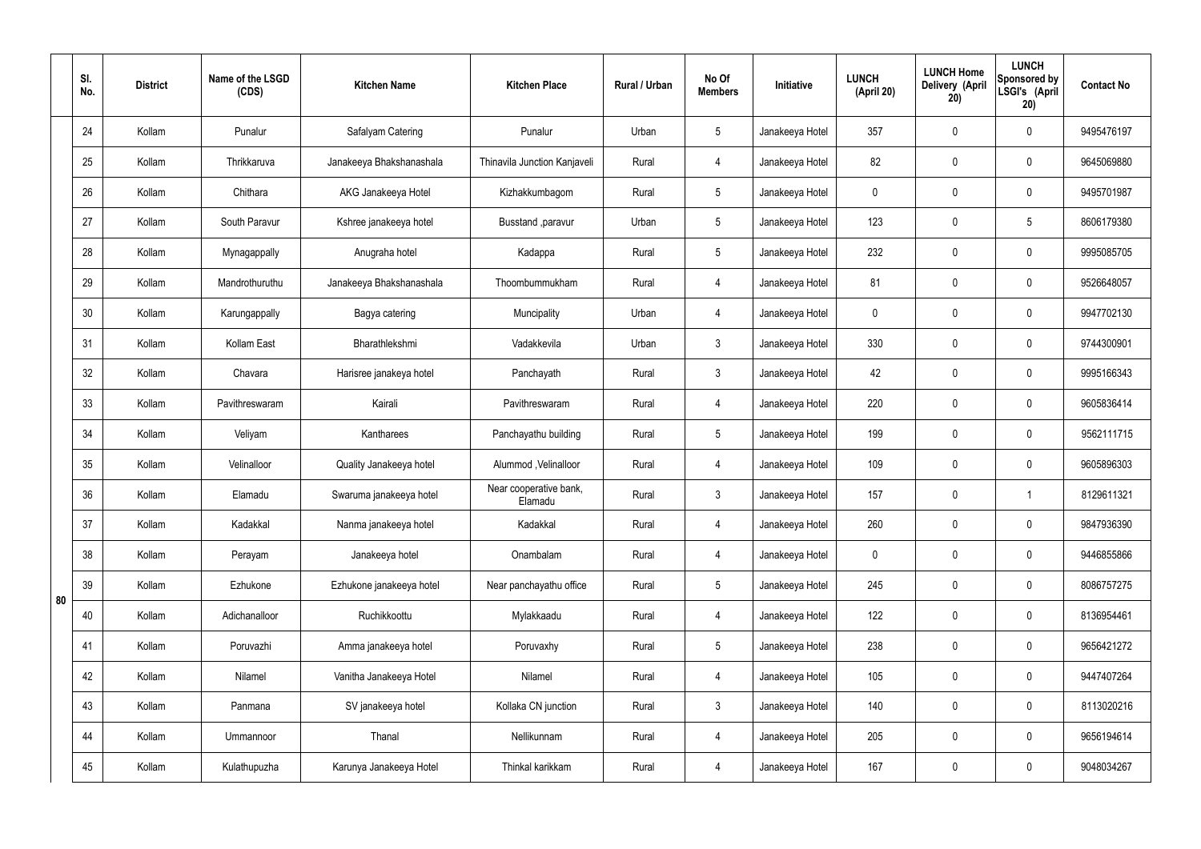|  | Sl. No. | District | Name of the LSGD (CDS) | Kitchen Name | Kitchen Place | Rural / Urban | No Of Members | Initiative | LUNCH (April 20) | LUNCH Home Delivery (April 20) | LUNCH Sponsored by LSGI's (April 20) | Contact No |
|---|---|---|---|---|---|---|---|---|---|---|---|---|
| 80 | 24 | Kollam | Punalur | Safalyam Catering | Punalur | Urban | 5 | Janakeeya Hotel | 357 | 0 | 0 | 9495476197 |
|  | 25 | Kollam | Thrikkaruva | Janakeeya Bhakshanashala | Thinavila Junction Kanjaveli | Rural | 4 | Janakeeya Hotel | 82 | 0 | 0 | 9645069880 |
|  | 26 | Kollam | Chithara | AKG Janakeeya Hotel | Kizhakkumbagom | Rural | 5 | Janakeeya Hotel | 0 | 0 | 0 | 9495701987 |
|  | 27 | Kollam | South Paravur | Kshree janakeeya hotel | Busstand ,paravur | Urban | 5 | Janakeeya Hotel | 123 | 0 | 5 | 8606179380 |
|  | 28 | Kollam | Mynagappally | Anugraha hotel | Kadappa | Rural | 5 | Janakeeya Hotel | 232 | 0 | 0 | 9995085705 |
|  | 29 | Kollam | Mandrothuruthu | Janakeeya Bhakshanashala | Thoombummukham | Rural | 4 | Janakeeya Hotel | 81 | 0 | 0 | 9526648057 |
|  | 30 | Kollam | Karungappally | Bagya catering | Muncipality | Urban | 4 | Janakeeya Hotel | 0 | 0 | 0 | 9947702130 |
|  | 31 | Kollam | Kollam East | Bharathlekshmi | Vadakkevila | Urban | 3 | Janakeeya Hotel | 330 | 0 | 0 | 9744300901 |
|  | 32 | Kollam | Chavara | Harisree janakeya hotel | Panchayath | Rural | 3 | Janakeeya Hotel | 42 | 0 | 0 | 9995166343 |
|  | 33 | Kollam | Pavithreswaram | Kairali | Pavithreswaram | Rural | 4 | Janakeeya Hotel | 220 | 0 | 0 | 9605836414 |
|  | 34 | Kollam | Veliyam | Kantharees | Panchayathu building | Rural | 5 | Janakeeya Hotel | 199 | 0 | 0 | 9562111715 |
|  | 35 | Kollam | Velinalloor | Quality Janakeeya hotel | Alummod ,Velinalloor | Rural | 4 | Janakeeya Hotel | 109 | 0 | 0 | 9605896303 |
|  | 36 | Kollam | Elamadu | Swaruma janakeeya hotel | Near cooperative bank, Elamadu | Rural | 3 | Janakeeya Hotel | 157 | 0 | 1 | 8129611321 |
|  | 37 | Kollam | Kadakkal | Nanma janakeeya hotel | Kadakkal | Rural | 4 | Janakeeya Hotel | 260 | 0 | 0 | 9847936390 |
|  | 38 | Kollam | Perayam | Janakeeya hotel | Onambalam | Rural | 4 | Janakeeya Hotel | 0 | 0 | 0 | 9446855866 |
|  | 39 | Kollam | Ezhukone | Ezhukone janakeeya hotel | Near panchayathu office | Rural | 5 | Janakeeya Hotel | 245 | 0 | 0 | 8086757275 |
|  | 40 | Kollam | Adichanalloor | Ruchikkoottu | Mylakkaadu | Rural | 4 | Janakeeya Hotel | 122 | 0 | 0 | 8136954461 |
|  | 41 | Kollam | Poruvazhi | Amma janakeeya hotel | Poruvaxhy | Rural | 5 | Janakeeya Hotel | 238 | 0 | 0 | 9656421272 |
|  | 42 | Kollam | Nilamel | Vanitha Janakeeya Hotel | Nilamel | Rural | 4 | Janakeeya Hotel | 105 | 0 | 0 | 9447407264 |
|  | 43 | Kollam | Panmana | SV janakeeya hotel | Kollaka CN junction | Rural | 3 | Janakeeya Hotel | 140 | 0 | 0 | 8113020216 |
|  | 44 | Kollam | Ummannoor | Thanal | Nellikunnam | Rural | 4 | Janakeeya Hotel | 205 | 0 | 0 | 9656194614 |
|  | 45 | Kollam | Kulathupuzha | Karunya Janakeeya Hotel | Thinkal karikkam | Rural | 4 | Janakeeya Hotel | 167 | 0 | 0 | 9048034267 |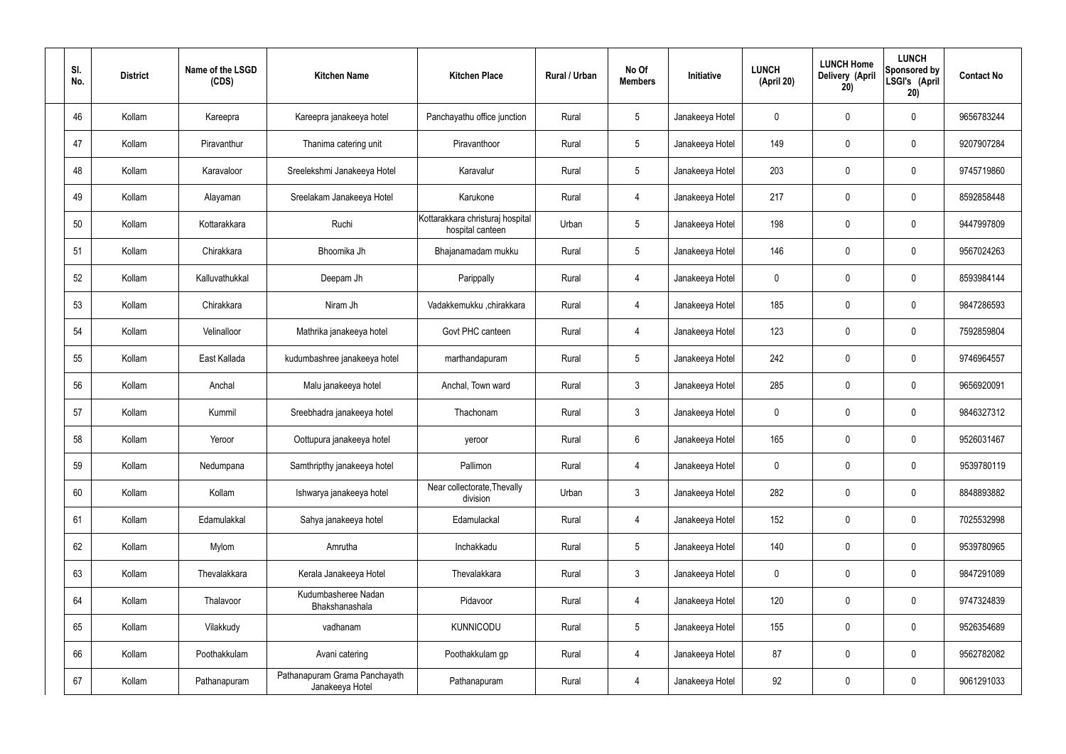| Sl. No. | District | Name of the LSGD (CDS) | Kitchen Name | Kitchen Place | Rural / Urban | No Of Members | Initiative | LUNCH (April 20) | LUNCH Home Delivery (April 20) | LUNCH Sponsored by LSGI's (April 20) | Contact No |
|---|---|---|---|---|---|---|---|---|---|---|---|
| 46 | Kollam | Kareepra | Kareepra janakeeya hotel | Panchayathu office junction | Rural | 5 | Janakeeya Hotel | 0 | 0 | 0 | 9656783244 |
| 47 | Kollam | Piravanthur | Thanima catering unit | Piravanthoor | Rural | 5 | Janakeeya Hotel | 149 | 0 | 0 | 9207907284 |
| 48 | Kollam | Karavaloor | Sreelekshmi Janakeeya Hotel | Karavalur | Rural | 5 | Janakeeya Hotel | 203 | 0 | 0 | 9745719860 |
| 49 | Kollam | Alayaman | Sreelakam Janakeeya Hotel | Karukone | Rural | 4 | Janakeeya Hotel | 217 | 0 | 0 | 8592858448 |
| 50 | Kollam | Kottarakkara | Ruchi | Kottarakkara christuraj hospital hospital canteen | Urban | 5 | Janakeeya Hotel | 198 | 0 | 0 | 9447997809 |
| 51 | Kollam | Chirakkara | Bhoomika Jh | Bhajanamadam mukku | Rural | 5 | Janakeeya Hotel | 146 | 0 | 0 | 9567024263 |
| 52 | Kollam | Kalluvathukkal | Deepam Jh | Parippally | Rural | 4 | Janakeeya Hotel | 0 | 0 | 0 | 8593984144 |
| 53 | Kollam | Chirakkara | Niram Jh | Vadakkemukku ,chirakkara | Rural | 4 | Janakeeya Hotel | 185 | 0 | 0 | 9847286593 |
| 54 | Kollam | Velinalloor | Mathrika janakeeya hotel | Govt PHC canteen | Rural | 4 | Janakeeya Hotel | 123 | 0 | 0 | 7592859804 |
| 55 | Kollam | East Kallada | kudumbashree janakeeya hotel | marthandapuram | Rural | 5 | Janakeeya Hotel | 242 | 0 | 0 | 9746964557 |
| 56 | Kollam | Anchal | Malu janakeeya hotel | Anchal, Town ward | Rural | 3 | Janakeeya Hotel | 285 | 0 | 0 | 9656920091 |
| 57 | Kollam | Kummil | Sreebhadra janakeeya hotel | Thachonam | Rural | 3 | Janakeeya Hotel | 0 | 0 | 0 | 9846327312 |
| 58 | Kollam | Yeroor | Oottupura janakeeya hotel | yeroor | Rural | 6 | Janakeeya Hotel | 165 | 0 | 0 | 9526031467 |
| 59 | Kollam | Nedumpana | Samthripthy janakeeya hotel | Pallimon | Rural | 4 | Janakeeya Hotel | 0 | 0 | 0 | 9539780119 |
| 60 | Kollam | Kollam | Ishwarya janakeeya hotel | Near collectorate,Thevally division | Urban | 3 | Janakeeya Hotel | 282 | 0 | 0 | 8848893882 |
| 61 | Kollam | Edamulakkal | Sahya janakeeya hotel | Edamulackal | Rural | 4 | Janakeeya Hotel | 152 | 0 | 0 | 7025532998 |
| 62 | Kollam | Mylom | Amrutha | Inchakkadu | Rural | 5 | Janakeeya Hotel | 140 | 0 | 0 | 9539780965 |
| 63 | Kollam | Thevalakkara | Kerala Janakeeya Hotel | Thevalakkara | Rural | 3 | Janakeeya Hotel | 0 | 0 | 0 | 9847291089 |
| 64 | Kollam | Thalavoor | Kudumbasheree Nadan Bhakshanashala | Pidavoor | Rural | 4 | Janakeeya Hotel | 120 | 0 | 0 | 9747324839 |
| 65 | Kollam | Vilakkudy | vadhanam | KUNNICODU | Rural | 5 | Janakeeya Hotel | 155 | 0 | 0 | 9526354689 |
| 66 | Kollam | Poothakkulam | Avani catering | Poothakkulam gp | Rural | 4 | Janakeeya Hotel | 87 | 0 | 0 | 9562782082 |
| 67 | Kollam | Pathanapuram | Pathanapuram Grama Panchayath Janakeeya Hotel | Pathanapuram | Rural | 4 | Janakeeya Hotel | 92 | 0 | 0 | 9061291033 |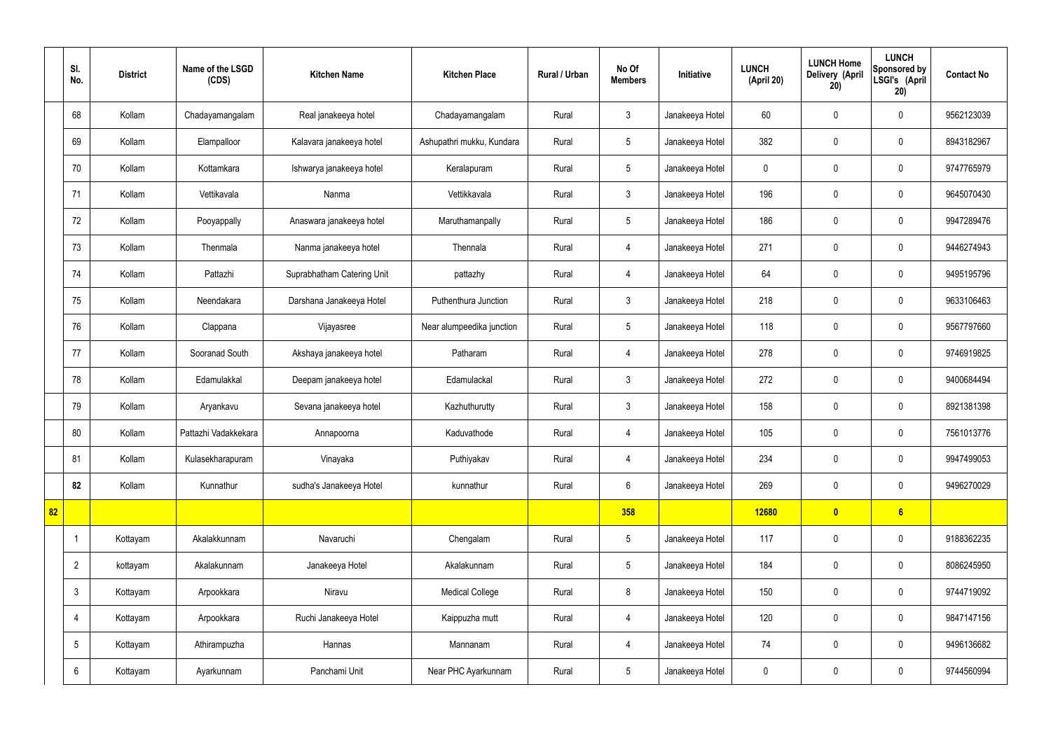|  | Sl. No. | District | Name of the LSGD (CDS) | Kitchen Name | Kitchen Place | Rural / Urban | No Of Members | Initiative | LUNCH (April 20) | LUNCH Home Delivery (April 20) | LUNCH Sponsored by LSGI's (April 20) | Contact No |
|---|---|---|---|---|---|---|---|---|---|---|---|---|
|  | 68 | Kollam | Chadayamangalam | Real janakeeya hotel | Chadayamangalam | Rural | 3 | Janakeeya Hotel | 60 | 0 | 0 | 9562123039 |
|  | 69 | Kollam | Elampalloor | Kalavara janakeeya hotel | Ashupathri mukku, Kundara | Rural | 5 | Janakeeya Hotel | 382 | 0 | 0 | 8943182967 |
|  | 70 | Kollam | Kottamkara | Ishwarya janakeeya hotel | Keralapuram | Rural | 5 | Janakeeya Hotel | 0 | 0 | 0 | 9747765979 |
|  | 71 | Kollam | Vettikavala | Nanma | Vettikkavala | Rural | 3 | Janakeeya Hotel | 196 | 0 | 0 | 9645070430 |
|  | 72 | Kollam | Pooyappally | Anaswara janakeeya hotel | Maruthamanpally | Rural | 5 | Janakeeya Hotel | 186 | 0 | 0 | 9947289476 |
|  | 73 | Kollam | Thenmala | Nanma janakeeya hotel | Thennala | Rural | 4 | Janakeeya Hotel | 271 | 0 | 0 | 9446274943 |
|  | 74 | Kollam | Pattazhi | Suprabhatham Catering Unit | pattazhy | Rural | 4 | Janakeeya Hotel | 64 | 0 | 0 | 9495195796 |
|  | 75 | Kollam | Neendakara | Darshana Janakeeya Hotel | Puthenthura Junction | Rural | 3 | Janakeeya Hotel | 218 | 0 | 0 | 9633106463 |
|  | 76 | Kollam | Clappana | Vijayasree | Near alumpeedika junction | Rural | 5 | Janakeeya Hotel | 118 | 0 | 0 | 9567797660 |
|  | 77 | Kollam | Sooranad South | Akshaya janakeeya hotel | Patharam | Rural | 4 | Janakeeya Hotel | 278 | 0 | 0 | 9746919825 |
|  | 78 | Kollam | Edamulakkal | Deepam janakeeya hotel | Edamulackal | Rural | 3 | Janakeeya Hotel | 272 | 0 | 0 | 9400684494 |
|  | 79 | Kollam | Aryankavu | Sevana janakeeya hotel | Kazhuthurutty | Rural | 3 | Janakeeya Hotel | 158 | 0 | 0 | 8921381398 |
|  | 80 | Kollam | Pattazhi Vadakkekara | Annapoorna | Kaduvathode | Rural | 4 | Janakeeya Hotel | 105 | 0 | 0 | 7561013776 |
|  | 81 | Kollam | Kulasekharapuram | Vinayaka | Puthiyakav | Rural | 4 | Janakeeya Hotel | 234 | 0 | 0 | 9947499053 |
|  | **82** | Kollam | Kunnathur | sudha's Janakeeya Hotel | kunnathur | Rural | 6 | Janakeeya Hotel | 269 | 0 | 0 | 9496270029 |
| **82** |  |  |  |  |  |  | **358** |  | **12680** | **0** | **6** |  |
|  | 1 | Kottayam | Akalakkunnam | Navaruchi | Chengalam | Rural | 5 | Janakeeya Hotel | 117 | 0 | 0 | 9188362235 |
|  | 2 | kottayam | Akalakunnam | Janakeeya Hotel | Akalakunnam | Rural | 5 | Janakeeya Hotel | 184 | 0 | 0 | 8086245950 |
|  | 3 | Kottayam | Arpookkara | Niravu | Medical College | Rural | 8 | Janakeeya Hotel | 150 | 0 | 0 | 9744719092 |
|  | 4 | Kottayam | Arpookkara | Ruchi Janakeeya Hotel | Kaippuzha mutt | Rural | 4 | Janakeeya Hotel | 120 | 0 | 0 | 9847147156 |
|  | 5 | Kottayam | Athirampuzha | Hannas | Mannanam | Rural | 4 | Janakeeya Hotel | 74 | 0 | 0 | 9496136682 |
|  | 6 | Kottayam | Ayarkunnam | Panchami Unit | Near PHC Ayarkunnam | Rural | 5 | Janakeeya Hotel | 0 | 0 | 0 | 9744560994 |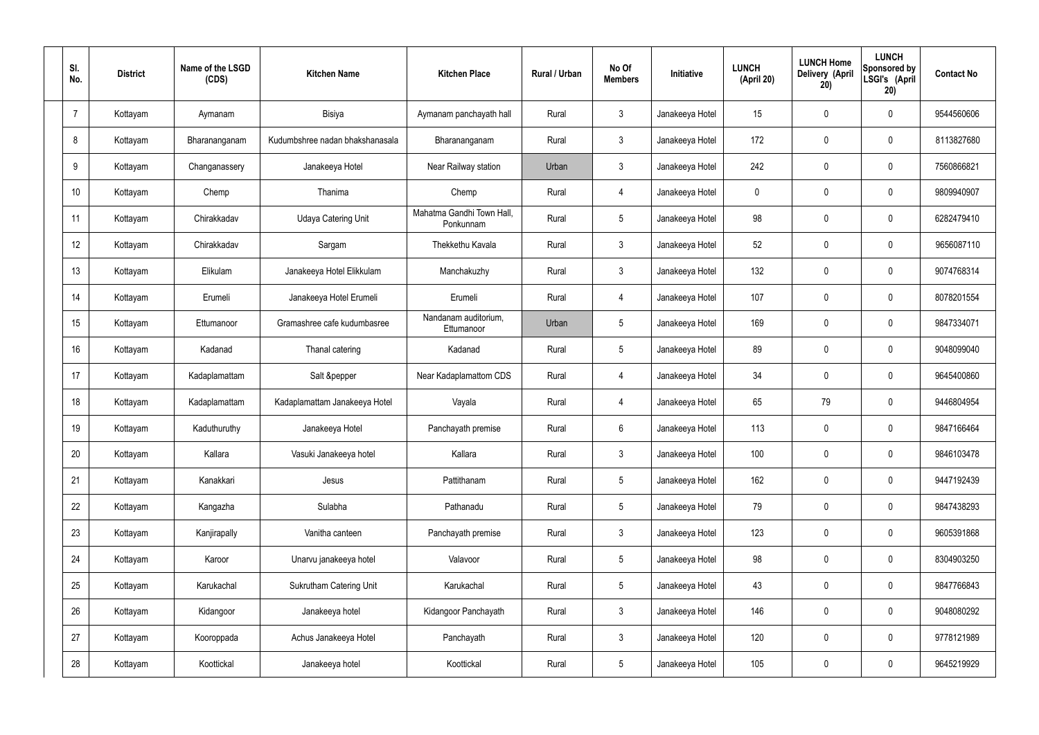| Sl. No. | District | Name of the LSGD (CDS) | Kitchen Name | Kitchen Place | Rural / Urban | No Of Members | Initiative | LUNCH (April 20) | LUNCH Home Delivery (April 20) | LUNCH Sponsored by LSGI's (April 20) | Contact No |
|---|---|---|---|---|---|---|---|---|---|---|---|
| 7 | Kottayam | Aymanam | Bisiya | Aymanam panchayath hall | Rural | 3 | Janakeeya Hotel | 15 | 0 | 0 | 9544560606 |
| 8 | Kottayam | Bharananganam | Kudumbshree nadan bhakshanasala | Bharananganam | Rural | 3 | Janakeeya Hotel | 172 | 0 | 0 | 8113827680 |
| 9 | Kottayam | Changanassery | Janakeeya Hotel | Near Railway station | Urban | 3 | Janakeeya Hotel | 242 | 0 | 0 | 7560866821 |
| 10 | Kottayam | Chemp | Thanima | Chemp | Rural | 4 | Janakeeya Hotel | 0 | 0 | 0 | 9809940907 |
| 11 | Kottayam | Chirakkadav | Udaya Catering Unit | Mahatma Gandhi Town Hall, Ponkunnam | Rural | 5 | Janakeeya Hotel | 98 | 0 | 0 | 6282479410 |
| 12 | Kottayam | Chirakkadav | Sargam | Thekkethu Kavala | Rural | 3 | Janakeeya Hotel | 52 | 0 | 0 | 9656087110 |
| 13 | Kottayam | Elikulam | Janakeeya Hotel Elikkulam | Manchakuzhy | Rural | 3 | Janakeeya Hotel | 132 | 0 | 0 | 9074768314 |
| 14 | Kottayam | Erumeli | Janakeeya Hotel Erumeli | Erumeli | Rural | 4 | Janakeeya Hotel | 107 | 0 | 0 | 8078201554 |
| 15 | Kottayam | Ettumanoor | Gramashree cafe kudumbasree | Nandanam auditorium, Ettumanoor | Urban | 5 | Janakeeya Hotel | 169 | 0 | 0 | 9847334071 |
| 16 | Kottayam | Kadanad | Thanal catering | Kadanad | Rural | 5 | Janakeeya Hotel | 89 | 0 | 0 | 9048099040 |
| 17 | Kottayam | Kadaplamattam | Salt &pepper | Near Kadaplamattom CDS | Rural | 4 | Janakeeya Hotel | 34 | 0 | 0 | 9645400860 |
| 18 | Kottayam | Kadaplamattam | Kadaplamattam Janakeeya Hotel | Vayala | Rural | 4 | Janakeeya Hotel | 65 | 79 | 0 | 9446804954 |
| 19 | Kottayam | Kaduthuruthy | Janakeeya Hotel | Panchayath premise | Rural | 6 | Janakeeya Hotel | 113 | 0 | 0 | 9847166464 |
| 20 | Kottayam | Kallara | Vasuki Janakeeya hotel | Kallara | Rural | 3 | Janakeeya Hotel | 100 | 0 | 0 | 9846103478 |
| 21 | Kottayam | Kanakkari | Jesus | Pattithanam | Rural | 5 | Janakeeya Hotel | 162 | 0 | 0 | 9447192439 |
| 22 | Kottayam | Kangazha | Sulabha | Pathanadu | Rural | 5 | Janakeeya Hotel | 79 | 0 | 0 | 9847438293 |
| 23 | Kottayam | Kanjirapally | Vanitha canteen | Panchayath premise | Rural | 3 | Janakeeya Hotel | 123 | 0 | 0 | 9605391868 |
| 24 | Kottayam | Karoor | Unarvu janakeeya hotel | Valavoor | Rural | 5 | Janakeeya Hotel | 98 | 0 | 0 | 8304903250 |
| 25 | Kottayam | Karukachal | Sukrutham Catering Unit | Karukachal | Rural | 5 | Janakeeya Hotel | 43 | 0 | 0 | 9847766843 |
| 26 | Kottayam | Kidangoor | Janakeeya hotel | Kidangoor Panchayath | Rural | 3 | Janakeeya Hotel | 146 | 0 | 0 | 9048080292 |
| 27 | Kottayam | Kooroppada | Achus Janakeeya Hotel | Panchayath | Rural | 3 | Janakeeya Hotel | 120 | 0 | 0 | 9778121989 |
| 28 | Kottayam | Koottickal | Janakeeya hotel | Koottickal | Rural | 5 | Janakeeya Hotel | 105 | 0 | 0 | 9645219929 |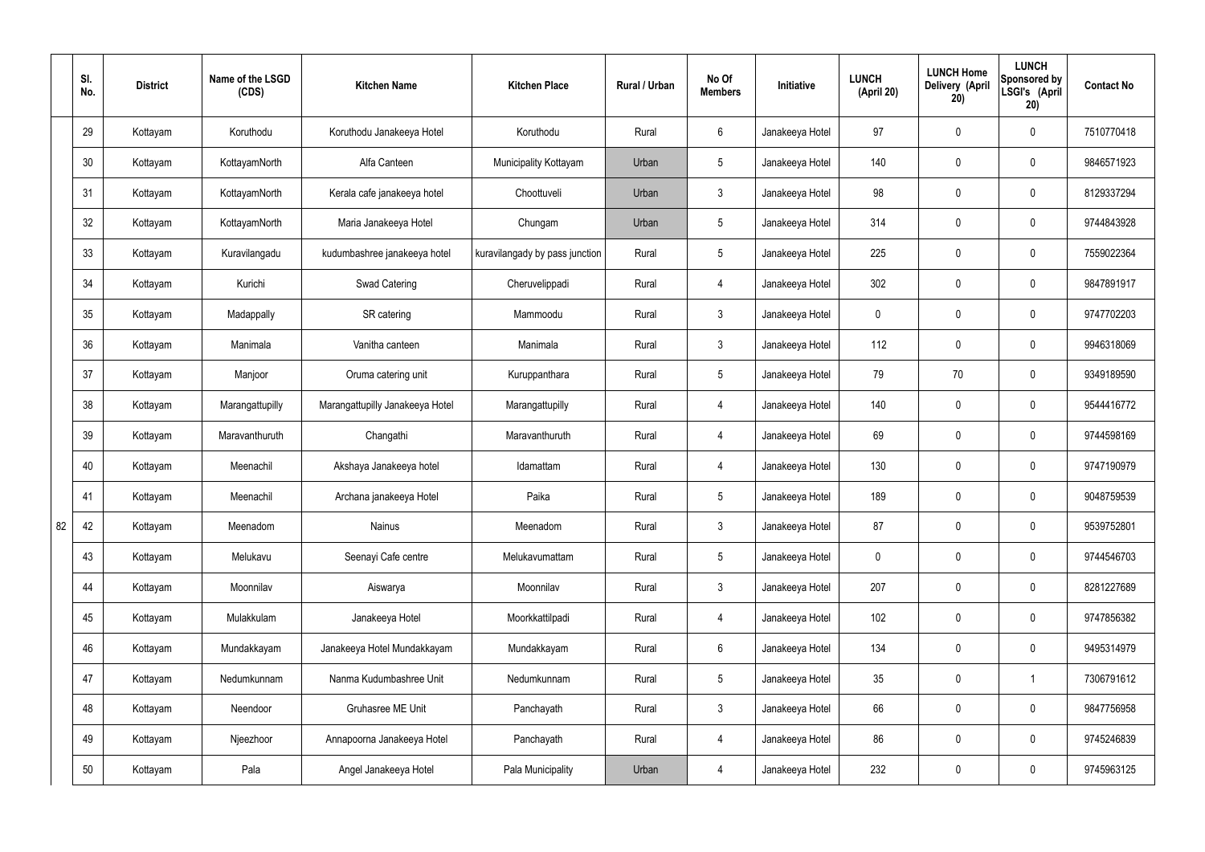| | Sl. No. | District | Name of the LSGD (CDS) | Kitchen Name | Kitchen Place | Rural / Urban | No Of Members | Initiative | LUNCH (April 20) | LUNCH Home Delivery (April 20) | LUNCH Sponsored by LSGI's (April 20) | Contact No |
|---|---|---|---|---|---|---|---|---|---|---|---|---|
| | 29 | Kottayam | Koruthodu | Koruthodu Janakeeya Hotel | Koruthodu | Rural | 6 | Janakeeya Hotel | 97 | 0 | 0 | 7510770418 |
| | 30 | Kottayam | KottayamNorth | Alfa Canteen | Municipality Kottayam | Urban | 5 | Janakeeya Hotel | 140 | 0 | 0 | 9846571923 |
| | 31 | Kottayam | KottayamNorth | Kerala cafe janakeeya hotel | Choottuveli | Urban | 3 | Janakeeya Hotel | 98 | 0 | 0 | 8129337294 |
| | 32 | Kottayam | KottayamNorth | Maria Janakeeya Hotel | Chungam | Urban | 5 | Janakeeya Hotel | 314 | 0 | 0 | 9744843928 |
| | 33 | Kottayam | Kuravilangadu | kudumbashree janakeeya hotel | kuravilangady by pass junction | Rural | 5 | Janakeeya Hotel | 225 | 0 | 0 | 7559022364 |
| | 34 | Kottayam | Kurichi | Swad Catering | Cheruvelippadi | Rural | 4 | Janakeeya Hotel | 302 | 0 | 0 | 9847891917 |
| | 35 | Kottayam | Madappally | SR catering | Mammoodu | Rural | 3 | Janakeeya Hotel | 0 | 0 | 0 | 9747702203 |
| | 36 | Kottayam | Manimala | Vanitha canteen | Manimala | Rural | 3 | Janakeeya Hotel | 112 | 0 | 0 | 9946318069 |
| | 37 | Kottayam | Manjoor | Oruma catering unit | Kuruppanthara | Rural | 5 | Janakeeya Hotel | 79 | 70 | 0 | 9349189590 |
| | 38 | Kottayam | Marangattupilly | Marangattupilly Janakeeya Hotel | Marangattupilly | Rural | 4 | Janakeeya Hotel | 140 | 0 | 0 | 9544416772 |
| | 39 | Kottayam | Maravanthuruth | Changathi | Maravanthuruth | Rural | 4 | Janakeeya Hotel | 69 | 0 | 0 | 9744598169 |
| | 40 | Kottayam | Meenachil | Akshaya Janakeeya hotel | Idamattam | Rural | 4 | Janakeeya Hotel | 130 | 0 | 0 | 9747190979 |
| | 41 | Kottayam | Meenachil | Archana janakeeya Hotel | Paika | Rural | 5 | Janakeeya Hotel | 189 | 0 | 0 | 9048759539 |
| 82 | 42 | Kottayam | Meenadom | Nainus | Meenadom | Rural | 3 | Janakeeya Hotel | 87 | 0 | 0 | 9539752801 |
| | 43 | Kottayam | Melukavu | Seenayi Cafe centre | Melukavumattam | Rural | 5 | Janakeeya Hotel | 0 | 0 | 0 | 9744546703 |
| | 44 | Kottayam | Moonnilav | Aiswarya | Moonnilav | Rural | 3 | Janakeeya Hotel | 207 | 0 | 0 | 8281227689 |
| | 45 | Kottayam | Mulakkulam | Janakeeya Hotel | Moorkkattilpadi | Rural | 4 | Janakeeya Hotel | 102 | 0 | 0 | 9747856382 |
| | 46 | Kottayam | Mundakkayam | Janakeeya Hotel Mundakkayam | Mundakkayam | Rural | 6 | Janakeeya Hotel | 134 | 0 | 0 | 9495314979 |
| | 47 | Kottayam | Nedumkunnam | Nanma Kudumbashree Unit | Nedumkunnam | Rural | 5 | Janakeeya Hotel | 35 | 0 | 1 | 7306791612 |
| | 48 | Kottayam | Neendoor | Gruhasree ME Unit | Panchayath | Rural | 3 | Janakeeya Hotel | 66 | 0 | 0 | 9847756958 |
| | 49 | Kottayam | Njeezhoor | Annapoorna Janakeeya Hotel | Panchayath | Rural | 4 | Janakeeya Hotel | 86 | 0 | 0 | 9745246839 |
| | 50 | Kottayam | Pala | Angel Janakeeya Hotel | Pala Municipality | Urban | 4 | Janakeeya Hotel | 232 | 0 | 0 | 9745963125 |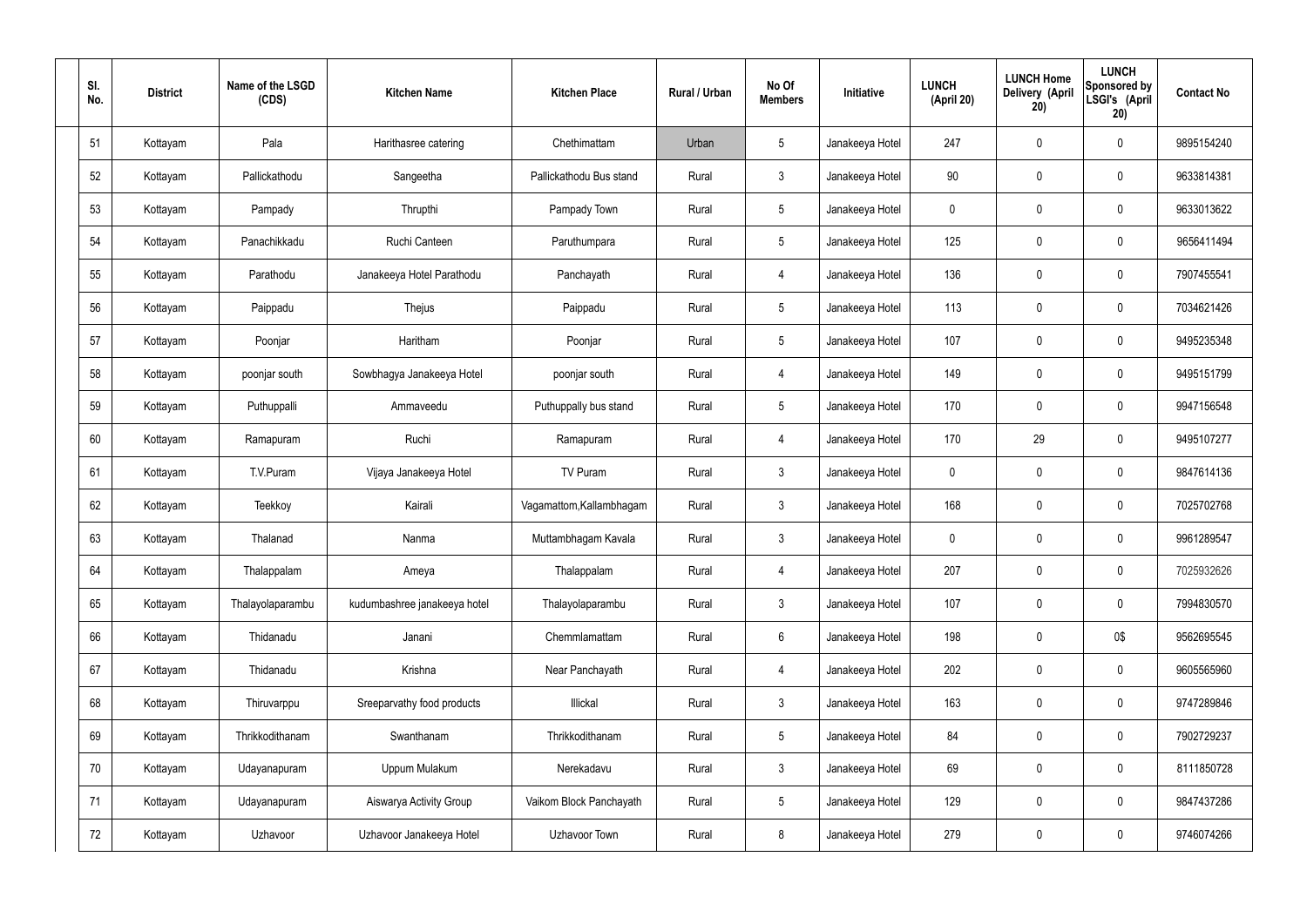| Sl. No. | District | Name of the LSGD (CDS) | Kitchen Name | Kitchen Place | Rural / Urban | No Of Members | Initiative | LUNCH (April 20) | LUNCH Home Delivery (April 20) | LUNCH Sponsored by LSGI's (April 20) | Contact No |
|---|---|---|---|---|---|---|---|---|---|---|---|
| 51 | Kottayam | Pala | Harithasree catering | Chethimattam | Urban | 5 | Janakeeya Hotel | 247 | 0 | 0 | 9895154240 |
| 52 | Kottayam | Pallickathodu | Sangeetha | Pallickathodu Bus stand | Rural | 3 | Janakeeya Hotel | 90 | 0 | 0 | 9633814381 |
| 53 | Kottayam | Pampady | Thrupthi | Pampady Town | Rural | 5 | Janakeeya Hotel | 0 | 0 | 0 | 9633013622 |
| 54 | Kottayam | Panachikkadu | Ruchi Canteen | Paruthumpara | Rural | 5 | Janakeeya Hotel | 125 | 0 | 0 | 9656411494 |
| 55 | Kottayam | Parathodu | Janakeeya Hotel Parathodu | Panchayath | Rural | 4 | Janakeeya Hotel | 136 | 0 | 0 | 7907455541 |
| 56 | Kottayam | Paippadu | Thejus | Paippadu | Rural | 5 | Janakeeya Hotel | 113 | 0 | 0 | 7034621426 |
| 57 | Kottayam | Poonjar | Haritham | Poonjar | Rural | 5 | Janakeeya Hotel | 107 | 0 | 0 | 9495235348 |
| 58 | Kottayam | poonjar south | Sowbhagya Janakeeya Hotel | poonjar south | Rural | 4 | Janakeeya Hotel | 149 | 0 | 0 | 9495151799 |
| 59 | Kottayam | Puthuppalli | Ammaveedu | Puthuppally bus stand | Rural | 5 | Janakeeya Hotel | 170 | 0 | 0 | 9947156548 |
| 60 | Kottayam | Ramapuram | Ruchi | Ramapuram | Rural | 4 | Janakeeya Hotel | 170 | 29 | 0 | 9495107277 |
| 61 | Kottayam | T.V.Puram | Vijaya Janakeeya Hotel | TV Puram | Rural | 3 | Janakeeya Hotel | 0 | 0 | 0 | 9847614136 |
| 62 | Kottayam | Teekkoy | Kairali | Vagamattom,Kallambhagam | Rural | 3 | Janakeeya Hotel | 168 | 0 | 0 | 7025702768 |
| 63 | Kottayam | Thalanad | Nanma | Muttambhagam Kavala | Rural | 3 | Janakeeya Hotel | 0 | 0 | 0 | 9961289547 |
| 64 | Kottayam | Thalappalam | Ameya | Thalappalam | Rural | 4 | Janakeeya Hotel | 207 | 0 | 0 | 7025932626 |
| 65 | Kottayam | Thalayolaparambu | kudumbashree janakeeya hotel | Thalayolaparambu | Rural | 3 | Janakeeya Hotel | 107 | 0 | 0 | 7994830570 |
| 66 | Kottayam | Thidanadu | Janani | Chemmlamattam | Rural | 6 | Janakeeya Hotel | 198 | 0 | 0$ | 9562695545 |
| 67 | Kottayam | Thidanadu | Krishna | Near Panchayath | Rural | 4 | Janakeeya Hotel | 202 | 0 | 0 | 9605565960 |
| 68 | Kottayam | Thiruvarppu | Sreeparvathy food products | Illickal | Rural | 3 | Janakeeya Hotel | 163 | 0 | 0 | 9747289846 |
| 69 | Kottayam | Thrikkodithanam | Swanthanam | Thrikkodithanam | Rural | 5 | Janakeeya Hotel | 84 | 0 | 0 | 7902729237 |
| 70 | Kottayam | Udayanapuram | Uppum Mulakum | Nerekadavu | Rural | 3 | Janakeeya Hotel | 69 | 0 | 0 | 8111850728 |
| 71 | Kottayam | Udayanapuram | Aiswarya Activity Group | Vaikom Block Panchayath | Rural | 5 | Janakeeya Hotel | 129 | 0 | 0 | 9847437286 |
| 72 | Kottayam | Uzhavoor | Uzhavoor Janakeeya Hotel | Uzhavoor Town | Rural | 8 | Janakeeya Hotel | 279 | 0 | 0 | 9746074266 |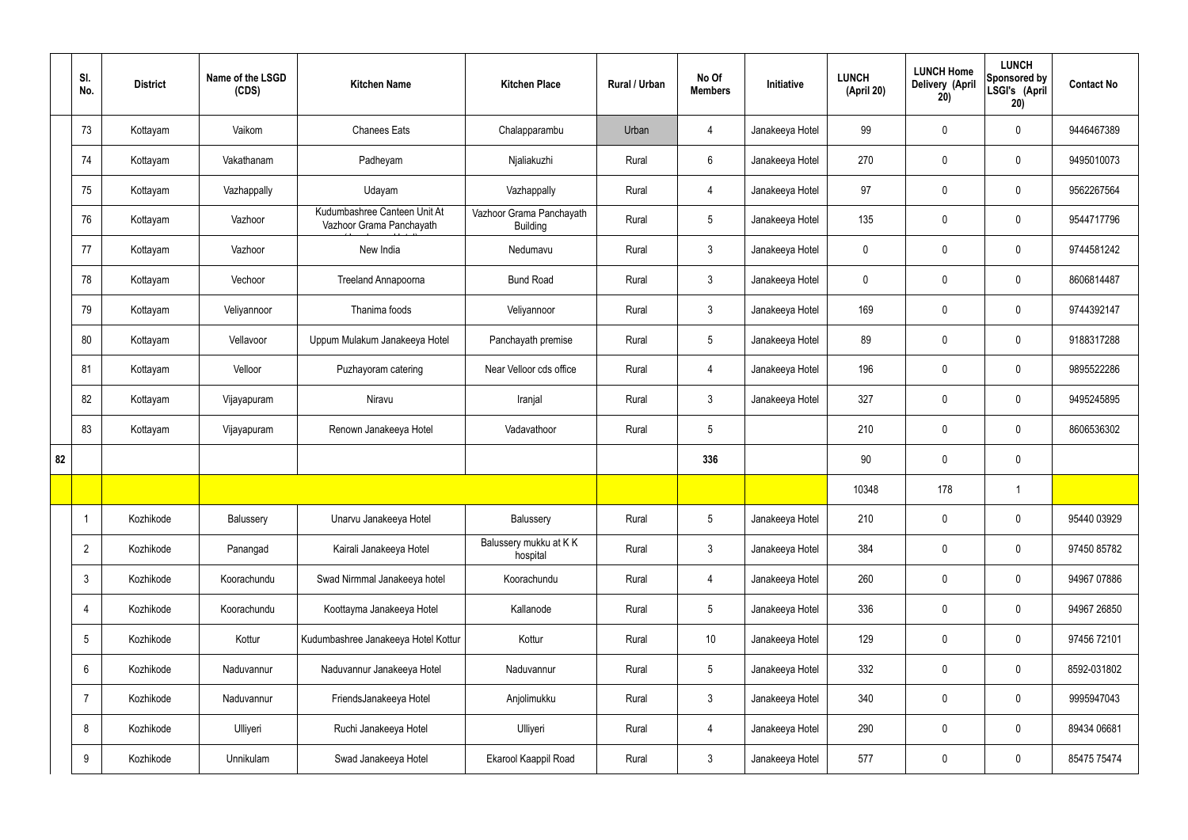| | Sl. No. | District | Name of the LSGD (CDS) | Kitchen Name | Kitchen Place | Rural / Urban | No Of Members | Initiative | LUNCH (April 20) | LUNCH Home Delivery (April 20) | LUNCH Sponsored by LSGI's (April 20) | Contact No |
|---|---|---|---|---|---|---|---|---|---|---|---|---|
| | 73 | Kottayam | Vaikom | Chanees Eats | Chalapparambu | Urban | 4 | Janakeeya Hotel | 99 | 0 | 0 | 9446467389 |
| | 74 | Kottayam | Vakathanam | Padheyam | Njaliakuzhi | Rural | 6 | Janakeeya Hotel | 270 | 0 | 0 | 9495010073 |
| | 75 | Kottayam | Vazhappally | Udayam | Vazhappally | Rural | 4 | Janakeeya Hotel | 97 | 0 | 0 | 9562267564 |
| | 76 | Kottayam | Vazhoor | Kudumbashree Canteen Unit At Vazhoor Grama Panchayath | Vazhoor Grama Panchayath Building | Rural | 5 | Janakeeya Hotel | 135 | 0 | 0 | 9544717796 |
| | 77 | Kottayam | Vazhoor | New India | Nedumavu | Rural | 3 | Janakeeya Hotel | 0 | 0 | 0 | 9744581242 |
| | 78 | Kottayam | Vechoor | Treeland Annapoorna | Bund Road | Rural | 3 | Janakeeya Hotel | 0 | 0 | 0 | 8606814487 |
| | 79 | Kottayam | Veliyannoor | Thanima foods | Veliyannoor | Rural | 3 | Janakeeya Hotel | 169 | 0 | 0 | 9744392147 |
| | 80 | Kottayam | Vellavoor | Uppum Mulakum Janakeeya Hotel | Panchayath premise | Rural | 5 | Janakeeya Hotel | 89 | 0 | 0 | 9188317288 |
| | 81 | Kottayam | Velloor | Puzhayoram catering | Near Velloor cds office | Rural | 4 | Janakeeya Hotel | 196 | 0 | 0 | 9895522286 |
| | 82 | Kottayam | Vijayapuram | Niravu | Iranjal | Rural | 3 | Janakeeya Hotel | 327 | 0 | 0 | 9495245895 |
| | 83 | Kottayam | Vijayapuram | Renown Janakeeya Hotel | Vadavathoor | Rural | 5 | | 210 | 0 | 0 | 8606536302 |
| 82 | | | | | | | 336 | | 90 | 0 | 0 | |
| | | | | | | | | | 10348 | 178 | 1 | |
| | 1 | Kozhikode | Balussery | Unarvu Janakeeya Hotel | Balussery | Rural | 5 | Janakeeya Hotel | 210 | 0 | 0 | 95440 03929 |
| | 2 | Kozhikode | Panangad | Kairali Janakeeya Hotel | Balussery mukku at K K hospital | Rural | 3 | Janakeeya Hotel | 384 | 0 | 0 | 97450 85782 |
| | 3 | Kozhikode | Koorachundu | Swad Nirmmal Janakeeya hotel | Koorachundu | Rural | 4 | Janakeeya Hotel | 260 | 0 | 0 | 94967 07886 |
| | 4 | Kozhikode | Koorachundu | Koottayma Janakeeya Hotel | Kallanode | Rural | 5 | Janakeeya Hotel | 336 | 0 | 0 | 94967 26850 |
| | 5 | Kozhikode | Kottur | Kudumbashree Janakeeya Hotel Kottur | Kottur | Rural | 10 | Janakeeya Hotel | 129 | 0 | 0 | 97456 72101 |
| | 6 | Kozhikode | Naduvannur | Naduvannur Janakeeya Hotel | Naduvannur | Rural | 5 | Janakeeya Hotel | 332 | 0 | 0 | 8592-031802 |
| | 7 | Kozhikode | Naduvannur | FriendsJanakeeya Hotel | Anjolimukku | Rural | 3 | Janakeeya Hotel | 340 | 0 | 0 | 9995947043 |
| | 8 | Kozhikode | Ulliyeri | Ruchi Janakeeya Hotel | Ulliyeri | Rural | 4 | Janakeeya Hotel | 290 | 0 | 0 | 89434 06681 |
| | 9 | Kozhikode | Unnikulam | Swad Janakeeya Hotel | Ekarool Kaappil Road | Rural | 3 | Janakeeya Hotel | 577 | 0 | 0 | 85475 75474 |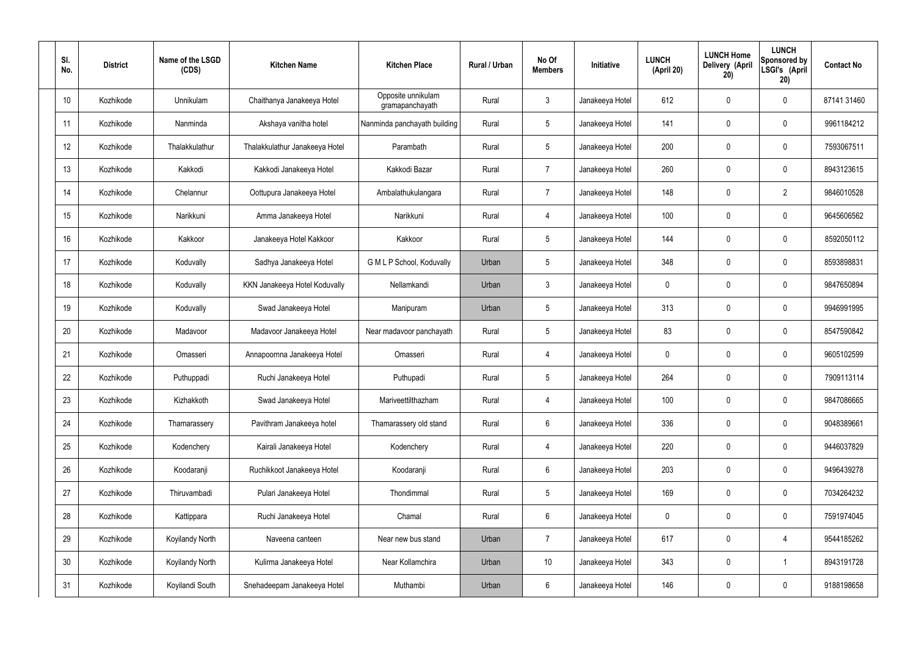| Sl. No. | District | Name of the LSGD (CDS) | Kitchen Name | Kitchen Place | Rural / Urban | No Of Members | Initiative | LUNCH (April 20) | LUNCH Home Delivery (April 20) | LUNCH Sponsored by LSGI's (April 20) | Contact No |
|---|---|---|---|---|---|---|---|---|---|---|---|
| 10 | Kozhikode | Unnikulam | Chaithanya Janakeeya Hotel | Opposite unnikulam gramapanchayath | Rural | 3 | Janakeeya Hotel | 612 | 0 | 0 | 87141 31460 |
| 11 | Kozhikode | Nanminda | Akshaya vanitha hotel | Nanminda panchayath building | Rural | 5 | Janakeeya Hotel | 141 | 0 | 0 | 9961184212 |
| 12 | Kozhikode | Thalakkulathur | Thalakkulathur Janakeeya Hotel | Parambath | Rural | 5 | Janakeeya Hotel | 200 | 0 | 0 | 7593067511 |
| 13 | Kozhikode | Kakkodi | Kakkodi Janakeeya Hotel | Kakkodi Bazar | Rural | 7 | Janakeeya Hotel | 260 | 0 | 0 | 8943123615 |
| 14 | Kozhikode | Chelannur | Oottupura Janakeeya Hotel | Ambalathukulangara | Rural | 7 | Janakeeya Hotel | 148 | 0 | 2 | 9846010528 |
| 15 | Kozhikode | Narikkuni | Amma Janakeeya Hotel | Narikkuni | Rural | 4 | Janakeeya Hotel | 100 | 0 | 0 | 9645606562 |
| 16 | Kozhikode | Kakkoor | Janakeeya Hotel Kakkoor | Kakkoor | Rural | 5 | Janakeeya Hotel | 144 | 0 | 0 | 8592050112 |
| 17 | Kozhikode | Koduvally | Sadhya Janakeeya Hotel | G M L P School, Koduvally | Urban | 5 | Janakeeya Hotel | 348 | 0 | 0 | 8593898831 |
| 18 | Kozhikode | Koduvally | KKN Janakeeya Hotel Koduvally | Nellamkandi | Urban | 3 | Janakeeya Hotel | 0 | 0 | 0 | 9847650894 |
| 19 | Kozhikode | Koduvally | Swad Janakeeya Hotel | Manipuram | Urban | 5 | Janakeeya Hotel | 313 | 0 | 0 | 9946991995 |
| 20 | Kozhikode | Madavoor | Madavoor Janakeeya Hotel | Near madavoor panchayath | Rural | 5 | Janakeeya Hotel | 83 | 0 | 0 | 8547590842 |
| 21 | Kozhikode | Omasseri | Annapoornna Janakeeya Hotel | Omasseri | Rural | 4 | Janakeeya Hotel | 0 | 0 | 0 | 9605102599 |
| 22 | Kozhikode | Puthuppadi | Ruchi Janakeeya Hotel | Puthupadi | Rural | 5 | Janakeeya Hotel | 264 | 0 | 0 | 7909113114 |
| 23 | Kozhikode | Kizhakkoth | Swad Janakeeya Hotel | Mariveettilthazham | Rural | 4 | Janakeeya Hotel | 100 | 0 | 0 | 9847086665 |
| 24 | Kozhikode | Thamarassery | Pavithram Janakeeya hotel | Thamarassery old stand | Rural | 6 | Janakeeya Hotel | 336 | 0 | 0 | 9048389661 |
| 25 | Kozhikode | Kodenchery | Kairali Janakeeya Hotel | Kodenchery | Rural | 4 | Janakeeya Hotel | 220 | 0 | 0 | 9446037829 |
| 26 | Kozhikode | Koodaranji | Ruchikkoot Janakeeya Hotel | Koodaranji | Rural | 6 | Janakeeya Hotel | 203 | 0 | 0 | 9496439278 |
| 27 | Kozhikode | Thiruvambadi | Pulari Janakeeya Hotel | Thondimmal | Rural | 5 | Janakeeya Hotel | 169 | 0 | 0 | 7034264232 |
| 28 | Kozhikode | Kattippara | Ruchi Janakeeya Hotel | Chamal | Rural | 6 | Janakeeya Hotel | 0 | 0 | 0 | 7591974045 |
| 29 | Kozhikode | Koyilandy North | Naveena canteen | Near new bus stand | Urban | 7 | Janakeeya Hotel | 617 | 0 | 4 | 9544185262 |
| 30 | Kozhikode | Koyilandy North | Kulirma Janakeeya Hotel | Near Kollamchira | Urban | 10 | Janakeeya Hotel | 343 | 0 | 1 | 8943191728 |
| 31 | Kozhikode | Koyilandi South | Snehadeepam Janakeeya Hotel | Muthambi | Urban | 6 | Janakeeya Hotel | 146 | 0 | 0 | 9188198658 |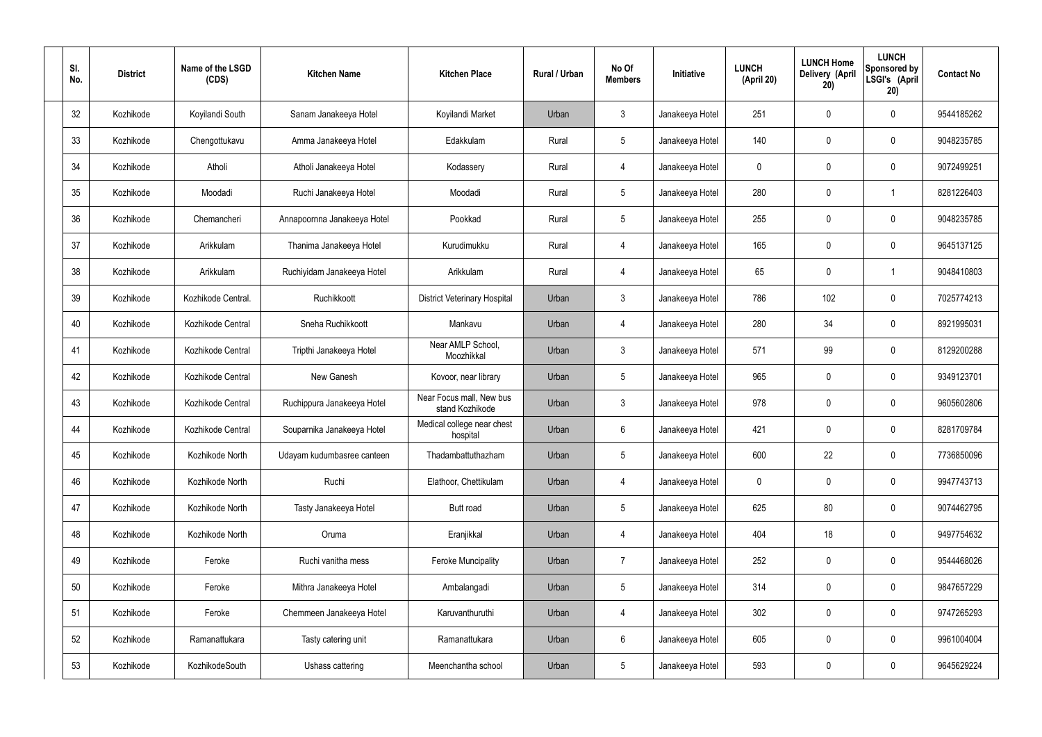| Sl. No. | District | Name of the LSGD (CDS) | Kitchen Name | Kitchen Place | Rural / Urban | No Of Members | Initiative | LUNCH (April 20) | LUNCH Home Delivery (April 20) | LUNCH Sponsored by LSGI's (April 20) | Contact No |
|---|---|---|---|---|---|---|---|---|---|---|---|
| 32 | Kozhikode | Koyilandi South | Sanam Janakeeya Hotel | Koyilandi Market | Urban | 3 | Janakeeya Hotel | 251 | 0 | 0 | 9544185262 |
| 33 | Kozhikode | Chengottukavu | Amma Janakeeya Hotel | Edakkulam | Rural | 5 | Janakeeya Hotel | 140 | 0 | 0 | 9048235785 |
| 34 | Kozhikode | Atholi | Atholi Janakeeya Hotel | Kodassery | Rural | 4 | Janakeeya Hotel | 0 | 0 | 0 | 9072499251 |
| 35 | Kozhikode | Moodadi | Ruchi Janakeeya Hotel | Moodadi | Rural | 5 | Janakeeya Hotel | 280 | 0 | 1 | 8281226403 |
| 36 | Kozhikode | Chemancheri | Annapoornna Janakeeya Hotel | Pookkad | Rural | 5 | Janakeeya Hotel | 255 | 0 | 0 | 9048235785 |
| 37 | Kozhikode | Arikkulam | Thanima Janakeeya Hotel | Kurudimukku | Rural | 4 | Janakeeya Hotel | 165 | 0 | 0 | 9645137125 |
| 38 | Kozhikode | Arikkulam | Ruchiyidam Janakeeya Hotel | Arikkulam | Rural | 4 | Janakeeya Hotel | 65 | 0 | 1 | 9048410803 |
| 39 | Kozhikode | Kozhikode Central. | Ruchikkoott | District Veterinary Hospital | Urban | 3 | Janakeeya Hotel | 786 | 102 | 0 | 7025774213 |
| 40 | Kozhikode | Kozhikode Central | Sneha Ruchikkoott | Mankavu | Urban | 4 | Janakeeya Hotel | 280 | 34 | 0 | 8921995031 |
| 41 | Kozhikode | Kozhikode Central | Tripthi Janakeeya Hotel | Near AMLP School, Moozhikkal | Urban | 3 | Janakeeya Hotel | 571 | 99 | 0 | 8129200288 |
| 42 | Kozhikode | Kozhikode Central | New Ganesh | Kovoor, near library | Urban | 5 | Janakeeya Hotel | 965 | 0 | 0 | 9349123701 |
| 43 | Kozhikode | Kozhikode Central | Ruchippura Janakeeya Hotel | Near Focus mall, New bus stand Kozhikode | Urban | 3 | Janakeeya Hotel | 978 | 0 | 0 | 9605602806 |
| 44 | Kozhikode | Kozhikode Central | Souparnika Janakeeya Hotel | Medical college near chest hospital | Urban | 6 | Janakeeya Hotel | 421 | 0 | 0 | 8281709784 |
| 45 | Kozhikode | Kozhikode North | Udayam kudumbasree canteen | Thadambattuthazham | Urban | 5 | Janakeeya Hotel | 600 | 22 | 0 | 7736850096 |
| 46 | Kozhikode | Kozhikode North | Ruchi | Elathoor, Chettikulam | Urban | 4 | Janakeeya Hotel | 0 | 0 | 0 | 9947743713 |
| 47 | Kozhikode | Kozhikode North | Tasty Janakeeya Hotel | Butt road | Urban | 5 | Janakeeya Hotel | 625 | 80 | 0 | 9074462795 |
| 48 | Kozhikode | Kozhikode North | Oruma | Eranjikkal | Urban | 4 | Janakeeya Hotel | 404 | 18 | 0 | 9497754632 |
| 49 | Kozhikode | Feroke | Ruchi vanitha mess | Feroke Muncipality | Urban | 7 | Janakeeya Hotel | 252 | 0 | 0 | 9544468026 |
| 50 | Kozhikode | Feroke | Mithra Janakeeya Hotel | Ambalangadi | Urban | 5 | Janakeeya Hotel | 314 | 0 | 0 | 9847657229 |
| 51 | Kozhikode | Feroke | Chemmeen Janakeeya Hotel | Karuvanthuruthi | Urban | 4 | Janakeeya Hotel | 302 | 0 | 0 | 9747265293 |
| 52 | Kozhikode | Ramanattukara | Tasty catering unit | Ramanattukara | Urban | 6 | Janakeeya Hotel | 605 | 0 | 0 | 9961004004 |
| 53 | Kozhikode | KozhikodeSouth | Ushass cattering | Meenchantha school | Urban | 5 | Janakeeya Hotel | 593 | 0 | 0 | 9645629224 |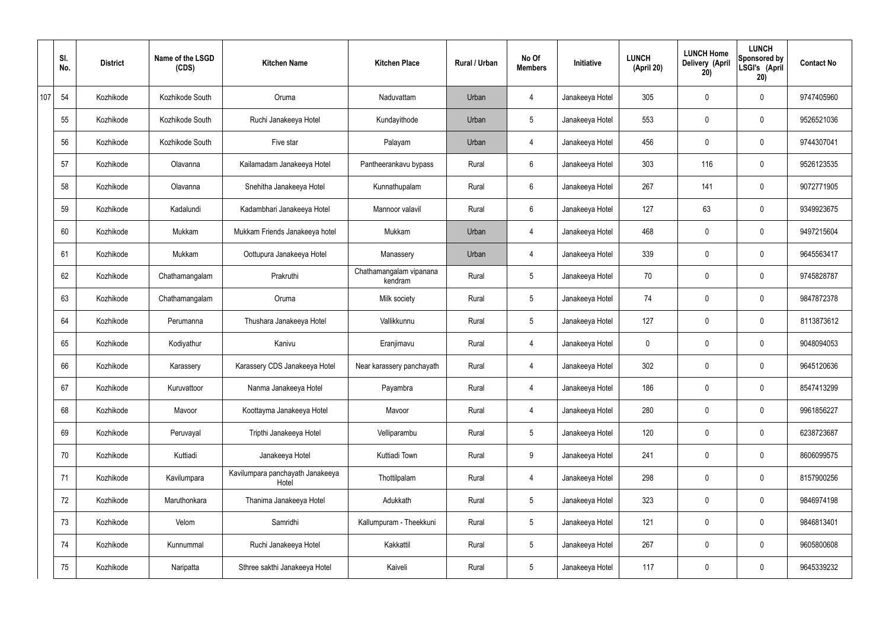| | Sl. No. | District | Name of the LSGD (CDS) | Kitchen Name | Kitchen Place | Rural / Urban | No Of Members | Initiative | LUNCH (April 20) | LUNCH Home Delivery (April 20) | LUNCH Sponsored by LSGI's (April 20) | Contact No |
|---|---|---|---|---|---|---|---|---|---|---|---|---|
| 107 | 54 | Kozhikode | Kozhikode South | Oruma | Naduvattam | Urban | 4 | Janakeeya Hotel | 305 | 0 | 0 | 9747405960 |
| | 55 | Kozhikode | Kozhikode South | Ruchi Janakeeya Hotel | Kundayithode | Urban | 5 | Janakeeya Hotel | 553 | 0 | 0 | 9526521036 |
| | 56 | Kozhikode | Kozhikode South | Five star | Palayam | Urban | 4 | Janakeeya Hotel | 456 | 0 | 0 | 9744307041 |
| | 57 | Kozhikode | Olavanna | Kailamadam Janakeeya Hotel | Pantheerankavu bypass | Rural | 6 | Janakeeya Hotel | 303 | 116 | 0 | 9526123535 |
| | 58 | Kozhikode | Olavanna | Snehitha Janakeeya Hotel | Kunnathupalam | Rural | 6 | Janakeeya Hotel | 267 | 141 | 0 | 9072771905 |
| | 59 | Kozhikode | Kadalundi | Kadambhari Janakeeya Hotel | Mannoor valavil | Rural | 6 | Janakeeya Hotel | 127 | 63 | 0 | 9349923675 |
| | 60 | Kozhikode | Mukkam | Mukkam Friends Janakeeya hotel | Mukkam | Urban | 4 | Janakeeya Hotel | 468 | 0 | 0 | 9497215604 |
| | 61 | Kozhikode | Mukkam | Oottupura Janakeeya Hotel | Manassery | Urban | 4 | Janakeeya Hotel | 339 | 0 | 0 | 9645563417 |
| | 62 | Kozhikode | Chathamangalam | Prakruthi | Chathamangalam vipanana kendram | Rural | 5 | Janakeeya Hotel | 70 | 0 | 0 | 9745828787 |
| | 63 | Kozhikode | Chathamangalam | Oruma | Milk society | Rural | 5 | Janakeeya Hotel | 74 | 0 | 0 | 9847872378 |
| | 64 | Kozhikode | Perumanna | Thushara Janakeeya Hotel | Vallikkunnu | Rural | 5 | Janakeeya Hotel | 127 | 0 | 0 | 8113873612 |
| | 65 | Kozhikode | Kodiyathur | Kanivu | Eranjimavu | Rural | 4 | Janakeeya Hotel | 0 | 0 | 0 | 9048094053 |
| | 66 | Kozhikode | Karassery | Karassery CDS Janakeeya Hotel | Near karassery panchayath | Rural | 4 | Janakeeya Hotel | 302 | 0 | 0 | 9645120636 |
| | 67 | Kozhikode | Kuruvattoor | Nanma Janakeeya Hotel | Payambra | Rural | 4 | Janakeeya Hotel | 186 | 0 | 0 | 8547413299 |
| | 68 | Kozhikode | Mavoor | Koottayma Janakeeya Hotel | Mavoor | Rural | 4 | Janakeeya Hotel | 280 | 0 | 0 | 9961856227 |
| | 69 | Kozhikode | Peruvayal | Tripthi Janakeeya Hotel | Velliparambu | Rural | 5 | Janakeeya Hotel | 120 | 0 | 0 | 6238723687 |
| | 70 | Kozhikode | Kuttiadi | Janakeeya Hotel | Kuttiadi Town | Rural | 9 | Janakeeya Hotel | 241 | 0 | 0 | 8606099575 |
| | 71 | Kozhikode | Kavilumpara | Kavilumpara panchayath Janakeeya Hotel | Thottilpalam | Rural | 4 | Janakeeya Hotel | 298 | 0 | 0 | 8157900256 |
| | 72 | Kozhikode | Maruthonkara | Thanima Janakeeya Hotel | Adukkath | Rural | 5 | Janakeeya Hotel | 323 | 0 | 0 | 9846974198 |
| | 73 | Kozhikode | Velom | Samridhi | Kallumpuram - Theekkuni | Rural | 5 | Janakeeya Hotel | 121 | 0 | 0 | 9846813401 |
| | 74 | Kozhikode | Kunnummal | Ruchi Janakeeya Hotel | Kakkattil | Rural | 5 | Janakeeya Hotel | 267 | 0 | 0 | 9605800608 |
| | 75 | Kozhikode | Naripatta | Sthree sakthi Janakeeya Hotel | Kaiveli | Rural | 5 | Janakeeya Hotel | 117 | 0 | 0 | 9645339232 |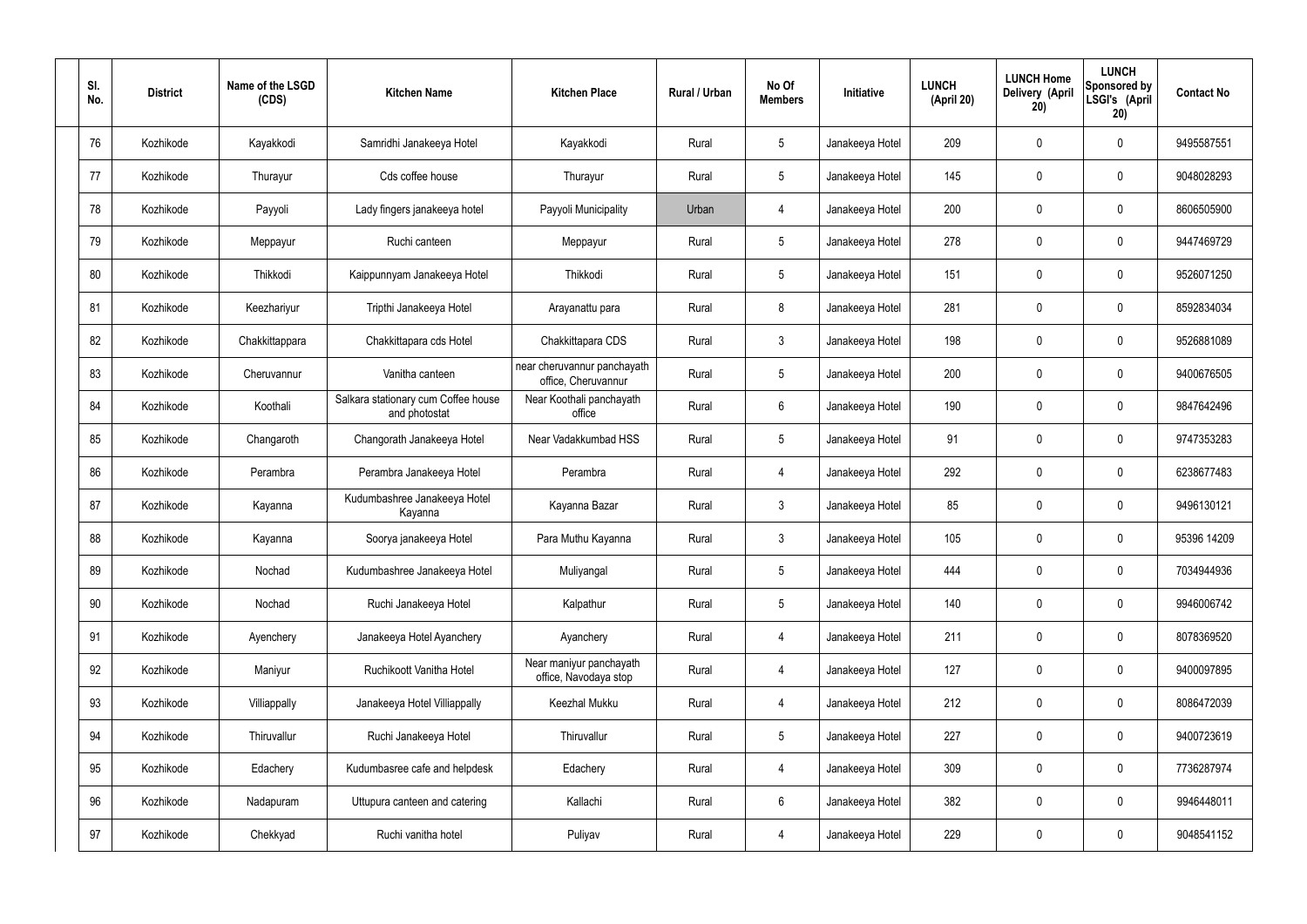| Sl. No. | District | Name of the LSGD (CDS) | Kitchen Name | Kitchen Place | Rural / Urban | No Of Members | Initiative | LUNCH (April 20) | LUNCH Home Delivery (April 20) | LUNCH Sponsored by LSGI's (April 20) | Contact No |
|---|---|---|---|---|---|---|---|---|---|---|---|
| 76 | Kozhikode | Kayakkodi | Samridhi Janakeeya Hotel | Kayakkodi | Rural | 5 | Janakeeya Hotel | 209 | 0 | 0 | 9495587551 |
| 77 | Kozhikode | Thurayur | Cds coffee house | Thurayur | Rural | 5 | Janakeeya Hotel | 145 | 0 | 0 | 9048028293 |
| 78 | Kozhikode | Payyoli | Lady fingers janakeeya hotel | Payyoli Municipality | Urban | 4 | Janakeeya Hotel | 200 | 0 | 0 | 8606505900 |
| 79 | Kozhikode | Meppayur | Ruchi canteen | Meppayur | Rural | 5 | Janakeeya Hotel | 278 | 0 | 0 | 9447469729 |
| 80 | Kozhikode | Thikkodi | Kaippunnyam Janakeeya Hotel | Thikkodi | Rural | 5 | Janakeeya Hotel | 151 | 0 | 0 | 9526071250 |
| 81 | Kozhikode | Keezhariyur | Tripthi Janakeeya Hotel | Arayanattu para | Rural | 8 | Janakeeya Hotel | 281 | 0 | 0 | 8592834034 |
| 82 | Kozhikode | Chakkittappara | Chakkittapara cds Hotel | Chakkittapara CDS | Rural | 3 | Janakeeya Hotel | 198 | 0 | 0 | 9526881089 |
| 83 | Kozhikode | Cheruvannur | Vanitha canteen | near cheruvannur panchayath office, Cheruvannur | Rural | 5 | Janakeeya Hotel | 200 | 0 | 0 | 9400676505 |
| 84 | Kozhikode | Koothali | Salkara stationary cum Coffee house and photostat | Near Koothali panchayath office | Rural | 6 | Janakeeya Hotel | 190 | 0 | 0 | 9847642496 |
| 85 | Kozhikode | Changaroth | Changorath Janakeeya Hotel | Near Vadakkumbad HSS | Rural | 5 | Janakeeya Hotel | 91 | 0 | 0 | 9747353283 |
| 86 | Kozhikode | Perambra | Perambra Janakeeya Hotel | Perambra | Rural | 4 | Janakeeya Hotel | 292 | 0 | 0 | 6238677483 |
| 87 | Kozhikode | Kayanna | Kudumbashree Janakeeya Hotel Kayanna | Kayanna Bazar | Rural | 3 | Janakeeya Hotel | 85 | 0 | 0 | 9496130121 |
| 88 | Kozhikode | Kayanna | Soorya janakeeya Hotel | Para Muthu Kayanna | Rural | 3 | Janakeeya Hotel | 105 | 0 | 0 | 95396 14209 |
| 89 | Kozhikode | Nochad | Kudumbashree Janakeeya Hotel | Muliyangal | Rural | 5 | Janakeeya Hotel | 444 | 0 | 0 | 7034944936 |
| 90 | Kozhikode | Nochad | Ruchi Janakeeya Hotel | Kalpathur | Rural | 5 | Janakeeya Hotel | 140 | 0 | 0 | 9946006742 |
| 91 | Kozhikode | Ayenchery | Janakeeya Hotel Ayanchery | Ayanchery | Rural | 4 | Janakeeya Hotel | 211 | 0 | 0 | 8078369520 |
| 92 | Kozhikode | Maniyur | Ruchikoott Vanitha Hotel | Near maniyur panchayath office, Navodaya stop | Rural | 4 | Janakeeya Hotel | 127 | 0 | 0 | 9400097895 |
| 93 | Kozhikode | Villiappally | Janakeeya Hotel Villiappally | Keezhal Mukku | Rural | 4 | Janakeeya Hotel | 212 | 0 | 0 | 8086472039 |
| 94 | Kozhikode | Thiruvallur | Ruchi Janakeeya Hotel | Thiruvallur | Rural | 5 | Janakeeya Hotel | 227 | 0 | 0 | 9400723619 |
| 95 | Kozhikode | Edachery | Kudumbasree cafe and helpdesk | Edachery | Rural | 4 | Janakeeya Hotel | 309 | 0 | 0 | 7736287974 |
| 96 | Kozhikode | Nadapuram | Uttupura canteen and catering | Kallachi | Rural | 6 | Janakeeya Hotel | 382 | 0 | 0 | 9946448011 |
| 97 | Kozhikode | Chekkyad | Ruchi vanitha hotel | Puliyav | Rural | 4 | Janakeeya Hotel | 229 | 0 | 0 | 9048541152 |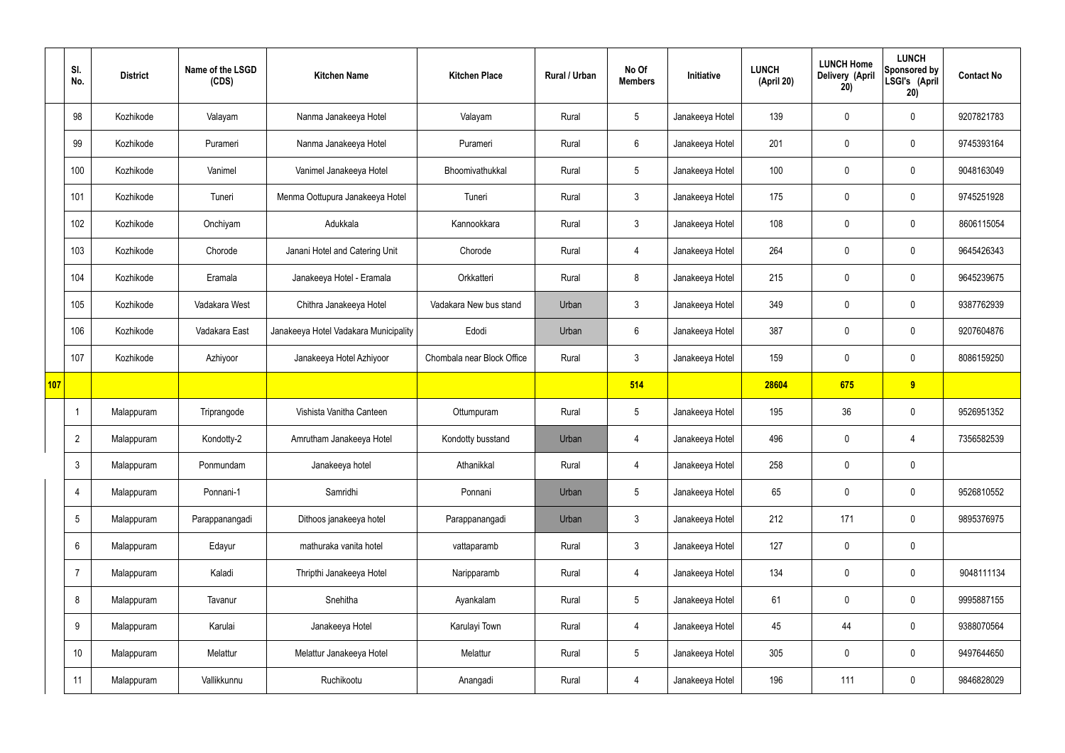| | Sl. No. | District | Name of the LSGD (CDS) | Kitchen Name | Kitchen Place | Rural / Urban | No Of Members | Initiative | LUNCH (April 20) | LUNCH Home Delivery (April 20) | LUNCH Sponsored by LSGI's (April 20) | Contact No |
|---|---|---|---|---|---|---|---|---|---|---|---|---|
| | 98 | Kozhikode | Valayam | Nanma Janakeeya Hotel | Valayam | Rural | 5 | Janakeeya Hotel | 139 | 0 | 0 | 9207821783 |
| | 99 | Kozhikode | Purameri | Nanma Janakeeya Hotel | Purameri | Rural | 6 | Janakeeya Hotel | 201 | 0 | 0 | 9745393164 |
| | 100 | Kozhikode | Vanimel | Vanimel Janakeeya Hotel | Bhoomivathukkal | Rural | 5 | Janakeeya Hotel | 100 | 0 | 0 | 9048163049 |
| | 101 | Kozhikode | Tuneri | Menma Oottupura Janakeeya Hotel | Tuneri | Rural | 3 | Janakeeya Hotel | 175 | 0 | 0 | 9745251928 |
| | 102 | Kozhikode | Onchiyam | Adukkala | Kannookkara | Rural | 3 | Janakeeya Hotel | 108 | 0 | 0 | 8606115054 |
| | 103 | Kozhikode | Chorode | Janani Hotel and Catering Unit | Chorode | Rural | 4 | Janakeeya Hotel | 264 | 0 | 0 | 9645426343 |
| | 104 | Kozhikode | Eramala | Janakeeya Hotel - Eramala | Orkkatteri | Rural | 8 | Janakeeya Hotel | 215 | 0 | 0 | 9645239675 |
| | 105 | Kozhikode | Vadakara West | Chithra Janakeeya Hotel | Vadakara New bus stand | Urban | 3 | Janakeeya Hotel | 349 | 0 | 0 | 9387762939 |
| | 106 | Kozhikode | Vadakara East | Janakeeya Hotel Vadakara Municipality | Edodi | Urban | 6 | Janakeeya Hotel | 387 | 0 | 0 | 9207604876 |
| | 107 | Kozhikode | Azhiyoor | Janakeeya Hotel Azhiyoor | Chombala near Block Office | Rural | 3 | Janakeeya Hotel | 159 | 0 | 0 | 8086159250 |
| **107** | | | | | | | **514** | | **28604** | **675** | **9** | |
| | 1 | Malappuram | Triprangode | Vishista Vanitha Canteen | Ottumpuram | Rural | 5 | Janakeeya Hotel | 195 | 36 | 0 | 9526951352 |
| | 2 | Malappuram | Kondotty-2 | Amrutham Janakeeya Hotel | Kondotty busstand | Urban | 4 | Janakeeya Hotel | 496 | 0 | 4 | 7356582539 |
| | 3 | Malappuram | Ponmundam | Janakeeya hotel | Athanikkal | Rural | 4 | Janakeeya Hotel | 258 | 0 | 0 | |
| | 4 | Malappuram | Ponnani-1 | Samridhi | Ponnani | Urban | 5 | Janakeeya Hotel | 65 | 0 | 0 | 9526810552 |
| | 5 | Malappuram | Parappanangadi | Dithoos janakeeya hotel | Parappanangadi | Urban | 3 | Janakeeya Hotel | 212 | 171 | 0 | 9895376975 |
| | 6 | Malappuram | Edayur | mathuraka vanita hotel | vattaparamb | Rural | 3 | Janakeeya Hotel | 127 | 0 | 0 | |
| | 7 | Malappuram | Kaladi | Thripthi Janakeeya Hotel | Naripparamb | Rural | 4 | Janakeeya Hotel | 134 | 0 | 0 | 9048111134 |
| | 8 | Malappuram | Tavanur | Snehitha | Ayankalam | Rural | 5 | Janakeeya Hotel | 61 | 0 | 0 | 9995887155 |
| | 9 | Malappuram | Karulai | Janakeeya Hotel | Karulayi Town | Rural | 4 | Janakeeya Hotel | 45 | 44 | 0 | 9388070564 |
| | 10 | Malappuram | Melattur | Melattur Janakeeya Hotel | Melattur | Rural | 5 | Janakeeya Hotel | 305 | 0 | 0 | 9497644650 |
| | 11 | Malappuram | Vallikkunnu | Ruchikootu | Anangadi | Rural | 4 | Janakeeya Hotel | 196 | 111 | 0 | 9846828029 |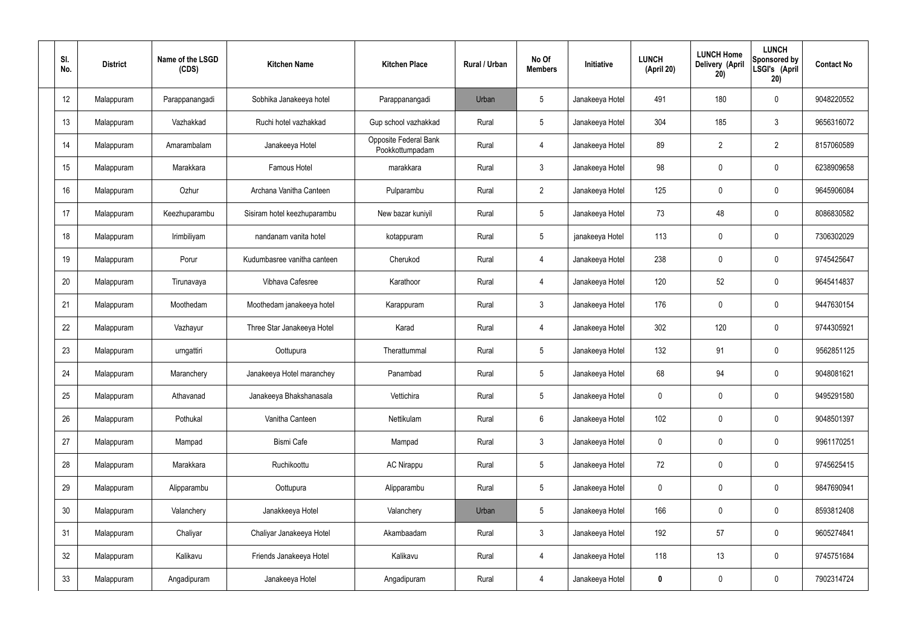| Sl. No. | District | Name of the LSGD (CDS) | Kitchen Name | Kitchen Place | Rural / Urban | No Of Members | Initiative | LUNCH (April 20) | LUNCH Home Delivery (April 20) | LUNCH Sponsored by LSGI's (April 20) | Contact No |
|---|---|---|---|---|---|---|---|---|---|---|---|
| 12 | Malappuram | Parappanangadi | Sobhika Janakeeya hotel | Parappanangadi | Urban | 5 | Janakeeya Hotel | 491 | 180 | 0 | 9048220552 |
| 13 | Malappuram | Vazhakkad | Ruchi hotel vazhakkad | Gup school vazhakkad | Rural | 5 | Janakeeya Hotel | 304 | 185 | 3 | 9656316072 |
| 14 | Malappuram | Amarambalam | Janakeeya Hotel | Opposite Federal Bank Pookkottumpadam | Rural | 4 | Janakeeya Hotel | 89 | 2 | 2 | 8157060589 |
| 15 | Malappuram | Marakkara | Famous Hotel | marakkara | Rural | 3 | Janakeeya Hotel | 98 | 0 | 0 | 6238909658 |
| 16 | Malappuram | Ozhur | Archana Vanitha Canteen | Pulparambu | Rural | 2 | Janakeeya Hotel | 125 | 0 | 0 | 9645906084 |
| 17 | Malappuram | Keezhuparambu | Sisiram hotel keezhuparambu | New bazar kuniyil | Rural | 5 | Janakeeya Hotel | 73 | 48 | 0 | 8086830582 |
| 18 | Malappuram | Irimbiliyam | nandanam vanita hotel | kotappuram | Rural | 5 | janakeeya Hotel | 113 | 0 | 0 | 7306302029 |
| 19 | Malappuram | Porur | Kudumbasree vanitha canteen | Cherukod | Rural | 4 | Janakeeya Hotel | 238 | 0 | 0 | 9745425647 |
| 20 | Malappuram | Tirunavaya | Vibhava Cafesree | Karathoor | Rural | 4 | Janakeeya Hotel | 120 | 52 | 0 | 9645414837 |
| 21 | Malappuram | Moothedam | Moothedam janakeeya hotel | Karappuram | Rural | 3 | Janakeeya Hotel | 176 | 0 | 0 | 9447630154 |
| 22 | Malappuram | Vazhayur | Three Star Janakeeya Hotel | Karad | Rural | 4 | Janakeeya Hotel | 302 | 120 | 0 | 9744305921 |
| 23 | Malappuram | urngattiri | Oottupura | Therattummal | Rural | 5 | Janakeeya Hotel | 132 | 91 | 0 | 9562851125 |
| 24 | Malappuram | Maranchery | Janakeeya Hotel maranchey | Panambad | Rural | 5 | Janakeeya Hotel | 68 | 94 | 0 | 9048081621 |
| 25 | Malappuram | Athavanad | Janakeeya Bhakshanasala | Vettichira | Rural | 5 | Janakeeya Hotel | 0 | 0 | 0 | 9495291580 |
| 26 | Malappuram | Pothukal | Vanitha Canteen | Nettikulam | Rural | 6 | Janakeeya Hotel | 102 | 0 | 0 | 9048501397 |
| 27 | Malappuram | Mampad | Bismi Cafe | Mampad | Rural | 3 | Janakeeya Hotel | 0 | 0 | 0 | 9961170251 |
| 28 | Malappuram | Marakkara | Ruchikoottu | AC Nirappu | Rural | 5 | Janakeeya Hotel | 72 | 0 | 0 | 9745625415 |
| 29 | Malappuram | Alipparambu | Oottupura | Alipparambu | Rural | 5 | Janakeeya Hotel | 0 | 0 | 0 | 9847690941 |
| 30 | Malappuram | Valanchery | Janakkeeya Hotel | Valanchery | Urban | 5 | Janakeeya Hotel | 166 | 0 | 0 | 8593812408 |
| 31 | Malappuram | Chaliyar | Chaliyar Janakeeya Hotel | Akambaadam | Rural | 3 | Janakeeya Hotel | 192 | 57 | 0 | 9605274841 |
| 32 | Malappuram | Kalikavu | Friends Janakeeya Hotel | Kalikavu | Rural | 4 | Janakeeya Hotel | 118 | 13 | 0 | 9745751684 |
| 33 | Malappuram | Angadipuram | Janakeeya Hotel | Angadipuram | Rural | 4 | Janakeeya Hotel | **0** | 0 | 0 | 7902314724 |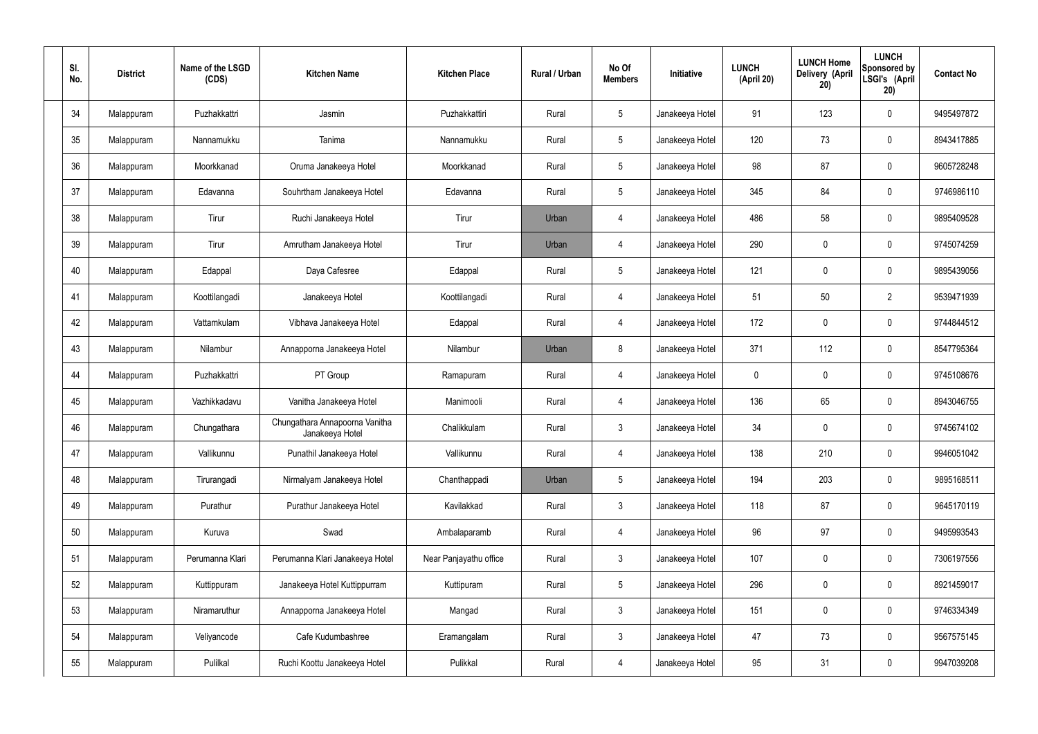| Sl. No. | District | Name of the LSGD (CDS) | Kitchen Name | Kitchen Place | Rural / Urban | No Of Members | Initiative | LUNCH (April 20) | LUNCH Home Delivery (April 20) | LUNCH Sponsored by LSGI's (April 20) | Contact No |
|---|---|---|---|---|---|---|---|---|---|---|---|
| 34 | Malappuram | Puzhakkattri | Jasmin | Puzhakkattiri | Rural | 5 | Janakeeya Hotel | 91 | 123 | 0 | 9495497872 |
| 35 | Malappuram | Nannamukku | Tanima | Nannamukku | Rural | 5 | Janakeeya Hotel | 120 | 73 | 0 | 8943417885 |
| 36 | Malappuram | Moorkkanad | Oruma Janakeeya Hotel | Moorkkanad | Rural | 5 | Janakeeya Hotel | 98 | 87 | 0 | 9605728248 |
| 37 | Malappuram | Edavanna | Souhrtham Janakeeya Hotel | Edavanna | Rural | 5 | Janakeeya Hotel | 345 | 84 | 0 | 9746986110 |
| 38 | Malappuram | Tirur | Ruchi Janakeeya Hotel | Tirur | Urban | 4 | Janakeeya Hotel | 486 | 58 | 0 | 9895409528 |
| 39 | Malappuram | Tirur | Amrutham Janakeeya Hotel | Tirur | Urban | 4 | Janakeeya Hotel | 290 | 0 | 0 | 9745074259 |
| 40 | Malappuram | Edappal | Daya Cafesree | Edappal | Rural | 5 | Janakeeya Hotel | 121 | 0 | 0 | 9895439056 |
| 41 | Malappuram | Koottilangadi | Janakeeya Hotel | Koottilangadi | Rural | 4 | Janakeeya Hotel | 51 | 50 | 2 | 9539471939 |
| 42 | Malappuram | Vattamkulam | Vibhava Janakeeya Hotel | Edappal | Rural | 4 | Janakeeya Hotel | 172 | 0 | 0 | 9744844512 |
| 43 | Malappuram | Nilambur | Annapporna Janakeeya Hotel | Nilambur | Urban | 8 | Janakeeya Hotel | 371 | 112 | 0 | 8547795364 |
| 44 | Malappuram | Puzhakkattri | PT Group | Ramapuram | Rural | 4 | Janakeeya Hotel | 0 | 0 | 0 | 9745108676 |
| 45 | Malappuram | Vazhikkadavu | Vanitha Janakeeya Hotel | Manimooli | Rural | 4 | Janakeeya Hotel | 136 | 65 | 0 | 8943046755 |
| 46 | Malappuram | Chungathara | Chungathara Annapoorna Vanitha Janakeeya Hotel | Chalikkulam | Rural | 3 | Janakeeya Hotel | 34 | 0 | 0 | 9745674102 |
| 47 | Malappuram | Vallikunnu | Punathil Janakeeya Hotel | Vallikunnu | Rural | 4 | Janakeeya Hotel | 138 | 210 | 0 | 9946051042 |
| 48 | Malappuram | Tirurangadi | Nirmalyam Janakeeya Hotel | Chanthappadi | Urban | 5 | Janakeeya Hotel | 194 | 203 | 0 | 9895168511 |
| 49 | Malappuram | Purathur | Purathur Janakeeya Hotel | Kavilakkad | Rural | 3 | Janakeeya Hotel | 118 | 87 | 0 | 9645170119 |
| 50 | Malappuram | Kuruva | Swad | Ambalaparamb | Rural | 4 | Janakeeya Hotel | 96 | 97 | 0 | 9495993543 |
| 51 | Malappuram | Perumanna Klari | Perumanna Klari Janakeeya Hotel | Near Panjayathu office | Rural | 3 | Janakeeya Hotel | 107 | 0 | 0 | 7306197556 |
| 52 | Malappuram | Kuttippuram | Janakeeya Hotel Kuttippurram | Kuttipuram | Rural | 5 | Janakeeya Hotel | 296 | 0 | 0 | 8921459017 |
| 53 | Malappuram | Niramaruthur | Annapporna Janakeeya Hotel | Mangad | Rural | 3 | Janakeeya Hotel | 151 | 0 | 0 | 9746334349 |
| 54 | Malappuram | Veliyancode | Cafe Kudumbashree | Eramangalam | Rural | 3 | Janakeeya Hotel | 47 | 73 | 0 | 9567575145 |
| 55 | Malappuram | Pulilkal | Ruchi Koottu Janakeeya Hotel | Pulikkal | Rural | 4 | Janakeeya Hotel | 95 | 31 | 0 | 9947039208 |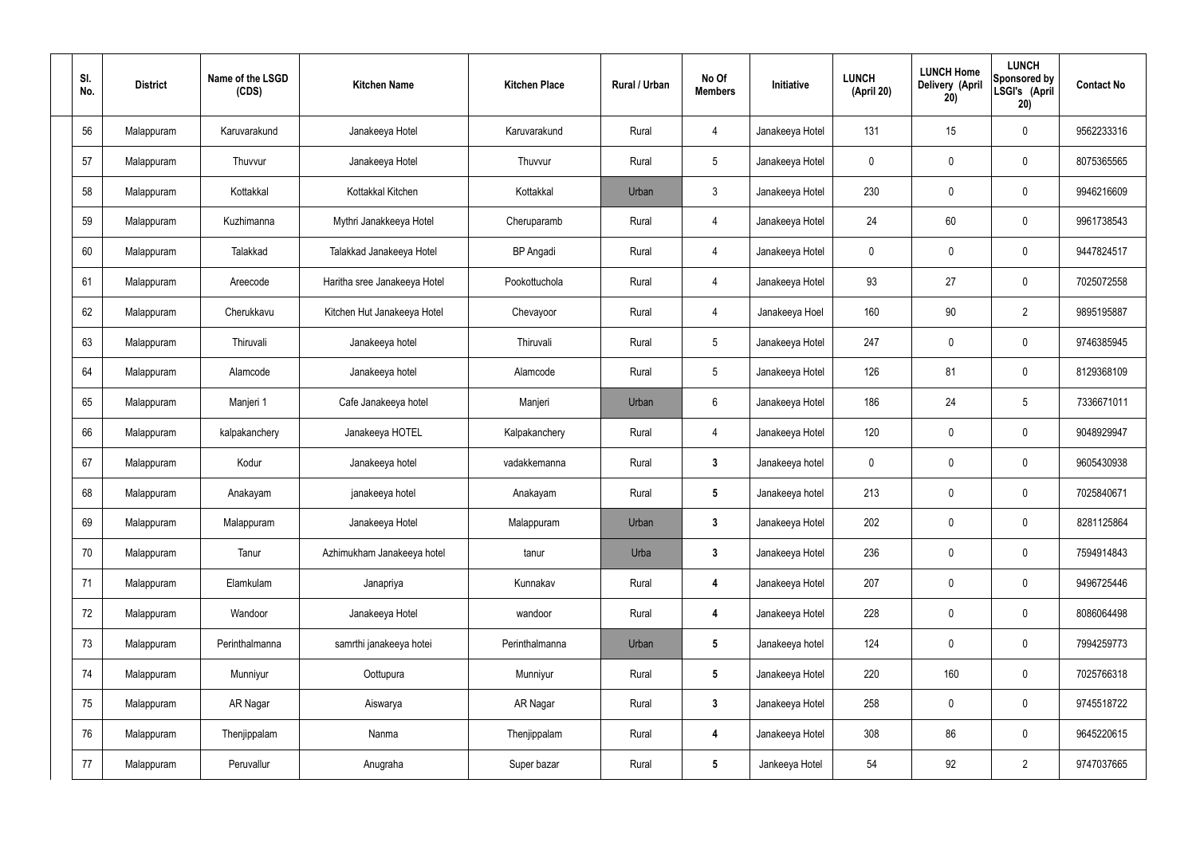| Sl. No. | District | Name of the LSGD (CDS) | Kitchen Name | Kitchen Place | Rural / Urban | No Of Members | Initiative | LUNCH (April 20) | LUNCH Home Delivery (April 20) | LUNCH Sponsored by LSGI's (April 20) | Contact No |
|---|---|---|---|---|---|---|---|---|---|---|---|
| 56 | Malappuram | Karuvarakund | Janakeeya Hotel | Karuvarakund | Rural | 4 | Janakeeya Hotel | 131 | 15 | 0 | 9562233316 |
| 57 | Malappuram | Thuvvur | Janakeeya Hotel | Thuvvur | Rural | 5 | Janakeeya Hotel | 0 | 0 | 0 | 8075365565 |
| 58 | Malappuram | Kottakkal | Kottakkal Kitchen | Kottakkal | Urban | 3 | Janakeeya Hotel | 230 | 0 | 0 | 9946216609 |
| 59 | Malappuram | Kuzhimanna | Mythri Janakkeeya Hotel | Cheruparamb | Rural | 4 | Janakeeya Hotel | 24 | 60 | 0 | 9961738543 |
| 60 | Malappuram | Talakkad | Talakkad Janakeeya Hotel | BP Angadi | Rural | 4 | Janakeeya Hotel | 0 | 0 | 0 | 9447824517 |
| 61 | Malappuram | Areecode | Haritha sree Janakeeya Hotel | Pookottuchola | Rural | 4 | Janakeeya Hotel | 93 | 27 | 0 | 7025072558 |
| 62 | Malappuram | Cherukkavu | Kitchen Hut Janakeeya Hotel | Chevayoor | Rural | 4 | Janakeeya Hoel | 160 | 90 | 2 | 9895195887 |
| 63 | Malappuram | Thiruvali | Janakeeya hotel | Thiruvali | Rural | 5 | Janakeeya Hotel | 247 | 0 | 0 | 9746385945 |
| 64 | Malappuram | Alamcode | Janakeeya hotel | Alamcode | Rural | 5 | Janakeeya Hotel | 126 | 81 | 0 | 8129368109 |
| 65 | Malappuram | Manjeri 1 | Cafe Janakeeya hotel | Manjeri | Urban | 6 | Janakeeya Hotel | 186 | 24 | 5 | 7336671011 |
| 66 | Malappuram | kalpakanchery | Janakeeya HOTEL | Kalpakanchery | Rural | 4 | Janakeeya Hotel | 120 | 0 | 0 | 9048929947 |
| 67 | Malappuram | Kodur | Janakeeya hotel | vadakkemanna | Rural | **3** | Janakeeya hotel | 0 | 0 | 0 | 9605430938 |
| 68 | Malappuram | Anakayam | janakeeya hotel | Anakayam | Rural | **5** | Janakeeya hotel | 213 | 0 | 0 | 7025840671 |
| 69 | Malappuram | Malappuram | Janakeeya Hotel | Malappuram | Urban | **3** | Janakeeya Hotel | 202 | 0 | 0 | 8281125864 |
| 70 | Malappuram | Tanur | Azhimukham Janakeeya hotel | tanur | Urba | **3** | Janakeeya Hotel | 236 | 0 | 0 | 7594914843 |
| 71 | Malappuram | Elamkulam | Janapriya | Kunnakav | Rural | **4** | Janakeeya Hotel | 207 | 0 | 0 | 9496725446 |
| 72 | Malappuram | Wandoor | Janakeeya Hotel | wandoor | Rural | **4** | Janakeeya Hotel | 228 | 0 | 0 | 8086064498 |
| 73 | Malappuram | Perinthalmanna | samrthi janakeeya hotei | Perinthalmanna | Urban | **5** | Janakeeya hotel | 124 | 0 | 0 | 7994259773 |
| 74 | Malappuram | Munniyur | Oottupura | Munniyur | Rural | **5** | Janakeeya Hotel | 220 | 160 | 0 | 7025766318 |
| 75 | Malappuram | AR Nagar | Aiswarya | AR Nagar | Rural | **3** | Janakeeya Hotel | 258 | 0 | 0 | 9745518722 |
| 76 | Malappuram | Thenjippalam | Nanma | Thenjippalam | Rural | **4** | Janakeeya Hotel | 308 | 86 | 0 | 9645220615 |
| 77 | Malappuram | Peruvallur | Anugraha | Super bazar | Rural | **5** | Jankeeya Hotel | 54 | 92 | 2 | 9747037665 |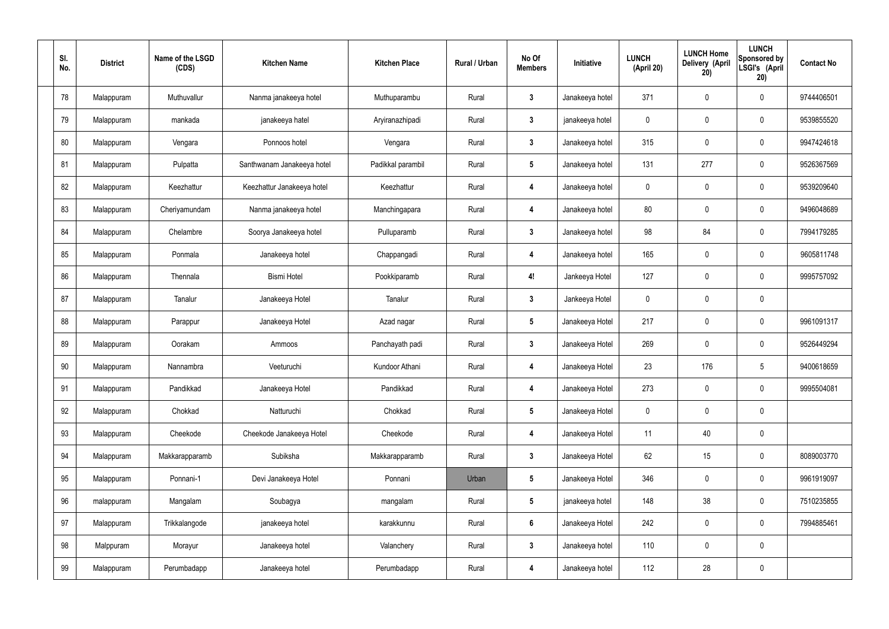| Sl. No. | District | Name of the LSGD (CDS) | Kitchen Name | Kitchen Place | Rural / Urban | No Of Members | Initiative | LUNCH (April 20) | LUNCH Home Delivery (April 20) | LUNCH Sponsored by LSGI's (April 20) | Contact No |
|---|---|---|---|---|---|---|---|---|---|---|---|
| 78 | Malappuram | Muthuvallur | Nanma janakeeya hotel | Muthuparambu | Rural | 3 | Janakeeya hotel | 371 | 0 | 0 | 9744406501 |
| 79 | Malappuram | mankada | janakeeya hatel | Aryiranazhipadi | Rural | 3 | janakeeya hotel | 0 | 0 | 0 | 9539855520 |
| 80 | Malappuram | Vengara | Ponnoos hotel | Vengara | Rural | 3 | Janakeeya hotel | 315 | 0 | 0 | 9947424618 |
| 81 | Malappuram | Pulpatta | Santhwanam Janakeeya hotel | Padikkal parambil | Rural | 5 | Janakeeya hotel | 131 | 277 | 0 | 9526367569 |
| 82 | Malappuram | Keezhattur | Keezhattur Janakeeya hotel | Keezhattur | Rural | 4 | Janakeeya hotel | 0 | 0 | 0 | 9539209640 |
| 83 | Malappuram | Cheriyamundam | Nanma janakeeya hotel | Manchingapara | Rural | 4 | Janakeeya hotel | 80 | 0 | 0 | 9496048689 |
| 84 | Malappuram | Chelambre | Soorya Janakeeya hotel | Pulluparamb | Rural | 3 | Janakeeya hotel | 98 | 84 | 0 | 7994179285 |
| 85 | Malappuram | Ponmala | Janakeeya hotel | Chappangadi | Rural | 4 | Janakeeya hotel | 165 | 0 | 0 | 9605811748 |
| 86 | Malappuram | Thennala | Bismi Hotel | Pookkiparamb | Rural | 4! | Jankeeya Hotel | 127 | 0 | 0 | 9995757092 |
| 87 | Malappuram | Tanalur | Janakeeya Hotel | Tanalur | Rural | 3 | Jankeeya Hotel | 0 | 0 | 0 | |
| 88 | Malappuram | Parappur | Janakeeya Hotel | Azad nagar | Rural | 5 | Janakeeya Hotel | 217 | 0 | 0 | 9961091317 |
| 89 | Malappuram | Oorakam | Ammoos | Panchayath padi | Rural | 3 | Janakeeya Hotel | 269 | 0 | 0 | 9526449294 |
| 90 | Malappuram | Nannambra | Veeturuchi | Kundoor Athani | Rural | 4 | Janakeeya Hotel | 23 | 176 | 5 | 9400618659 |
| 91 | Malappuram | Pandikkad | Janakeeya Hotel | Pandikkad | Rural | 4 | Janakeeya Hotel | 273 | 0 | 0 | 9995504081 |
| 92 | Malappuram | Chokkad | Natturuchi | Chokkad | Rural | 5 | Janakeeya Hotel | 0 | 0 | 0 | |
| 93 | Malappuram | Cheekode | Cheekode Janakeeya Hotel | Cheekode | Rural | 4 | Janakeeya Hotel | 11 | 40 | 0 | |
| 94 | Malappuram | Makkarapparamb | Subiksha | Makkarapparamb | Rural | 3 | Janakeeya Hotel | 62 | 15 | 0 | 8089003770 |
| 95 | Malappuram | Ponnani-1 | Devi Janakeeya Hotel | Ponnani | Urban | 5 | Janakeeya Hotel | 346 | 0 | 0 | 9961919097 |
| 96 | malappuram | Mangalam | Soubagya | mangalam | Rural | 5 | janakeeya hotel | 148 | 38 | 0 | 7510235855 |
| 97 | Malappuram | Trikkalangode | janakeeya hotel | karakkunnu | Rural | 6 | Janakeeya Hotel | 242 | 0 | 0 | 7994885461 |
| 98 | Malppuram | Morayur | Janakeeya hotel | Valanchery | Rural | 3 | Janakeeya hotel | 110 | 0 | 0 | |
| 99 | Malappuram | Perumbadapp | Janakeeya hotel | Perumbadapp | Rural | 4 | Janakeeya hotel | 112 | 28 | 0 | |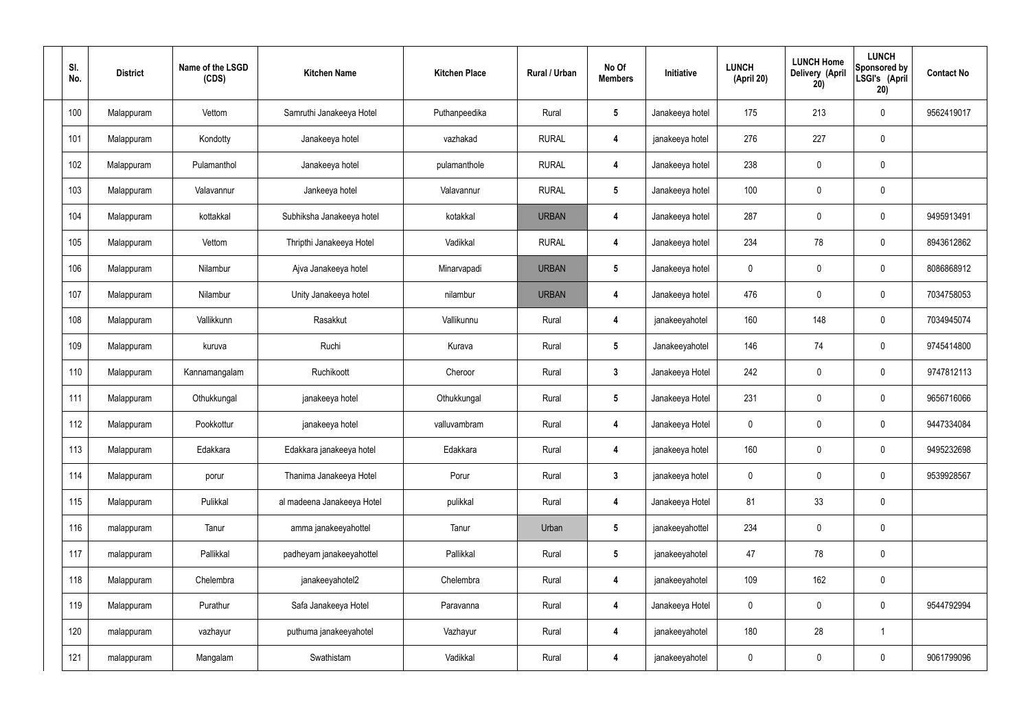| Sl. No. | District | Name of the LSGD (CDS) | Kitchen Name | Kitchen Place | Rural / Urban | No Of Members | Initiative | LUNCH (April 20) | LUNCH Home Delivery (April 20) | LUNCH Sponsored by LSGI's (April 20) | Contact No |
|---|---|---|---|---|---|---|---|---|---|---|---|
| 100 | Malappuram | Vettom | Samruthi Janakeeya Hotel | Puthanpeedika | Rural | 5 | Janakeeya hotel | 175 | 213 | 0 | 9562419017 |
| 101 | Malappuram | Kondotty | Janakeeya hotel | vazhakad | RURAL | 4 | janakeeya hotel | 276 | 227 | 0 | |
| 102 | Malappuram | Pulamanthol | Janakeeya hotel | pulamanthole | RURAL | 4 | Janakeeya hotel | 238 | 0 | 0 | |
| 103 | Malappuram | Valavannur | Jankeeya hotel | Valavannur | RURAL | 5 | Janakeeya hotel | 100 | 0 | 0 | |
| 104 | Malappuram | kottakkal | Subhiksha Janakeeya hotel | kotakkal | URBAN | 4 | Janakeeya hotel | 287 | 0 | 0 | 9495913491 |
| 105 | Malappuram | Vettom | Thripthi Janakeeya Hotel | Vadikkal | RURAL | 4 | Janakeeya hotel | 234 | 78 | 0 | 8943612862 |
| 106 | Malappuram | Nilambur | Ajva Janakeeya hotel | Minarvapadi | URBAN | 5 | Janakeeya hotel | 0 | 0 | 0 | 8086868912 |
| 107 | Malappuram | Nilambur | Unity Janakeeya hotel | nilambur | URBAN | 4 | Janakeeya hotel | 476 | 0 | 0 | 7034758053 |
| 108 | Malappuram | Vallikkunn | Rasakkut | Vallikunnu | Rural | 4 | janakeeyahotel | 160 | 148 | 0 | 7034945074 |
| 109 | Malappuram | kuruva | Ruchi | Kurava | Rural | 5 | Janakeeyahotel | 146 | 74 | 0 | 9745414800 |
| 110 | Malappuram | Kannamangalam | Ruchikoott | Cheroor | Rural | 3 | Janakeeya Hotel | 242 | 0 | 0 | 9747812113 |
| 111 | Malappuram | Othukkungal | janakeeya hotel | Othukkungal | Rural | 5 | Janakeeya Hotel | 231 | 0 | 0 | 9656716066 |
| 112 | Malappuram | Pookkottur | janakeeya hotel | valluvambram | Rural | 4 | Janakeeya Hotel | 0 | 0 | 0 | 9447334084 |
| 113 | Malappuram | Edakkara | Edakkara janakeeya hotel | Edakkara | Rural | 4 | janakeeya hotel | 160 | 0 | 0 | 9495232698 |
| 114 | Malappuram | porur | Thanima Janakeeya Hotel | Porur | Rural | 3 | janakeeya hotel | 0 | 0 | 0 | 9539928567 |
| 115 | Malappuram | Pulikkal | al madeena Janakeeya Hotel | pulikkal | Rural | 4 | Janakeeya Hotel | 81 | 33 | 0 | |
| 116 | malappuram | Tanur | amma janakeeyahottel | Tanur | Urban | 5 | janakeeyahottel | 234 | 0 | 0 | |
| 117 | malappuram | Pallikkal | padheyam janakeeyahottel | Pallikkal | Rural | 5 | janakeeyahotel | 47 | 78 | 0 | |
| 118 | Malappuram | Chelembra | janakeeyahotel2 | Chelembra | Rural | 4 | janakeeyahotel | 109 | 162 | 0 | |
| 119 | Malappuram | Purathur | Safa Janakeeya Hotel | Paravanna | Rural | 4 | Janakeeya Hotel | 0 | 0 | 0 | 9544792994 |
| 120 | malappuram | vazhayur | puthuma janakeeyahotel | Vazhayur | Rural | 4 | janakeeyahotel | 180 | 28 | 1 | |
| 121 | malappuram | Mangalam | Swathistam | Vadikkal | Rural | 4 | janakeeyahotel | 0 | 0 | 0 | 9061799096 |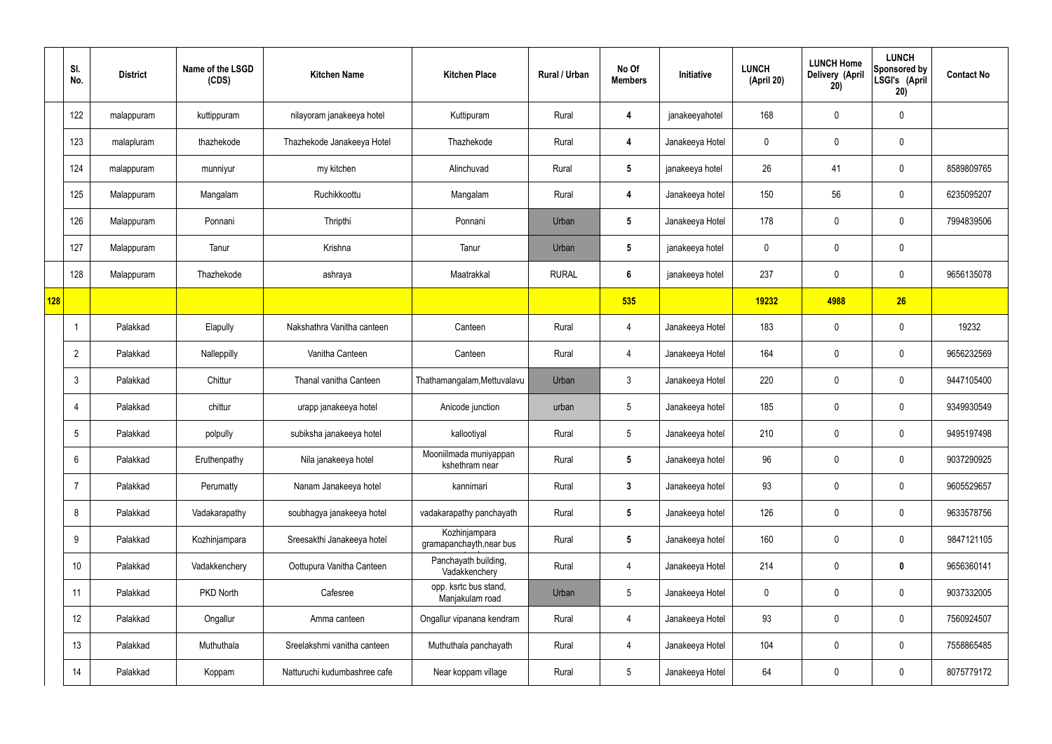| | Sl. No. | District | Name of the LSGD (CDS) | Kitchen Name | Kitchen Place | Rural / Urban | No Of Members | Initiative | LUNCH (April 20) | LUNCH Home Delivery (April 20) | LUNCH Sponsored by LSGI's (April 20) | Contact No |
|---|---|---|---|---|---|---|---|---|---|---|---|---|
| | 122 | malappuram | kuttippuram | nilayoram janakeeya hotel | Kuttipuram | Rural | 4 | janakeeyahotel | 168 | 0 | 0 | |
| | 123 | malapluram | thazhekode | Thazhekode Janakeeya Hotel | Thazhekode | Rural | 4 | Janakeeya Hotel | 0 | 0 | 0 | |
| | 124 | malappuram | munniyur | my kitchen | Alinchuvad | Rural | 5 | janakeeya hotel | 26 | 41 | 0 | 8589809765 |
| | 125 | Malappuram | Mangalam | Ruchikkoottu | Mangalam | Rural | 4 | Janakeeya hotel | 150 | 56 | 0 | 6235095207 |
| | 126 | Malappuram | Ponnani | Thripthi | Ponnani | Urban | 5 | Janakeeya Hotel | 178 | 0 | 0 | 7994839506 |
| | 127 | Malappuram | Tanur | Krishna | Tanur | Urban | 5 | janakeeya hotel | 0 | 0 | 0 | |
| | 128 | Malappuram | Thazhekode | ashraya | Maatrakkal | RURAL | 6 | janakeeya hotel | 237 | 0 | 0 | 9656135078 |
| 128 | | | | | | | 535 | | 19232 | 4988 | 26 | |
| | 1 | Palakkad | Elapully | Nakshathra Vanitha canteen | Canteen | Rural | 4 | Janakeeya Hotel | 183 | 0 | 0 | 19232 |
| | 2 | Palakkad | Nalleppilly | Vanitha Canteen | Canteen | Rural | 4 | Janakeeya Hotel | 164 | 0 | 0 | 9656232569 |
| | 3 | Palakkad | Chittur | Thanal vanitha Canteen | Thathamangalam,Mettuvalavu | Urban | 3 | Janakeeya Hotel | 220 | 0 | 0 | 9447105400 |
| | 4 | Palakkad | chittur | urapp janakeeya hotel | Anicode junction | urban | 5 | Janakeeya hotel | 185 | 0 | 0 | 9349930549 |
| | 5 | Palakkad | polpully | subiksha janakeeya hotel | kallootiyal | Rural | 5 | Janakeeya hotel | 210 | 0 | 0 | 9495197498 |
| | 6 | Palakkad | Eruthenpathy | Nila janakeeya hotel | Mooniilmada muniyappan kshethram near | Rural | 5 | Janakeeya hotel | 96 | 0 | 0 | 9037290925 |
| | 7 | Palakkad | Perumatty | Nanam Janakeeya hotel | kannimari | Rural | 3 | Janakeeya hotel | 93 | 0 | 0 | 9605529657 |
| | 8 | Palakkad | Vadakarapathy | soubhagya janakeeya hotel | vadakarapathy panchayath | Rural | 5 | Janakeeya hotel | 126 | 0 | 0 | 9633578756 |
| | 9 | Palakkad | Kozhinjampara | Sreesakthi Janakeeya hotel | Kozhinjampara gramapanchayth,near bus | Rural | 5 | Janakeeya hotel | 160 | 0 | 0 | 9847121105 |
| | 10 | Palakkad | Vadakkenchery | Oottupura Vanitha Canteen | Panchayath building, Vadakkenchery | Rural | 4 | Janakeeya Hotel | 214 | 0 | 0 | 9656360141 |
| | 11 | Palakkad | PKD North | Cafesree | opp. ksrtc bus stand, Manjakulam road | Urban | 5 | Janakeeya Hotel | 0 | 0 | 0 | 9037332005 |
| | 12 | Palakkad | Ongallur | Amma canteen | Ongallur vipanana kendram | Rural | 4 | Janakeeya Hotel | 93 | 0 | 0 | 7560924507 |
| | 13 | Palakkad | Muthuthala | Sreelakshmi vanitha canteen | Muthuthala panchayath | Rural | 4 | Janakeeya Hotel | 104 | 0 | 0 | 7558865485 |
| | 14 | Palakkad | Koppam | Natturuchi kudumbashree cafe | Near koppam village | Rural | 5 | Janakeeya Hotel | 64 | 0 | 0 | 8075779172 |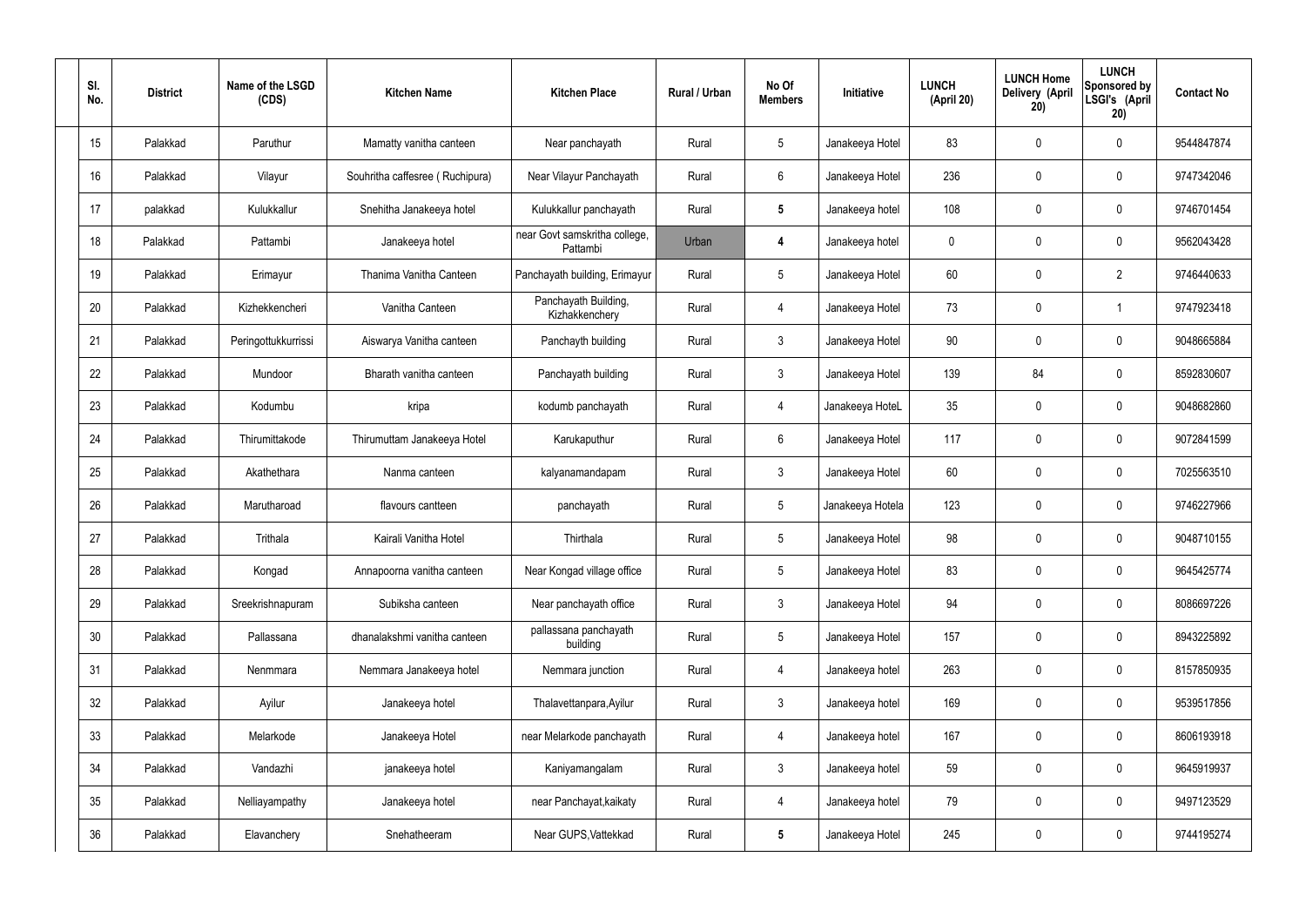| Sl. No. | District | Name of the LSGD (CDS) | Kitchen Name | Kitchen Place | Rural / Urban | No Of Members | Initiative | LUNCH (April 20) | LUNCH Home Delivery (April 20) | LUNCH Sponsored by LSGI's (April 20) | Contact No |
|---|---|---|---|---|---|---|---|---|---|---|---|
| 15 | Palakkad | Paruthur | Mamatty vanitha canteen | Near panchayath | Rural | 5 | Janakeeya Hotel | 83 | 0 | 0 | 9544847874 |
| 16 | Palakkad | Vilayur | Souhritha caffesree ( Ruchipura) | Near Vilayur Panchayath | Rural | 6 | Janakeeya Hotel | 236 | 0 | 0 | 9747342046 |
| 17 | palakkad | Kulukkallur | Snehitha Janakeeya hotel | Kulukkallur panchayath | Rural | **5** | Janakeeya hotel | 108 | 0 | 0 | 9746701454 |
| 18 | Palakkad | Pattambi | Janakeeya hotel | near Govt samskritha college, Pattambi | Urban | **4** | Janakeeya hotel | 0 | 0 | 0 | 9562043428 |
| 19 | Palakkad | Erimayur | Thanima Vanitha Canteen | Panchayath building, Erimayur | Rural | 5 | Janakeeya Hotel | 60 | 0 | 2 | 9746440633 |
| 20 | Palakkad | Kizhekkencheri | Vanitha Canteen | Panchayath Building, Kizhakkenchery | Rural | 4 | Janakeeya Hotel | 73 | 0 | 1 | 9747923418 |
| 21 | Palakkad | Peringottukkurrissi | Aiswarya Vanitha canteen | Panchayth building | Rural | 3 | Janakeeya Hotel | 90 | 0 | 0 | 9048665884 |
| 22 | Palakkad | Mundoor | Bharath vanitha canteen | Panchayath building | Rural | 3 | Janakeeya Hotel | 139 | 84 | 0 | 8592830607 |
| 23 | Palakkad | Kodumbu | kripa | kodumb panchayath | Rural | 4 | Janakeeya HoteL | 35 | 0 | 0 | 9048682860 |
| 24 | Palakkad | Thirumittakode | Thirumuttam Janakeeya Hotel | Karukaputhur | Rural | 6 | Janakeeya Hotel | 117 | 0 | 0 | 9072841599 |
| 25 | Palakkad | Akathethara | Nanma canteen | kalyanamandapam | Rural | 3 | Janakeeya Hotel | 60 | 0 | 0 | 7025563510 |
| 26 | Palakkad | Marutharoad | flavours cantteen | panchayath | Rural | 5 | Janakeeya Hotela | 123 | 0 | 0 | 9746227966 |
| 27 | Palakkad | Trithala | Kairali Vanitha Hotel | Thirthala | Rural | 5 | Janakeeya Hotel | 98 | 0 | 0 | 9048710155 |
| 28 | Palakkad | Kongad | Annapoorna vanitha canteen | Near Kongad village office | Rural | 5 | Janakeeya Hotel | 83 | 0 | 0 | 9645425774 |
| 29 | Palakkad | Sreekrishnapuram | Subiksha canteen | Near panchayath office | Rural | 3 | Janakeeya Hotel | 94 | 0 | 0 | 8086697226 |
| 30 | Palakkad | Pallassana | dhanalakshmi vanitha canteen | pallassana panchayath building | Rural | 5 | Janakeeya Hotel | 157 | 0 | 0 | 8943225892 |
| 31 | Palakkad | Nenmmara | Nemmara Janakeeya hotel | Nemmara junction | Rural | 4 | Janakeeya hotel | 263 | 0 | 0 | 8157850935 |
| 32 | Palakkad | Ayilur | Janakeeya hotel | Thalavettanpara,Ayilur | Rural | 3 | Janakeeya hotel | 169 | 0 | 0 | 9539517856 |
| 33 | Palakkad | Melarkode | Janakeeya Hotel | near Melarkode panchayath | Rural | 4 | Janakeeya hotel | 167 | 0 | 0 | 8606193918 |
| 34 | Palakkad | Vandazhi | janakeeya hotel | Kaniyamangalam | Rural | 3 | Janakeeya hotel | 59 | 0 | 0 | 9645919937 |
| 35 | Palakkad | Nelliayampathy | Janakeeya hotel | near Panchayat,kaikaty | Rural | 4 | Janakeeya hotel | 79 | 0 | 0 | 9497123529 |
| 36 | Palakkad | Elavanchery | Snehatheeram | Near GUPS,Vattekkad | Rural | **5** | Janakeeya Hotel | 245 | 0 | 0 | 9744195274 |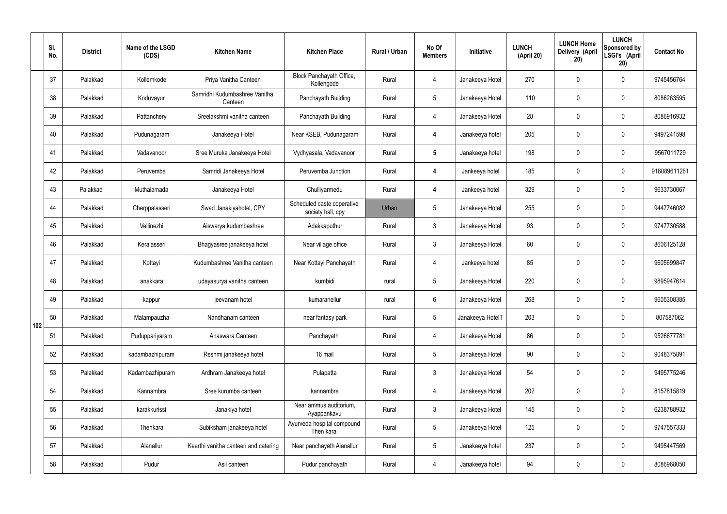|  | Sl. No. | District | Name of the LSGD (CDS) | Kitchen Name | Kitchen Place | Rural / Urban | No Of Members | Initiative | LUNCH (April 20) | LUNCH Home Delivery (April 20) | LUNCH Sponsored by LSGI's (April 20) | Contact No |
|---|---|---|---|---|---|---|---|---|---|---|---|---|
| 102 | 37 | Palakkad | Kollemkode | Priya Vanitha Canteen | Block Panchayath Office, Kollengode | Rural | 4 | Janakeeya Hotel | 270 | 0 | 0 | 9745456764 |
|  | 38 | Palakkad | Koduvayur | Samridhi Kudumbashree Vanitha Canteen | Panchayath Building | Rural | 5 | Janakeeya Hotel | 110 | 0 | 0 | 8086263595 |
|  | 39 | Palakkad | Pattanchery | Sreelakshmi vanitha canteen | Panchayath Building | Rural | 4 | Janakeeya Hotel | 28 | 0 | 0 | 8086916932 |
|  | 40 | Palakkad | Pudunagaram | Janakeeya Hotel | Near KSEB, Pudunagaram | Rural | 4 | Janakeeya hotel | 205 | 0 | 0 | 9497241598 |
|  | 41 | Palakkad | Vadavanoor | Sree Muruka Janakeeya Hotel | Vydhyasala, Vadavanoor | Rural | 5 | Janakeeya hotel | 198 | 0 | 0 | 9567011729 |
|  | 42 | Palakkad | Peruvemba | Samridi Janakeeya Hotel | Peruvemba Junction | Rural | 4 | Jankeeya hotel | 185 | 0 | 0 | 918089611261 |
|  | 43 | Palakkad | Muthalamada | Janakeeya Hotel | Chulliyarmedu | Rural | 4 | Jankeeya hotel | 329 | 0 | 0 | 9633730067 |
|  | 44 | Palakkad | Cherppalasseri | Swad Janakiyahotel, CPY | Scheduled caste coperative society hall, cpy | Urban | 5 | Janakeeya Hotel | 255 | 0 | 0 | 9447746082 |
|  | 45 | Palakkad | Vellinezhi | Aiswarya kudumbashree | Adakkaputhur | Rural | 3 | Janakeeya Hotel | 93 | 0 | 0 | 9747730588 |
|  | 46 | Palakkad | Keralasseri | Bhagyasree janakeeya hotel | Near village office | Rural | 3 | Janakeeya Hotel | 60 | 0 | 0 | 8606125128 |
|  | 47 | Palakkad | Kottayi | Kudumbashree Vanitha canteen | Near Kottayi Panchayath | Rural | 4 | Jankeeya hotel | 85 | 0 | 0 | 9605699847 |
|  | 48 | Palakkad | anakkara | udayasurya vanitha canteen | kumbidi | rural | 5 | Janakeeya Hotel | 220 | 0 | 0 | 9895947614 |
|  | 49 | Palakkad | kappur | jeevanam hotel | kumaranellur | rural | 6 | Janakeeya Hotel | 268 | 0 | 0 | 9605308385 |
|  | 50 | Palakkad | Malampauzha | Nandhanam canteen | near fantasy park | Rural | 5 | Janakeeya HotelT | 203 | 0 | 0 | 807587062 |
|  | 51 | Palakkad | Puduppariyaram | Anaswara Canteen | Panchayath | Rural | 4 | Janakeeya Hotel | 86 | 0 | 0 | 9526677781 |
|  | 52 | Palakkad | kadambazhipuram | Reshmi janakeeya hotel | 16 mail | Rural | 5 | Janakeeya Hotel | 90 | 0 | 0 | 9048375891 |
|  | 53 | Palakkad | Kadambazhipuram | Ardhram Janakeeya hotel | Pulapatta | Rural | 3 | Janakeeya Hotel | 54 | 0 | 0 | 9495775246 |
|  | 54 | Palakkad | Kannambra | Sree kurumba canteen | kannambra | Rural | 4 | Janakeeya Hotel | 202 | 0 | 0 | 8157815819 |
|  | 55 | Palakkad | karakkurissi | Janakiya hotel | Near ammus auditorium, Ayappankavu | Rural | 3 | Janakeeya Hotel | 145 | 0 | 0 | 6238788932 |
|  | 56 | Palakkad | Thenkara | Subiksham janakeeya hotel | Ayurveda hospital compound Then kara | Rural | 5 | Janakeeya Hotel | 125 | 0 | 0 | 9747557333 |
|  | 57 | Palakkad | Alanallur | Keerthi vanitha canteen and catering | Near panchayath Alanallur | Rural | 5 | Janakeeya hotel | 237 | 0 | 0 | 9495447569 |
|  | 58 | Palakkad | Pudur | Asil canteen | Pudur panchayath | Rural | 4 | Janakeeya hotel | 94 | 0 | 0 | 8086968050 |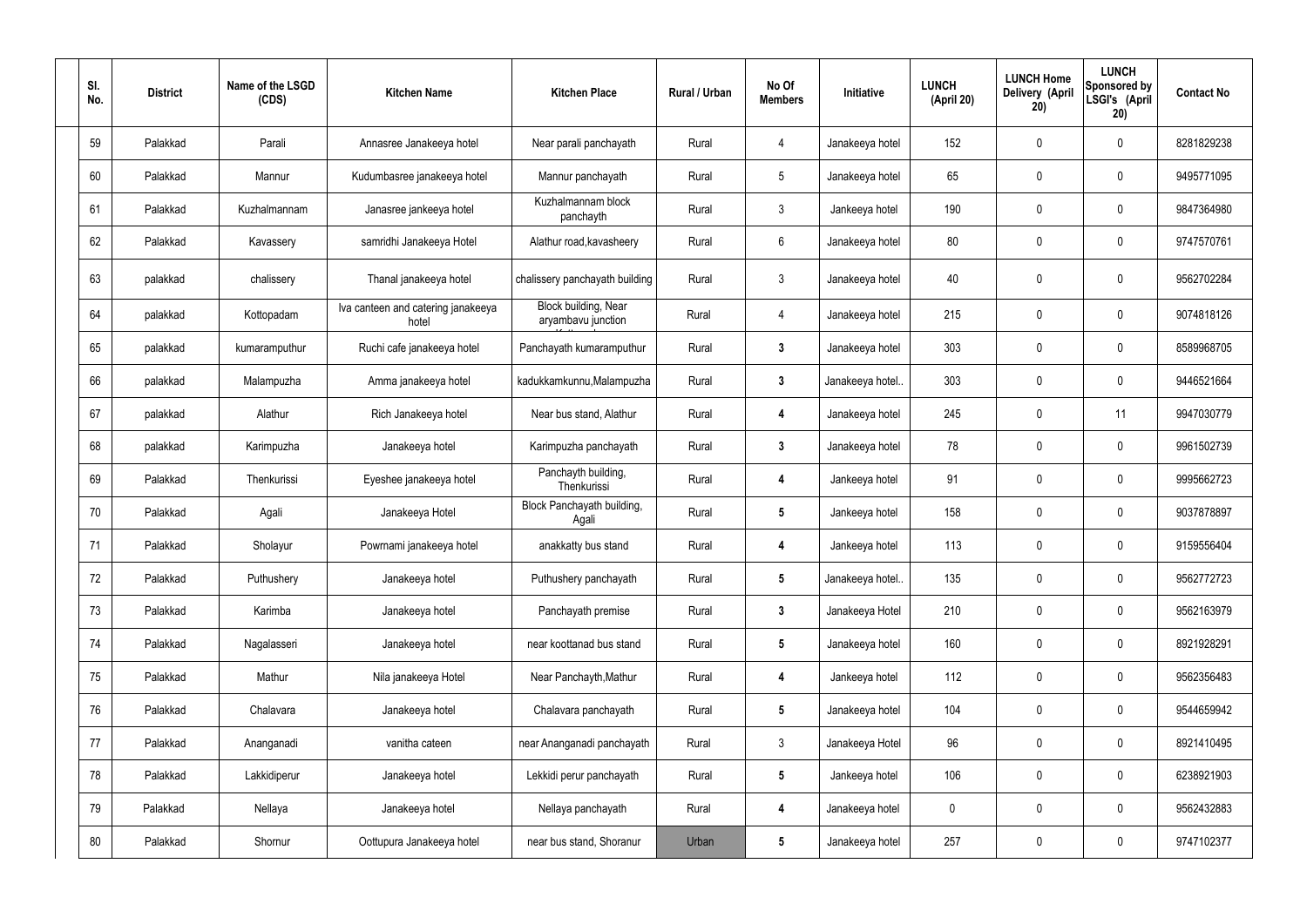| Sl. No. | District | Name of the LSGD (CDS) | Kitchen Name | Kitchen Place | Rural / Urban | No Of Members | Initiative | LUNCH (April 20) | LUNCH Home Delivery (April 20) | LUNCH Sponsored by LSGI's (April 20) | Contact No |
|---|---|---|---|---|---|---|---|---|---|---|---|
| 59 | Palakkad | Parali | Annasree Janakeeya hotel | Near parali panchayath | Rural | 4 | Janakeeya hotel | 152 | 0 | 0 | 8281829238 |
| 60 | Palakkad | Mannur | Kudumbasree janakeeya hotel | Mannur panchayath | Rural | 5 | Janakeeya hotel | 65 | 0 | 0 | 9495771095 |
| 61 | Palakkad | Kuzhalmannam | Janasree jankeeya hotel | Kuzhalmannam block panchayth | Rural | 3 | Jankeeya hotel | 190 | 0 | 0 | 9847364980 |
| 62 | Palakkad | Kavassery | samridhi Janakeeya Hotel | Alathur road,kavasheery | Rural | 6 | Janakeeya hotel | 80 | 0 | 0 | 9747570761 |
| 63 | palakkad | chalissery | Thanal janakeeya hotel | chalissery panchayath building | Rural | 3 | Janakeeya hotel | 40 | 0 | 0 | 9562702284 |
| 64 | palakkad | Kottopadam | Iva canteen and catering janakeeya hotel | Block building, Near aryambavu junction | Rural | 4 | Janakeeya hotel | 215 | 0 | 0 | 9074818126 |
| 65 | palakkad | kumaramputhur | Ruchi cafe janakeeya hotel | Panchayath kumaramputhur | Rural | 3 | Janakeeya hotel | 303 | 0 | 0 | 8589968705 |
| 66 | palakkad | Malampuzha | Amma janakeeya hotel | kadukkamkunnu,Malampuzha | Rural | 3 | Janakeeya hotel.. | 303 | 0 | 0 | 9446521664 |
| 67 | palakkad | Alathur | Rich Janakeeya hotel | Near bus stand, Alathur | Rural | 4 | Janakeeya hotel | 245 | 0 | 11 | 9947030779 |
| 68 | palakkad | Karimpuzha | Janakeeya hotel | Karimpuzha panchayath | Rural | 3 | Janakeeya hotel | 78 | 0 | 0 | 9961502739 |
| 69 | Palakkad | Thenkurissi | Eyeshee janakeeya hotel | Panchayth building, Thenkurissi | Rural | 4 | Jankeeya hotel | 91 | 0 | 0 | 9995662723 |
| 70 | Palakkad | Agali | Janakeeya Hotel | Block Panchayath building, Agali | Rural | 5 | Jankeeya hotel | 158 | 0 | 0 | 9037878897 |
| 71 | Palakkad | Sholayur | Powrnami janakeeya hotel | anakkatty bus stand | Rural | 4 | Jankeeya hotel | 113 | 0 | 0 | 9159556404 |
| 72 | Palakkad | Puthushery | Janakeeya hotel | Puthushery panchayath | Rural | 5 | Janakeeya hotel.. | 135 | 0 | 0 | 9562772723 |
| 73 | Palakkad | Karimba | Janakeeya hotel | Panchayath premise | Rural | 3 | Janakeeya Hotel | 210 | 0 | 0 | 9562163979 |
| 74 | Palakkad | Nagalasseri | Janakeeya hotel | near koottanad bus stand | Rural | 5 | Janakeeya hotel | 160 | 0 | 0 | 8921928291 |
| 75 | Palakkad | Mathur | Nila janakeeya Hotel | Near Panchayth,Mathur | Rural | 4 | Jankeeya hotel | 112 | 0 | 0 | 9562356483 |
| 76 | Palakkad | Chalavara | Janakeeya hotel | Chalavara panchayath | Rural | 5 | Janakeeya hotel | 104 | 0 | 0 | 9544659942 |
| 77 | Palakkad | Ananganadi | vanitha cateen | near Ananganadi panchayath | Rural | 3 | Janakeeya Hotel | 96 | 0 | 0 | 8921410495 |
| 78 | Palakkad | Lakkidiperur | Janakeeya hotel | Lekkidi perur panchayath | Rural | 5 | Jankeeya hotel | 106 | 0 | 0 | 6238921903 |
| 79 | Palakkad | Nellaya | Janakeeya hotel | Nellaya panchayath | Rural | 4 | Janakeeya hotel | 0 | 0 | 0 | 9562432883 |
| 80 | Palakkad | Shornur | Oottupura Janakeeya hotel | near bus stand, Shoranur | Urban | 5 | Janakeeya hotel | 257 | 0 | 0 | 9747102377 |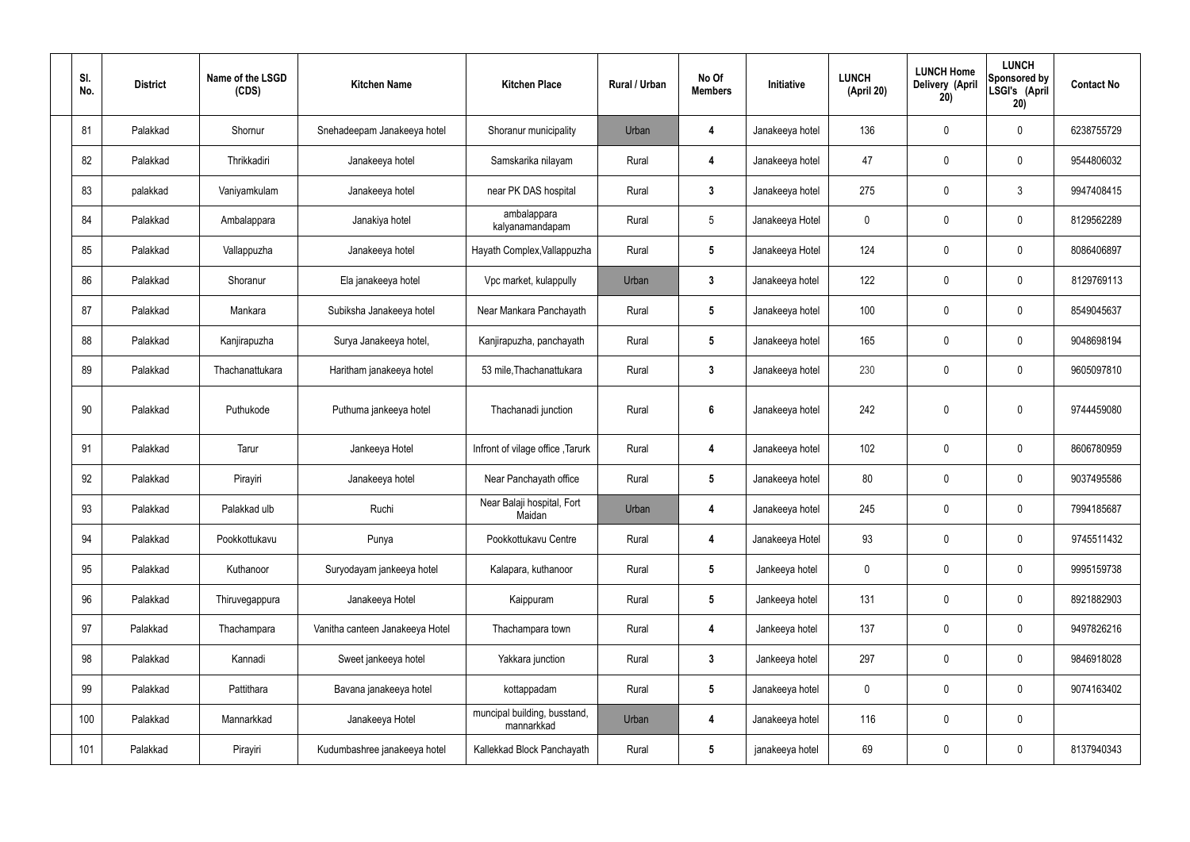| Sl. No. | District | Name of the LSGD (CDS) | Kitchen Name | Kitchen Place | Rural / Urban | No Of Members | Initiative | LUNCH (April 20) | LUNCH Home Delivery (April 20) | LUNCH Sponsored by LSGI's (April 20) | Contact No |
|---|---|---|---|---|---|---|---|---|---|---|---|
| 81 | Palakkad | Shornur | Snehadeepam Janakeeya hotel | Shoranur municipality | Urban | 4 | Janakeeya hotel | 136 | 0 | 0 | 6238755729 |
| 82 | Palakkad | Thrikkadiri | Janakeeya hotel | Samskarika nilayam | Rural | 4 | Janakeeya hotel | 47 | 0 | 0 | 9544806032 |
| 83 | palakkad | Vaniyamkulam | Janakeeya hotel | near PK DAS hospital | Rural | 3 | Janakeeya hotel | 275 | 0 | 3 | 9947408415 |
| 84 | Palakkad | Ambalappara | Janakiya hotel | ambalappara kalyanamandapam | Rural | 5 | Janakeeya Hotel | 0 | 0 | 0 | 8129562289 |
| 85 | Palakkad | Vallappuzha | Janakeeya hotel | Hayath Complex,Vallappuzha | Rural | 5 | Janakeeya Hotel | 124 | 0 | 0 | 8086406897 |
| 86 | Palakkad | Shoranur | Ela janakeeya hotel | Vpc market, kulappully | Urban | 3 | Janakeeya hotel | 122 | 0 | 0 | 8129769113 |
| 87 | Palakkad | Mankara | Subiksha Janakeeya hotel | Near Mankara Panchayath | Rural | 5 | Janakeeya hotel | 100 | 0 | 0 | 8549045637 |
| 88 | Palakkad | Kanjirapuzha | Surya Janakeeya hotel, | Kanjirapuzha, panchayath | Rural | 5 | Janakeeya hotel | 165 | 0 | 0 | 9048698194 |
| 89 | Palakkad | Thachanattukara | Haritham janakeeya hotel | 53 mile,Thachanattukara | Rural | 3 | Janakeeya hotel | 230 | 0 | 0 | 9605097810 |
| 90 | Palakkad | Puthukode | Puthuma jankeeya hotel | Thachanadi junction | Rural | 6 | Janakeeya hotel | 242 | 0 | 0 | 9744459080 |
| 91 | Palakkad | Tarur | Jankeeya Hotel | Infront of vilage office ,Tarurk | Rural | 4 | Janakeeya hotel | 102 | 0 | 0 | 8606780959 |
| 92 | Palakkad | Pirayiri | Janakeeya hotel | Near Panchayath office | Rural | 5 | Janakeeya hotel | 80 | 0 | 0 | 9037495586 |
| 93 | Palakkad | Palakkad ulb | Ruchi | Near Balaji hospital, Fort Maidan | Urban | 4 | Janakeeya hotel | 245 | 0 | 0 | 7994185687 |
| 94 | Palakkad | Pookkottukavu | Punya | Pookkottukavu Centre | Rural | 4 | Janakeeya Hotel | 93 | 0 | 0 | 9745511432 |
| 95 | Palakkad | Kuthanoor | Suryodayam jankeeya hotel | Kalapara, kuthanoor | Rural | 5 | Jankeeya hotel | 0 | 0 | 0 | 9995159738 |
| 96 | Palakkad | Thiruvegappura | Janakeeya Hotel | Kaippuram | Rural | 5 | Jankeeya hotel | 131 | 0 | 0 | 8921882903 |
| 97 | Palakkad | Thachampara | Vanitha canteen Janakeeya Hotel | Thachampara town | Rural | 4 | Jankeeya hotel | 137 | 0 | 0 | 9497826216 |
| 98 | Palakkad | Kannadi | Sweet jankeeya hotel | Yakkara junction | Rural | 3 | Jankeeya hotel | 297 | 0 | 0 | 9846918028 |
| 99 | Palakkad | Pattithara | Bavana janakeeya hotel | kottappadam | Rural | 5 | Janakeeya hotel | 0 | 0 | 0 | 9074163402 |
| 100 | Palakkad | Mannarkkad | Janakeeya Hotel | muncipal building, busstand, mannarkkad | Urban | 4 | Janakeeya hotel | 116 | 0 | 0 | |
| 101 | Palakkad | Pirayiri | Kudumbashree janakeeya hotel | Kallekkad Block Panchayath | Rural | 5 | janakeeya hotel | 69 | 0 | 0 | 8137940343 |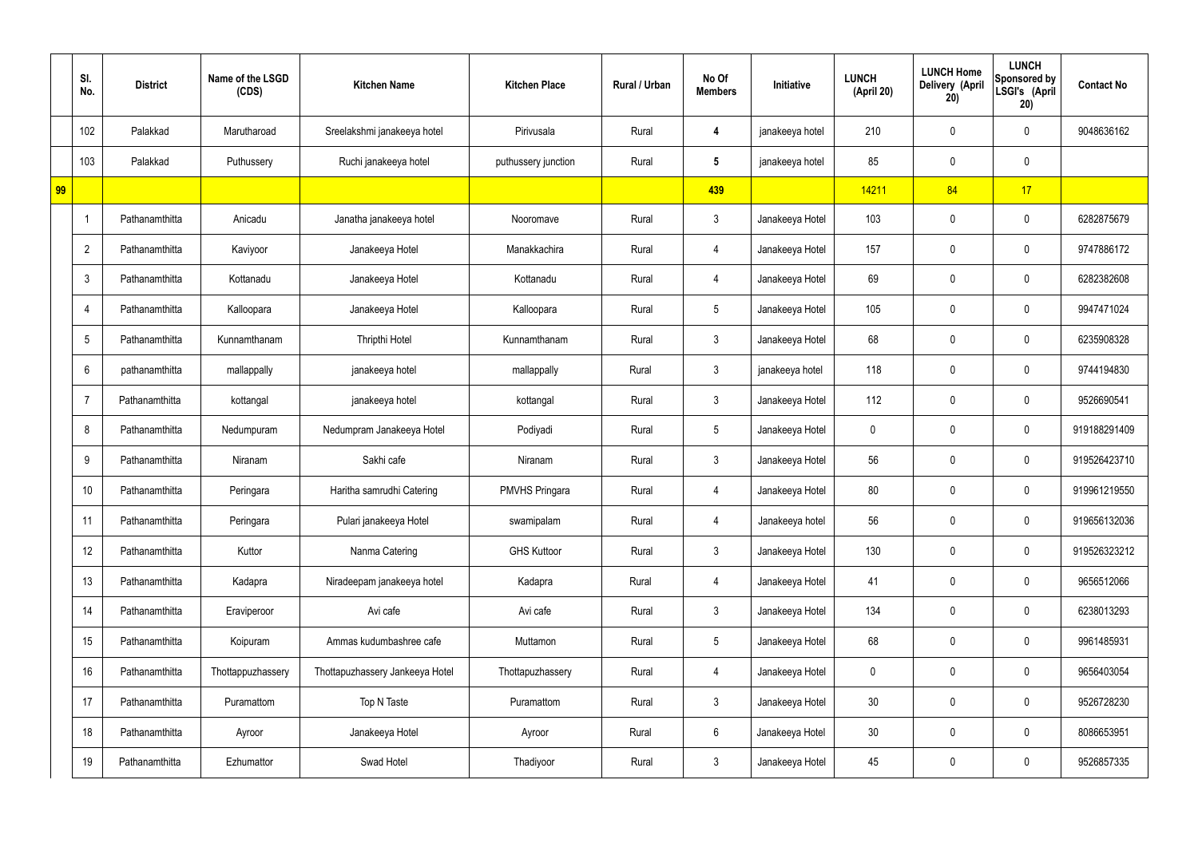|  | Sl. No. | District | Name of the LSGD (CDS) | Kitchen Name | Kitchen Place | Rural / Urban | No Of Members | Initiative | LUNCH (April 20) | LUNCH Home Delivery (April 20) | LUNCH Sponsored by LSGI's (April 20) | Contact No |
|---|---|---|---|---|---|---|---|---|---|---|---|---|
|  | 102 | Palakkad | Marutharoad | Sreelakshmi janakeeya hotel | Pirivusala | Rural | 4 | janakeeya hotel | 210 | 0 | 0 | 9048636162 |
|  | 103 | Palakkad | Puthussery | Ruchi janakeeya hotel | puthussery junction | Rural | 5 | janakeeya hotel | 85 | 0 | 0 |  |
| 99 |  |  |  |  |  |  | 439 |  | 14211 | 84 | 17 |  |
|  | 1 | Pathanamthitta | Anicadu | Janatha janakeeya hotel | Nooromave | Rural | 3 | Janakeeya Hotel | 103 | 0 | 0 | 6282875679 |
|  | 2 | Pathanamthitta | Kaviyoor | Janakeeya Hotel | Manakkachira | Rural | 4 | Janakeeya Hotel | 157 | 0 | 0 | 9747886172 |
|  | 3 | Pathanamthitta | Kottanadu | Janakeeya Hotel | Kottanadu | Rural | 4 | Janakeeya Hotel | 69 | 0 | 0 | 6282382608 |
|  | 4 | Pathanamthitta | Kalloopara | Janakeeya Hotel | Kalloopara | Rural | 5 | Janakeeya Hotel | 105 | 0 | 0 | 9947471024 |
|  | 5 | Pathanamthitta | Kunnamthanam | Thripthi Hotel | Kunnamthanam | Rural | 3 | Janakeeya Hotel | 68 | 0 | 0 | 6235908328 |
|  | 6 | pathanamthitta | mallappally | janakeeya hotel | mallappally | Rural | 3 | janakeeya hotel | 118 | 0 | 0 | 9744194830 |
|  | 7 | Pathanamthitta | kottangal | janakeeya hotel | kottangal | Rural | 3 | Janakeeya Hotel | 112 | 0 | 0 | 9526690541 |
|  | 8 | Pathanamthitta | Nedumpuram | Nedumpram Janakeeya Hotel | Podiyadi | Rural | 5 | Janakeeya Hotel | 0 | 0 | 0 | 919188291409 |
|  | 9 | Pathanamthitta | Niranam | Sakhi cafe | Niranam | Rural | 3 | Janakeeya Hotel | 56 | 0 | 0 | 919526423710 |
|  | 10 | Pathanamthitta | Peringara | Haritha samrudhi Catering | PMVHS Pringara | Rural | 4 | Janakeeya Hotel | 80 | 0 | 0 | 919961219550 |
|  | 11 | Pathanamthitta | Peringara | Pulari janakeeya Hotel | swamipalam | Rural | 4 | Janakeeya hotel | 56 | 0 | 0 | 919656132036 |
|  | 12 | Pathanamthitta | Kuttor | Nanma Catering | GHS Kuttoor | Rural | 3 | Janakeeya Hotel | 130 | 0 | 0 | 919526323212 |
|  | 13 | Pathanamthitta | Kadapra | Niradeepam janakeeya hotel | Kadapra | Rural | 4 | Janakeeya Hotel | 41 | 0 | 0 | 9656512066 |
|  | 14 | Pathanamthitta | Eraviperoor | Avi cafe | Avi cafe | Rural | 3 | Janakeeya Hotel | 134 | 0 | 0 | 6238013293 |
|  | 15 | Pathanamthitta | Koipuram | Ammas kudumbashree cafe | Muttamon | Rural | 5 | Janakeeya Hotel | 68 | 0 | 0 | 9961485931 |
|  | 16 | Pathanamthitta | Thottappuzhassery | Thottapuzhassery Jankeeya Hotel | Thottapuzhassery | Rural | 4 | Janakeeya Hotel | 0 | 0 | 0 | 9656403054 |
|  | 17 | Pathanamthitta | Puramattom | Top N Taste | Puramattom | Rural | 3 | Janakeeya Hotel | 30 | 0 | 0 | 9526728230 |
|  | 18 | Pathanamthitta | Ayroor | Janakeeya Hotel | Ayroor | Rural | 6 | Janakeeya Hotel | 30 | 0 | 0 | 8086653951 |
|  | 19 | Pathanamthitta | Ezhumattor | Swad Hotel | Thadiyoor | Rural | 3 | Janakeeya Hotel | 45 | 0 | 0 | 9526857335 |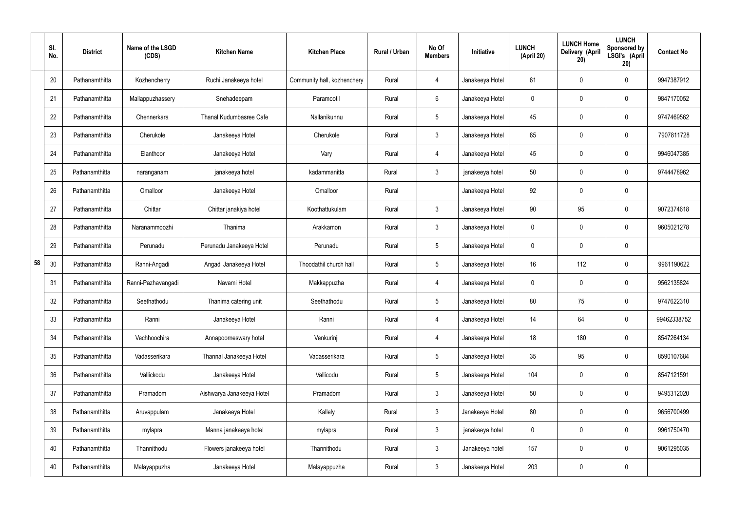|  | Sl. No. | District | Name of the LSGD (CDS) | Kitchen Name | Kitchen Place | Rural / Urban | No Of Members | Initiative | LUNCH (April 20) | LUNCH Home Delivery (April 20) | LUNCH Sponsored by LSGI's (April 20) | Contact No |
|---|---|---|---|---|---|---|---|---|---|---|---|---|
| 58 | 20 | Pathanamthitta | Kozhencherry | Ruchi Janakeeya hotel | Community hall, kozhenchery | Rural | 4 | Janakeeya Hotel | 61 | 0 | 0 | 9947387912 |
|  | 21 | Pathanamthitta | Mallappuzhassery | Snehadeepam | Paramootil | Rural | 6 | Janakeeya Hotel | 0 | 0 | 0 | 9847170052 |
|  | 22 | Pathanamthitta | Chennerkara | Thanal Kudumbasree Cafe | Nallanikunnu | Rural | 5 | Janakeeya Hotel | 45 | 0 | 0 | 9747469562 |
|  | 23 | Pathanamthitta | Cherukole | Janakeeya Hotel | Cherukole | Rural | 3 | Janakeeya Hotel | 65 | 0 | 0 | 7907811728 |
|  | 24 | Pathanamthitta | Elanthoor | Janakeeya Hotel | Vary | Rural | 4 | Janakeeya Hotel | 45 | 0 | 0 | 9946047385 |
|  | 25 | Pathanamthitta | naranganam | janakeeya hotel | kadammanitta | Rural | 3 | janakeeya hotel | 50 | 0 | 0 | 9744478962 |
|  | 26 | Pathanamthitta | Omalloor | Janakeeya Hotel | Omalloor | Rural |  | Janakeeya Hotel | 92 | 0 | 0 |  |
|  | 27 | Pathanamthitta | Chittar | Chittar janakiya hotel | Koothattukulam | Rural | 3 | Janakeeya Hotel | 90 | 95 | 0 | 9072374618 |
|  | 28 | Pathanamthitta | Naranammoozhi | Thanima | Arakkamon | Rural | 3 | Janakeeya Hotel | 0 | 0 | 0 | 9605021278 |
|  | 29 | Pathanamthitta | Perunadu | Perunadu Janakeeya Hotel | Perunadu | Rural | 5 | Janakeeya Hotel | 0 | 0 | 0 |  |
|  | 30 | Pathanamthitta | Ranni-Angadi | Angadi Janakeeya Hotel | Thoodathil church hall | Rural | 5 | Janakeeya Hotel | 16 | 112 | 0 | 9961190622 |
|  | 31 | Pathanamthitta | Ranni-Pazhavangadi | Navami Hotel | Makkappuzha | Rural | 4 | Janakeeya Hotel | 0 | 0 | 0 | 9562135824 |
|  | 32 | Pathanamthitta | Seethathodu | Thanima catering unit | Seethathodu | Rural | 5 | Janakeeya Hotel | 80 | 75 | 0 | 9747622310 |
|  | 33 | Pathanamthitta | Ranni | Janakeeya Hotel | Ranni | Rural | 4 | Janakeeya Hotel | 14 | 64 | 0 | 99462338752 |
|  | 34 | Pathanamthitta | Vechhoochira | Annapoorneswary hotel | Venkurinji | Rural | 4 | Janakeeya Hotel | 18 | 180 | 0 | 8547264134 |
|  | 35 | Pathanamthitta | Vadasserikara | Thannal Janakeeya Hotel | Vadasserikara | Rural | 5 | Janakeeya Hotel | 35 | 95 | 0 | 8590107684 |
|  | 36 | Pathanamthitta | Vallickodu | Janakeeya Hotel | Vallicodu | Rural | 5 | Janakeeya Hotel | 104 | 0 | 0 | 8547121591 |
|  | 37 | Pathanamthitta | Pramadom | Aishwarya Janakeeya Hotel | Pramadom | Rural | 3 | Janakeeya Hotel | 50 | 0 | 0 | 9495312020 |
|  | 38 | Pathanamthitta | Aruvappulam | Janakeeya Hotel | Kallely | Rural | 3 | Janakeeya Hotel | 80 | 0 | 0 | 9656700499 |
|  | 39 | Pathanamthitta | mylapra | Manna janakeeya hotel | mylapra | Rural | 3 | janakeeya hotel | 0 | 0 | 0 | 9961750470 |
|  | 40 | Pathanamthitta | Thannithodu | Flowers janakeeya hotel | Thannithodu | Rural | 3 | Janakeeya hotel | 157 | 0 | 0 | 9061295035 |
|  | 40 | Pathanamthitta | Malayappuzha | Janakeeya Hotel | Malayappuzha | Rural | 3 | Janakeeya Hotel | 203 | 0 | 0 |  |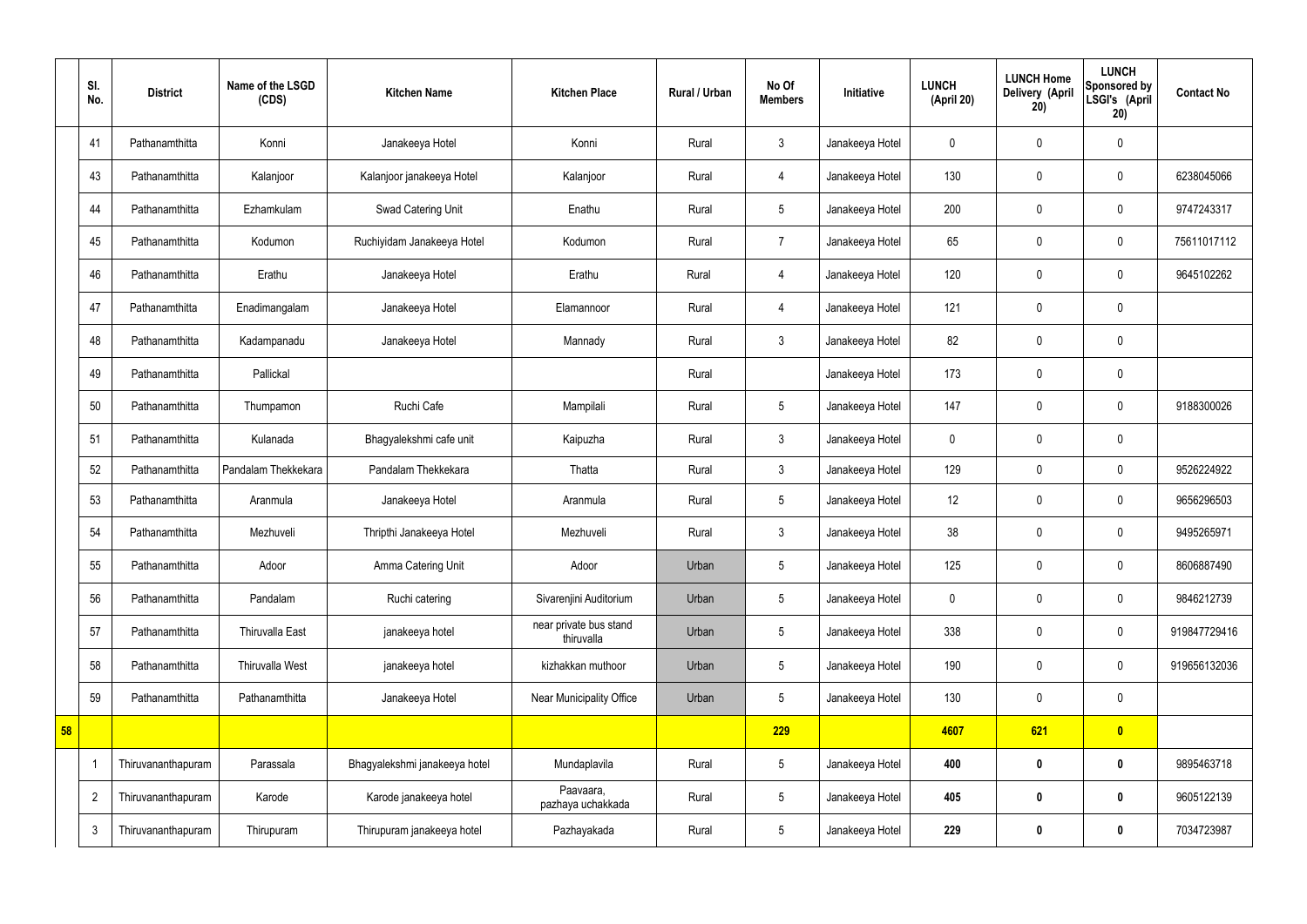| | Sl. No. | District | Name of the LSGD (CDS) | Kitchen Name | Kitchen Place | Rural / Urban | No Of Members | Initiative | LUNCH (April 20) | LUNCH Home Delivery (April 20) | LUNCH Sponsored by LSGI's (April 20) | Contact No |
|---|---|---|---|---|---|---|---|---|---|---|---|---|
| | 41 | Pathanamthitta | Konni | Janakeeya Hotel | Konni | Rural | 3 | Janakeeya Hotel | 0 | 0 | 0 | |
| | 43 | Pathanamthitta | Kalanjoor | Kalanjoor janakeeya Hotel | Kalanjoor | Rural | 4 | Janakeeya Hotel | 130 | 0 | 0 | 6238045066 |
| | 44 | Pathanamthitta | Ezhamkulam | Swad Catering Unit | Enathu | Rural | 5 | Janakeeya Hotel | 200 | 0 | 0 | 9747243317 |
| | 45 | Pathanamthitta | Kodumon | Ruchiyidam Janakeeya Hotel | Kodumon | Rural | 7 | Janakeeya Hotel | 65 | 0 | 0 | 75611017112 |
| | 46 | Pathanamthitta | Erathu | Janakeeya Hotel | Erathu | Rural | 4 | Janakeeya Hotel | 120 | 0 | 0 | 9645102262 |
| | 47 | Pathanamthitta | Enadimangalam | Janakeeya Hotel | Elamannoor | Rural | 4 | Janakeeya Hotel | 121 | 0 | 0 | |
| | 48 | Pathanamthitta | Kadampanadu | Janakeeya Hotel | Mannady | Rural | 3 | Janakeeya Hotel | 82 | 0 | 0 | |
| | 49 | Pathanamthitta | Pallickal | | | Rural | | Janakeeya Hotel | 173 | 0 | 0 | |
| | 50 | Pathanamthitta | Thumpamon | Ruchi Cafe | Mampilali | Rural | 5 | Janakeeya Hotel | 147 | 0 | 0 | 9188300026 |
| | 51 | Pathanamthitta | Kulanada | Bhagyalekshmi cafe unit | Kaipuzha | Rural | 3 | Janakeeya Hotel | 0 | 0 | 0 | |
| | 52 | Pathanamthitta | Pandalam Thekkekara | Pandalam Thekkekara | Thatta | Rural | 3 | Janakeeya Hotel | 129 | 0 | 0 | 9526224922 |
| | 53 | Pathanamthitta | Aranmula | Janakeeya Hotel | Aranmula | Rural | 5 | Janakeeya Hotel | 12 | 0 | 0 | 9656296503 |
| | 54 | Pathanamthitta | Mezhuveli | Thripthi Janakeeya Hotel | Mezhuveli | Rural | 3 | Janakeeya Hotel | 38 | 0 | 0 | 9495265971 |
| | 55 | Pathanamthitta | Adoor | Amma Catering Unit | Adoor | Urban | 5 | Janakeeya Hotel | 125 | 0 | 0 | 8606887490 |
| | 56 | Pathanamthitta | Pandalam | Ruchi catering | Sivarenjini Auditorium | Urban | 5 | Janakeeya Hotel | 0 | 0 | 0 | 9846212739 |
| | 57 | Pathanamthitta | Thiruvalla East | janakeeya hotel | near private bus stand thiruvalla | Urban | 5 | Janakeeya Hotel | 338 | 0 | 0 | 919847729416 |
| | 58 | Pathanamthitta | Thiruvalla West | janakeeya hotel | kizhakkan muthoor | Urban | 5 | Janakeeya Hotel | 190 | 0 | 0 | 919656132036 |
| | 59 | Pathanamthitta | Pathanamthitta | Janakeeya Hotel | Near Municipality Office | Urban | 5 | Janakeeya Hotel | 130 | 0 | 0 | |
| **58** | | | | | | | **229** | | **4607** | **621** | **0** | |
| | 1 | Thiruvananthapuram | Parassala | Bhagyalekshmi janakeeya hotel | Mundaplavila | Rural | 5 | Janakeeya Hotel | **400** | **0** | **0** | 9895463718 |
| | 2 | Thiruvananthapuram | Karode | Karode janakeeya hotel | Paavaara, pazhaya uchakkada | Rural | 5 | Janakeeya Hotel | **405** | **0** | **0** | 9605122139 |
| | 3 | Thiruvananthapuram | Thirupuram | Thirupuram janakeeya hotel | Pazhayakada | Rural | 5 | Janakeeya Hotel | **229** | **0** | **0** | 7034723987 |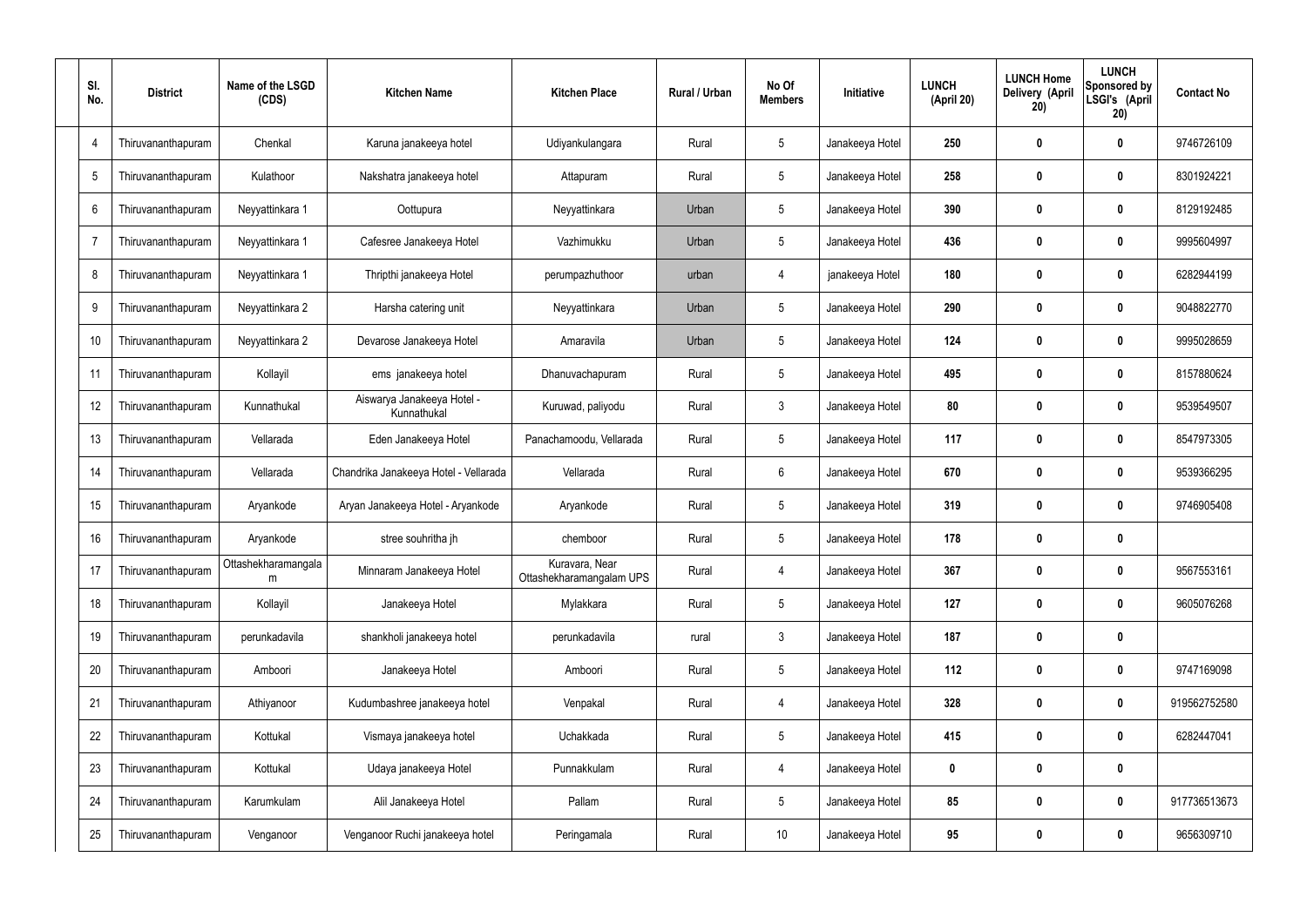| Sl. No. | District | Name of the LSGD (CDS) | Kitchen Name | Kitchen Place | Rural / Urban | No Of Members | Initiative | LUNCH (April 20) | LUNCH Home Delivery (April 20) | LUNCH Sponsored by LSGI's (April 20) | Contact No |
|---|---|---|---|---|---|---|---|---|---|---|---|
| 4 | Thiruvananthapuram | Chenkal | Karuna janakeeya hotel | Udiyankulangara | Rural | 5 | Janakeeya Hotel | 250 | 0 | 0 | 9746726109 |
| 5 | Thiruvananthapuram | Kulathoor | Nakshatra janakeeya hotel | Attapuram | Rural | 5 | Janakeeya Hotel | 258 | 0 | 0 | 8301924221 |
| 6 | Thiruvananthapuram | Neyyattinkara 1 | Oottupura | Neyyattinkara | Urban | 5 | Janakeeya Hotel | 390 | 0 | 0 | 8129192485 |
| 7 | Thiruvananthapuram | Neyyattinkara 1 | Cafesree Janakeeya Hotel | Vazhimukku | Urban | 5 | Janakeeya Hotel | 436 | 0 | 0 | 9995604997 |
| 8 | Thiruvananthapuram | Neyyattinkara 1 | Thripthi janakeeya Hotel | perumpazhuthoor | urban | 4 | janakeeya Hotel | 180 | 0 | 0 | 6282944199 |
| 9 | Thiruvananthapuram | Neyyattinkara 2 | Harsha catering unit | Neyyattinkara | Urban | 5 | Janakeeya Hotel | 290 | 0 | 0 | 9048822770 |
| 10 | Thiruvananthapuram | Neyyattinkara 2 | Devarose Janakeeya Hotel | Amaravila | Urban | 5 | Janakeeya Hotel | 124 | 0 | 0 | 9995028659 |
| 11 | Thiruvananthapuram | Kollayil | ems janakeeya hotel | Dhanuvachapuram | Rural | 5 | Janakeeya Hotel | 495 | 0 | 0 | 8157880624 |
| 12 | Thiruvananthapuram | Kunnathukal | Aiswarya Janakeeya Hotel - Kunnathukal | Kuruwad, paliyodu | Rural | 3 | Janakeeya Hotel | 80 | 0 | 0 | 9539549507 |
| 13 | Thiruvananthapuram | Vellarada | Eden Janakeeya Hotel | Panachamoodu, Vellarada | Rural | 5 | Janakeeya Hotel | 117 | 0 | 0 | 8547973305 |
| 14 | Thiruvananthapuram | Vellarada | Chandrika Janakeeya Hotel - Vellarada | Vellarada | Rural | 6 | Janakeeya Hotel | 670 | 0 | 0 | 9539366295 |
| 15 | Thiruvananthapuram | Aryankode | Aryan Janakeeya Hotel - Aryankode | Aryankode | Rural | 5 | Janakeeya Hotel | 319 | 0 | 0 | 9746905408 |
| 16 | Thiruvananthapuram | Aryankode | stree souhritha jh | chemboor | Rural | 5 | Janakeeya Hotel | 178 | 0 | 0 | |
| 17 | Thiruvananthapuram | Ottashekharamangalam | Minnaram Janakeeya Hotel | Kuravara, Near Ottashekharamangalam UPS | Rural | 4 | Janakeeya Hotel | 367 | 0 | 0 | 9567553161 |
| 18 | Thiruvananthapuram | Kollayil | Janakeeya Hotel | Mylakkara | Rural | 5 | Janakeeya Hotel | 127 | 0 | 0 | 9605076268 |
| 19 | Thiruvananthapuram | perunkadavila | shankholi janakeeya hotel | perunkadavila | rural | 3 | Janakeeya Hotel | 187 | 0 | 0 | |
| 20 | Thiruvananthapuram | Amboori | Janakeeya Hotel | Amboori | Rural | 5 | Janakeeya Hotel | 112 | 0 | 0 | 9747169098 |
| 21 | Thiruvananthapuram | Athiyanoor | Kudumbashree janakeeya hotel | Venpakal | Rural | 4 | Janakeeya Hotel | 328 | 0 | 0 | 919562752580 |
| 22 | Thiruvananthapuram | Kottukal | Vismaya janakeeya hotel | Uchakkada | Rural | 5 | Janakeeya Hotel | 415 | 0 | 0 | 6282447041 |
| 23 | Thiruvananthapuram | Kottukal | Udaya janakeeya Hotel | Punnakkulam | Rural | 4 | Janakeeya Hotel | 0 | 0 | 0 | |
| 24 | Thiruvananthapuram | Karumkulam | Alil Janakeeya Hotel | Pallam | Rural | 5 | Janakeeya Hotel | 85 | 0 | 0 | 917736513673 |
| 25 | Thiruvananthapuram | Venganoor | Venganoor Ruchi janakeeya hotel | Peringamala | Rural | 10 | Janakeeya Hotel | 95 | 0 | 0 | 9656309710 |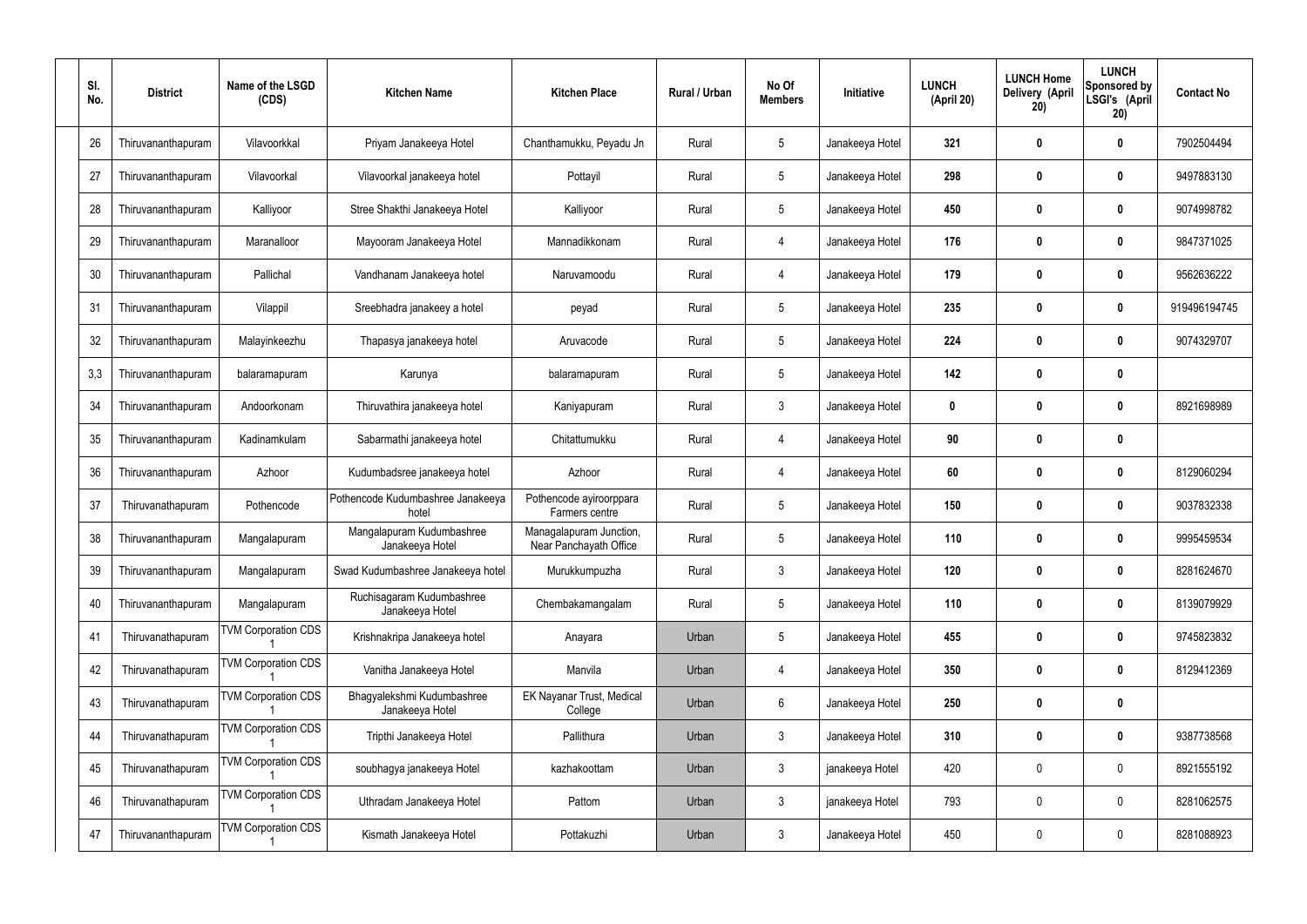| Sl. No. | District | Name of the LSGD (CDS) | Kitchen Name | Kitchen Place | Rural / Urban | No Of Members | Initiative | LUNCH (April 20) | LUNCH Home Delivery (April 20) | LUNCH Sponsored by LSGI's (April 20) | Contact No |
|---|---|---|---|---|---|---|---|---|---|---|---|
| 26 | Thiruvananthapuram | Vilavoorkkal | Priyam Janakeeya Hotel | Chanthamukku, Peyadu Jn | Rural | 5 | Janakeeya Hotel | 321 | 0 | 0 | 7902504494 |
| 27 | Thiruvananthapuram | Vilavoorkal | Vilavoorkal janakeeya hotel | Pottayil | Rural | 5 | Janakeeya Hotel | 298 | 0 | 0 | 9497883130 |
| 28 | Thiruvananthapuram | Kalliyoor | Stree Shakthi Janakeeya Hotel | Kalliyoor | Rural | 5 | Janakeeya Hotel | 450 | 0 | 0 | 9074998782 |
| 29 | Thiruvananthapuram | Maranalloor | Mayooram Janakeeya Hotel | Mannadikkonam | Rural | 4 | Janakeeya Hotel | 176 | 0 | 0 | 9847371025 |
| 30 | Thiruvananthapuram | Pallichal | Vandhanam Janakeeya hotel | Naruvamoodu | Rural | 4 | Janakeeya Hotel | 179 | 0 | 0 | 9562636222 |
| 31 | Thiruvananthapuram | Vilappil | Sreebhadra janakeey a hotel | peyad | Rural | 5 | Janakeeya Hotel | 235 | 0 | 0 | 919496194745 |
| 32 | Thiruvananthapuram | Malayinkeezhu | Thapasya janakeeya hotel | Aruvacode | Rural | 5 | Janakeeya Hotel | 224 | 0 | 0 | 9074329707 |
| 3,3 | Thiruvananthapuram | balaramapuram | Karunya | balaramapuram | Rural | 5 | Janakeeya Hotel | 142 | 0 | 0 | |
| 34 | Thiruvananthapuram | Andoorkonam | Thiruvathira janakeeya hotel | Kaniyapuram | Rural | 3 | Janakeeya Hotel | 0 | 0 | 0 | 8921698989 |
| 35 | Thiruvananthapuram | Kadinamkulam | Sabarmathi janakeeya hotel | Chitattumukku | Rural | 4 | Janakeeya Hotel | 90 | 0 | 0 | |
| 36 | Thiruvananthapuram | Azhoor | Kudumbadsree janakeeya hotel | Azhoor | Rural | 4 | Janakeeya Hotel | 60 | 0 | 0 | 8129060294 |
| 37 | Thiruvanathapuram | Pothencode | Pothencode Kudumbashree Janakeeya hotel | Pothencode ayiroorppara Farmers centre | Rural | 5 | Janakeeya Hotel | 150 | 0 | 0 | 9037832338 |
| 38 | Thiruvananthapuram | Mangalapuram | Mangalapuram Kudumbashree Janakeeya Hotel | Managalapuram Junction, Near Panchayath Office | Rural | 5 | Janakeeya Hotel | 110 | 0 | 0 | 9995459534 |
| 39 | Thiruvananthapuram | Mangalapuram | Swad Kudumbashree Janakeeya hotel | Murukkumpuzha | Rural | 3 | Janakeeya Hotel | 120 | 0 | 0 | 8281624670 |
| 40 | Thiruvananthapuram | Mangalapuram | Ruchisagaram Kudumbashree Janakeeya Hotel | Chembakamangalam | Rural | 5 | Janakeeya Hotel | 110 | 0 | 0 | 8139079929 |
| 41 | Thiruvanathapuram | TVM Corporation CDS 1 | Krishnakripa Janakeeya hotel | Anayara | Urban | 5 | Janakeeya Hotel | 455 | 0 | 0 | 9745823832 |
| 42 | Thiruvanathapuram | TVM Corporation CDS 1 | Vanitha Janakeeya Hotel | Manvila | Urban | 4 | Janakeeya Hotel | 350 | 0 | 0 | 8129412369 |
| 43 | Thiruvanathapuram | TVM Corporation CDS 1 | Bhagyalekshmi Kudumbashree Janakeeya Hotel | EK Nayanar Trust, Medical College | Urban | 6 | Janakeeya Hotel | 250 | 0 | 0 | |
| 44 | Thiruvanathapuram | TVM Corporation CDS 1 | Tripthi Janakeeya Hotel | Pallithura | Urban | 3 | Janakeeya Hotel | 310 | 0 | 0 | 9387738568 |
| 45 | Thiruvanathapuram | TVM Corporation CDS 1 | soubhagya janakeeya Hotel | kazhakoottam | Urban | 3 | janakeeya Hotel | 420 | 0 | 0 | 8921555192 |
| 46 | Thiruvanathapuram | TVM Corporation CDS 1 | Uthradam Janakeeya Hotel | Pattom | Urban | 3 | janakeeya Hotel | 793 | 0 | 0 | 8281062575 |
| 47 | Thiruvananthapuram | TVM Corporation CDS 1 | Kismath Janakeeya Hotel | Pottakuzhi | Urban | 3 | Janakeeya Hotel | 450 | 0 | 0 | 8281088923 |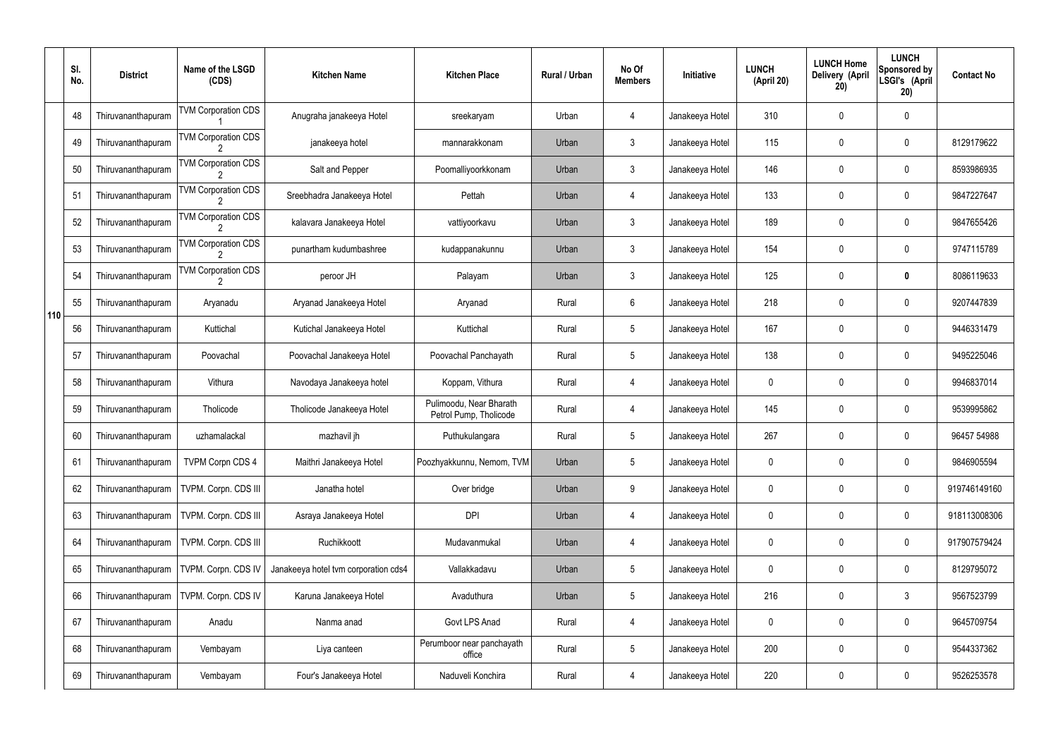| | Sl. No. | District | Name of the LSGD (CDS) | Kitchen Name | Kitchen Place | Rural / Urban | No Of Members | Initiative | LUNCH (April 20) | LUNCH Home Delivery (April 20) | LUNCH Sponsored by LSGI's (April 20) | Contact No |
|---|---|---|---|---|---|---|---|---|---|---|---|---|
| 110 | 48 | Thiruvananthapuram | TVM Corporation CDS 1 | Anugraha janakeeya Hotel | sreekaryam | Urban | 4 | Janakeeya Hotel | 310 | 0 | 0 | |
| | 49 | Thiruvananthapuram | TVM Corporation CDS 2 | janakeeya hotel | mannarakkonam | Urban | 3 | Janakeeya Hotel | 115 | 0 | 0 | 8129179622 |
| | 50 | Thiruvananthapuram | TVM Corporation CDS 2 | Salt and Pepper | Poomalliyoorkkonam | Urban | 3 | Janakeeya Hotel | 146 | 0 | 0 | 8593986935 |
| | 51 | Thiruvananthapuram | TVM Corporation CDS 2 | Sreebhadra Janakeeya Hotel | Pettah | Urban | 4 | Janakeeya Hotel | 133 | 0 | 0 | 9847227647 |
| | 52 | Thiruvananthapuram | TVM Corporation CDS 2 | kalavara Janakeeya Hotel | vattiyoorkavu | Urban | 3 | Janakeeya Hotel | 189 | 0 | 0 | 9847655426 |
| | 53 | Thiruvananthapuram | TVM Corporation CDS 2 | punartham kudumbashree | kudappanakunnu | Urban | 3 | Janakeeya Hotel | 154 | 0 | 0 | 9747115789 |
| | 54 | Thiruvananthapuram | TVM Corporation CDS 2 | peroor JH | Palayam | Urban | 3 | Janakeeya Hotel | 125 | 0 | **0** | 8086119633 |
| | 55 | Thiruvananthapuram | Aryanadu | Aryanad Janakeeya Hotel | Aryanad | Rural | 6 | Janakeeya Hotel | 218 | 0 | 0 | 9207447839 |
| | 56 | Thiruvananthapuram | Kuttichal | Kutichal Janakeeya Hotel | Kuttichal | Rural | 5 | Janakeeya Hotel | 167 | 0 | 0 | 9446331479 |
| | 57 | Thiruvananthapuram | Poovachal | Poovachal Janakeeya Hotel | Poovachal Panchayath | Rural | 5 | Janakeeya Hotel | 138 | 0 | 0 | 9495225046 |
| | 58 | Thiruvananthapuram | Vithura | Navodaya Janakeeya hotel | Koppam, Vithura | Rural | 4 | Janakeeya Hotel | 0 | 0 | 0 | 9946837014 |
| | 59 | Thiruvananthapuram | Tholicode | Tholicode Janakeeya Hotel | Pulimoodu, Near Bharath Petrol Pump, Tholicode | Rural | 4 | Janakeeya Hotel | 145 | 0 | 0 | 9539995862 |
| | 60 | Thiruvananthapuram | uzhamalackal | mazhavil jh | Puthukulangara | Rural | 5 | Janakeeya Hotel | 267 | 0 | 0 | 96457 54988 |
| | 61 | Thiruvananthapuram | TVPM Corpn CDS 4 | Maithri Janakeeya Hotel | Poozhyakkunnu, Nemom, TVM | Urban | 5 | Janakeeya Hotel | 0 | 0 | 0 | 9846905594 |
| | 62 | Thiruvananthapuram | TVPM. Corpn. CDS III | Janatha hotel | Over bridge | Urban | 9 | Janakeeya Hotel | 0 | 0 | 0 | 919746149160 |
| | 63 | Thiruvananthapuram | TVPM. Corpn. CDS III | Asraya Janakeeya Hotel | DPI | Urban | 4 | Janakeeya Hotel | 0 | 0 | 0 | 918113008306 |
| | 64 | Thiruvananthapuram | TVPM. Corpn. CDS III | Ruchikkoott | Mudavanmukal | Urban | 4 | Janakeeya Hotel | 0 | 0 | 0 | 917907579424 |
| | 65 | Thiruvananthapuram | TVPM. Corpn. CDS IV | Janakeeya hotel tvm corporation cds4 | Vallakkadavu | Urban | 5 | Janakeeya Hotel | 0 | 0 | 0 | 8129795072 |
| | 66 | Thiruvananthapuram | TVPM. Corpn. CDS IV | Karuna Janakeeya Hotel | Avaduthura | Urban | 5 | Janakeeya Hotel | 216 | 0 | 3 | 9567523799 |
| | 67 | Thiruvananthapuram | Anadu | Nanma anad | Govt LPS Anad | Rural | 4 | Janakeeya Hotel | 0 | 0 | 0 | 9645709754 |
| | 68 | Thiruvananthapuram | Vembayam | Liya canteen | Perumboor near panchayath office | Rural | 5 | Janakeeya Hotel | 200 | 0 | 0 | 9544337362 |
| | 69 | Thiruvananthapuram | Vembayam | Four's Janakeeya Hotel | Naduveli Konchira | Rural | 4 | Janakeeya Hotel | 220 | 0 | 0 | 9526253578 |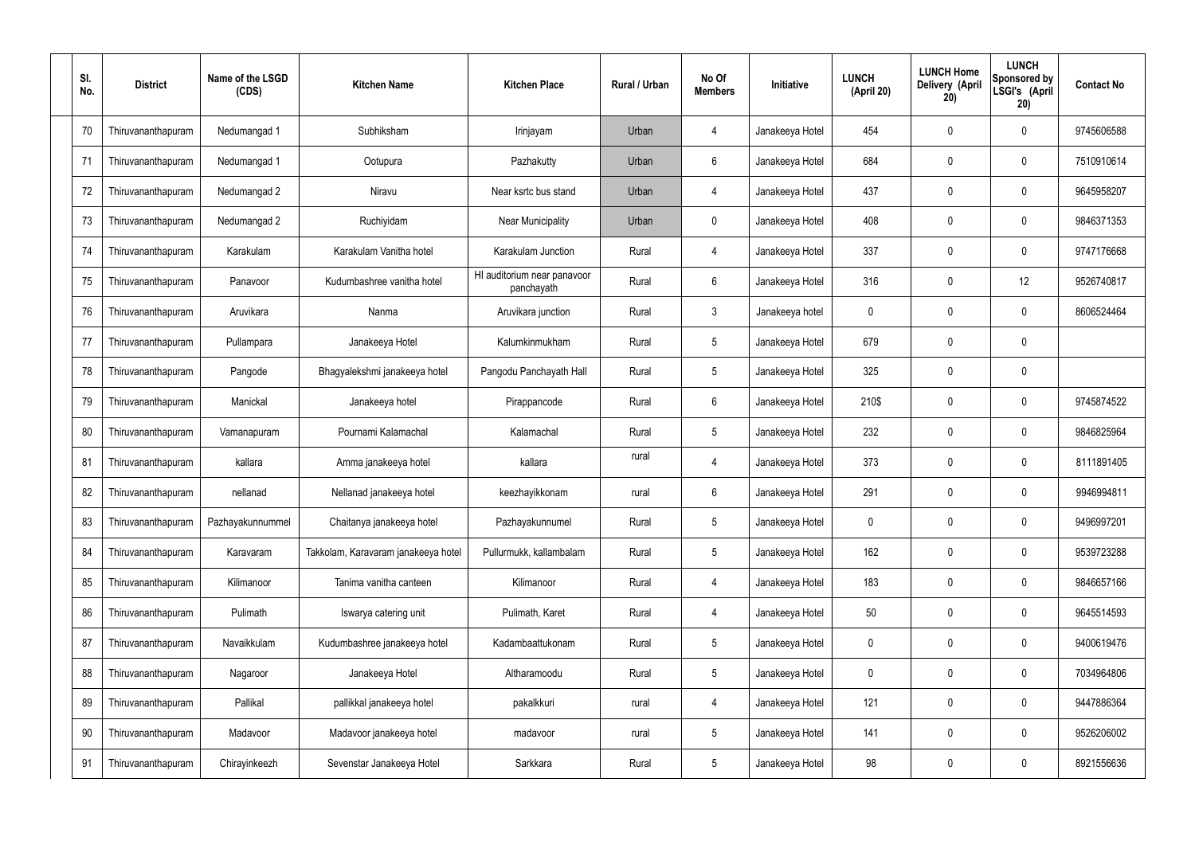| Sl. No. | District | Name of the LSGD (CDS) | Kitchen Name | Kitchen Place | Rural / Urban | No Of Members | Initiative | LUNCH (April 20) | LUNCH Home Delivery (April 20) | LUNCH Sponsored by LSGI's (April 20) | Contact No |
|---|---|---|---|---|---|---|---|---|---|---|---|
| 70 | Thiruvananthapuram | Nedumangad 1 | Subhiksham | Irinjayam | Urban | 4 | Janakeeya Hotel | 454 | 0 | 0 | 9745606588 |
| 71 | Thiruvananthapuram | Nedumangad 1 | Ootupura | Pazhakutty | Urban | 6 | Janakeeya Hotel | 684 | 0 | 0 | 7510910614 |
| 72 | Thiruvananthapuram | Nedumangad 2 | Niravu | Near ksrtc bus stand | Urban | 4 | Janakeeya Hotel | 437 | 0 | 0 | 9645958207 |
| 73 | Thiruvananthapuram | Nedumangad 2 | Ruchiyidam | Near Municipality | Urban | 0 | Janakeeya Hotel | 408 | 0 | 0 | 9846371353 |
| 74 | Thiruvananthapuram | Karakulam | Karakulam Vanitha hotel | Karakulam Junction | Rural | 4 | Janakeeya Hotel | 337 | 0 | 0 | 9747176668 |
| 75 | Thiruvananthapuram | Panavoor | Kudumbashree vanitha hotel | Hl auditorium near panavoor panchayath | Rural | 6 | Janakeeya Hotel | 316 | 0 | 12 | 9526740817 |
| 76 | Thiruvananthapuram | Aruvikara | Nanma | Aruvikara junction | Rural | 3 | Janakeeya hotel | 0 | 0 | 0 | 8606524464 |
| 77 | Thiruvananthapuram | Pullampara | Janakeeya Hotel | Kalumkinmukham | Rural | 5 | Janakeeya Hotel | 679 | 0 | 0 | |
| 78 | Thiruvananthapuram | Pangode | Bhagyalekshmi janakeeya hotel | Pangodu Panchayath Hall | Rural | 5 | Janakeeya Hotel | 325 | 0 | 0 | |
| 79 | Thiruvananthapuram | Manickal | Janakeeya hotel | Pirappancode | Rural | 6 | Janakeeya Hotel | 210$ | 0 | 0 | 9745874522 |
| 80 | Thiruvananthapuram | Vamanapuram | Pournami Kalamachal | Kalamachal | Rural | 5 | Janakeeya Hotel | 232 | 0 | 0 | 9846825964 |
| 81 | Thiruvananthapuram | kallara | Amma janakeeya hotel | kallara | rural | 4 | Janakeeya Hotel | 373 | 0 | 0 | 8111891405 |
| 82 | Thiruvananthapuram | nellanad | Nellanad janakeeya hotel | keezhayikkonam | rural | 6 | Janakeeya Hotel | 291 | 0 | 0 | 9946994811 |
| 83 | Thiruvananthapuram | Pazhayakunnummel | Chaitanya janakeeya hotel | Pazhayakunnumel | Rural | 5 | Janakeeya Hotel | 0 | 0 | 0 | 9496997201 |
| 84 | Thiruvananthapuram | Karavaram | Takkolam, Karavaram janakeeya hotel | Pullurmukk, kallambalam | Rural | 5 | Janakeeya Hotel | 162 | 0 | 0 | 9539723288 |
| 85 | Thiruvananthapuram | Kilimanoor | Tanima vanitha canteen | Kilimanoor | Rural | 4 | Janakeeya Hotel | 183 | 0 | 0 | 9846657166 |
| 86 | Thiruvananthapuram | Pulimath | Iswarya catering unit | Pulimath, Karet | Rural | 4 | Janakeeya Hotel | 50 | 0 | 0 | 9645514593 |
| 87 | Thiruvananthapuram | Navaikkulam | Kudumbashree janakeeya hotel | Kadambaattukonam | Rural | 5 | Janakeeya Hotel | 0 | 0 | 0 | 9400619476 |
| 88 | Thiruvananthapuram | Nagaroor | Janakeeya Hotel | Altharamoodu | Rural | 5 | Janakeeya Hotel | 0 | 0 | 0 | 7034964806 |
| 89 | Thiruvananthapuram | Pallikal | pallikkal janakeeya hotel | pakalkkuri | rural | 4 | Janakeeya Hotel | 121 | 0 | 0 | 9447886364 |
| 90 | Thiruvananthapuram | Madavoor | Madavoor janakeeya hotel | madavoor | rural | 5 | Janakeeya Hotel | 141 | 0 | 0 | 9526206002 |
| 91 | Thiruvananthapuram | Chirayinkeezh | Sevenstar Janakeeya Hotel | Sarkkara | Rural | 5 | Janakeeya Hotel | 98 | 0 | 0 | 8921556636 |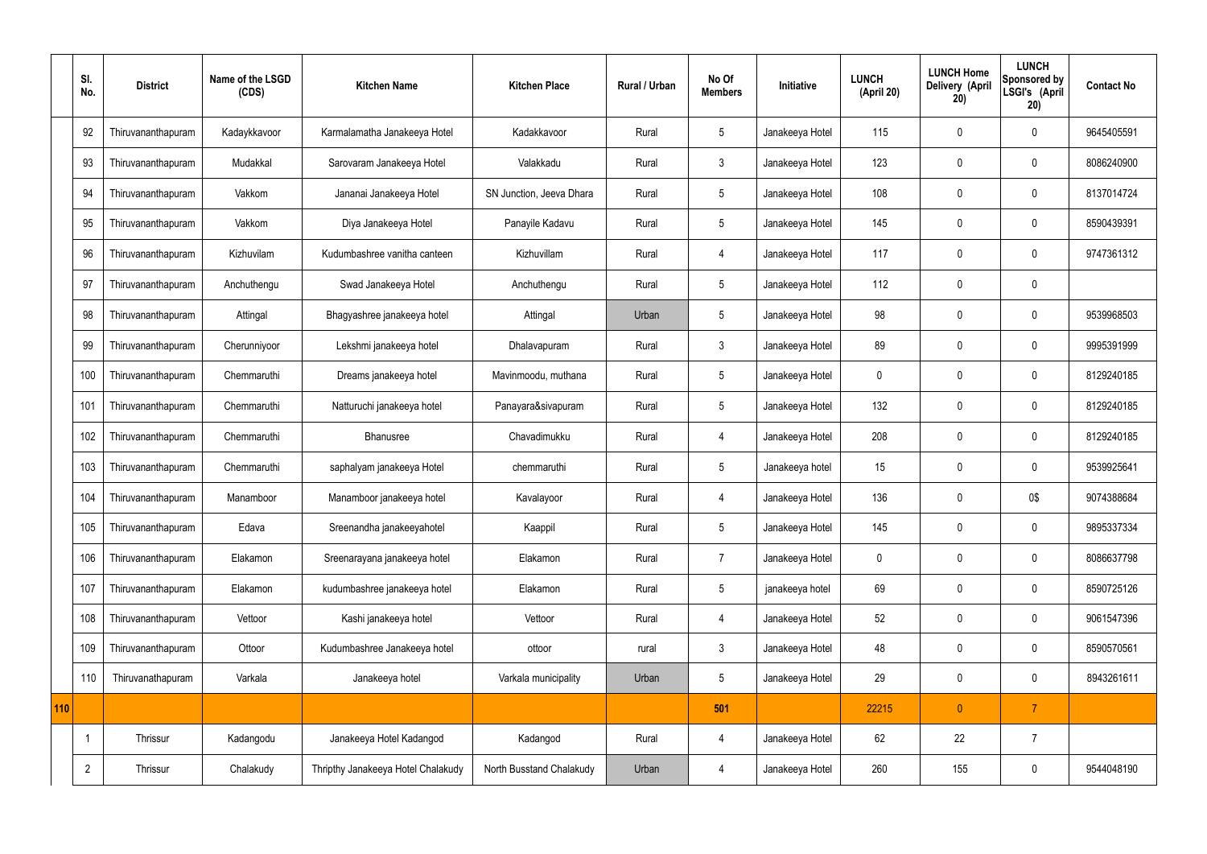| | Sl. No. | District | Name of the LSGD (CDS) | Kitchen Name | Kitchen Place | Rural / Urban | No Of Members | Initiative | LUNCH (April 20) | LUNCH Home Delivery (April 20) | LUNCH Sponsored by LSGI's (April 20) | Contact No |
|---|---|---|---|---|---|---|---|---|---|---|---|---|
| | 92 | Thiruvananthapuram | Kadaykkavoor | Karmalamatha Janakeeya Hotel | Kadakkavoor | Rural | 5 | Janakeeya Hotel | 115 | 0 | 0 | 9645405591 |
| | 93 | Thiruvananthapuram | Mudakkal | Sarovaram Janakeeya Hotel | Valakkadu | Rural | 3 | Janakeeya Hotel | 123 | 0 | 0 | 8086240900 |
| | 94 | Thiruvananthapuram | Vakkom | Jananai Janakeeya Hotel | SN Junction, Jeeva Dhara | Rural | 5 | Janakeeya Hotel | 108 | 0 | 0 | 8137014724 |
| | 95 | Thiruvananthapuram | Vakkom | Diya Janakeeya Hotel | Panayile Kadavu | Rural | 5 | Janakeeya Hotel | 145 | 0 | 0 | 8590439391 |
| | 96 | Thiruvananthapuram | Kizhuvilam | Kudumbashree vanitha canteen | Kizhuvillam | Rural | 4 | Janakeeya Hotel | 117 | 0 | 0 | 9747361312 |
| | 97 | Thiruvananthapuram | Anchuthengu | Swad Janakeeya Hotel | Anchuthengu | Rural | 5 | Janakeeya Hotel | 112 | 0 | 0 | |
| | 98 | Thiruvananthapuram | Attingal | Bhagyashree janakeeya hotel | Attingal | Urban | 5 | Janakeeya Hotel | 98 | 0 | 0 | 9539968503 |
| | 99 | Thiruvananthapuram | Cherunniyoor | Lekshmi janakeeya hotel | Dhalavapuram | Rural | 3 | Janakeeya Hotel | 89 | 0 | 0 | 9995391999 |
| | 100 | Thiruvananthapuram | Chemmaruthi | Dreams janakeeya hotel | Mavinmoodu, muthana | Rural | 5 | Janakeeya Hotel | 0 | 0 | 0 | 8129240185 |
| | 101 | Thiruvananthapuram | Chemmaruthi | Natturuchi janakeeya hotel | Panayara&sivapuram | Rural | 5 | Janakeeya Hotel | 132 | 0 | 0 | 8129240185 |
| | 102 | Thiruvananthapuram | Chemmaruthi | Bhanusree | Chavadimukku | Rural | 4 | Janakeeya Hotel | 208 | 0 | 0 | 8129240185 |
| | 103 | Thiruvananthapuram | Chemmaruthi | saphalyam janakeeya Hotel | chemmaruthi | Rural | 5 | Janakeeya hotel | 15 | 0 | 0 | 9539925641 |
| | 104 | Thiruvananthapuram | Manamboor | Manamboor janakeeya hotel | Kavalayoor | Rural | 4 | Janakeeya Hotel | 136 | 0 | 0$ | 9074388684 |
| | 105 | Thiruvananthapuram | Edava | Sreenandha janakeeyahotel | Kaappil | Rural | 5 | Janakeeya Hotel | 145 | 0 | 0 | 9895337334 |
| | 106 | Thiruvananthapuram | Elakamon | Sreenarayana janakeeya hotel | Elakamon | Rural | 7 | Janakeeya Hotel | 0 | 0 | 0 | 8086637798 |
| | 107 | Thiruvananthapuram | Elakamon | kudumbashree janakeeya hotel | Elakamon | Rural | 5 | janakeeya hotel | 69 | 0 | 0 | 8590725126 |
| | 108 | Thiruvananthapuram | Vettoor | Kashi janakeeya hotel | Vettoor | Rural | 4 | Janakeeya Hotel | 52 | 0 | 0 | 9061547396 |
| | 109 | Thiruvananthapuram | Ottoor | Kudumbashree Janakeeya hotel | ottoor | rural | 3 | Janakeeya Hotel | 48 | 0 | 0 | 8590570561 |
| | 110 | Thiruvanathapuram | Varkala | Janakeeya hotel | Varkala municipality | Urban | 5 | Janakeeya Hotel | 29 | 0 | 0 | 8943261611 |
| **110** | | | | | | | **501** | | 22215 | 0 | 7 | |
| | 1 | Thrissur | Kadangodu | Janakeeya Hotel Kadangod | Kadangod | Rural | 4 | Janakeeya Hotel | 62 | 22 | 7 | |
| | 2 | Thrissur | Chalakudy | Thripthy Janakeeya Hotel Chalakudy | North Busstand Chalakudy | Urban | 4 | Janakeeya Hotel | 260 | 155 | 0 | 9544048190 |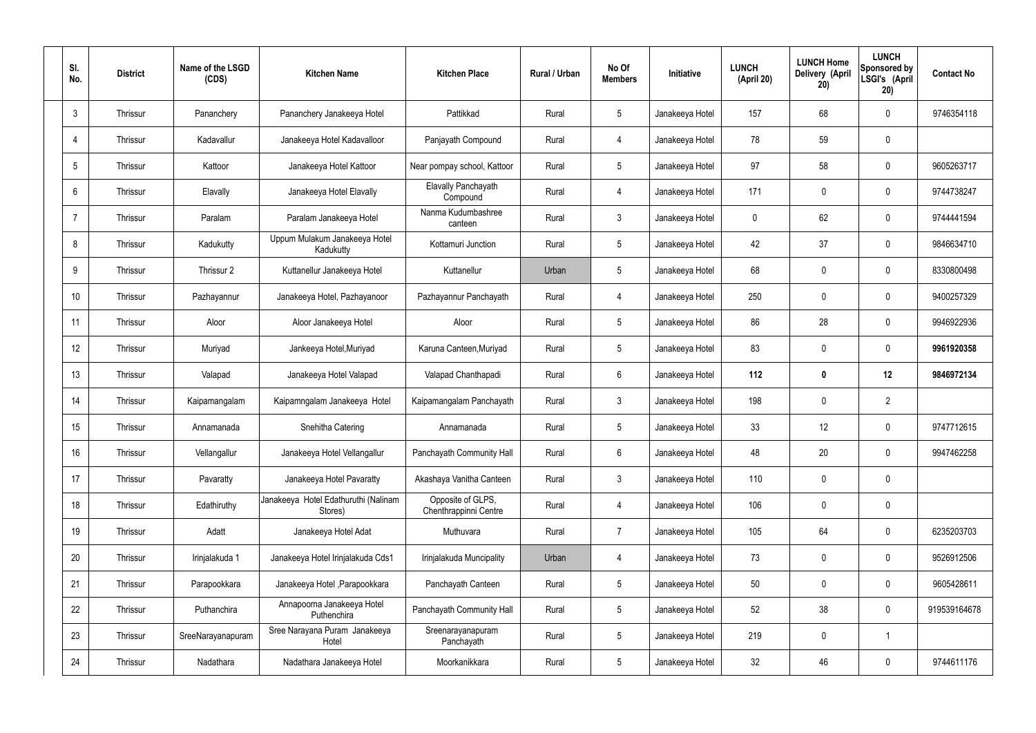| Sl. No. | District | Name of the LSGD (CDS) | Kitchen Name | Kitchen Place | Rural / Urban | No Of Members | Initiative | LUNCH (April 20) | LUNCH Home Delivery (April 20) | LUNCH Sponsored by LSGI's (April 20) | Contact No |
|---|---|---|---|---|---|---|---|---|---|---|---|
| 3 | Thrissur | Pananchery | Pananchery Janakeeya Hotel | Pattikkad | Rural | 5 | Janakeeya Hotel | 157 | 68 | 0 | 9746354118 |
| 4 | Thrissur | Kadavallur | Janakeeya Hotel Kadavalloor | Panjayath Compound | Rural | 4 | Janakeeya Hotel | 78 | 59 | 0 | |
| 5 | Thrissur | Kattoor | Janakeeya Hotel Kattoor | Near pompay school, Kattoor | Rural | 5 | Janakeeya Hotel | 97 | 58 | 0 | 9605263717 |
| 6 | Thrissur | Elavally | Janakeeya Hotel Elavally | Elavally Panchayath Compound | Rural | 4 | Janakeeya Hotel | 171 | 0 | 0 | 9744738247 |
| 7 | Thrissur | Paralam | Paralam Janakeeya Hotel | Nanma Kudumbashree canteen | Rural | 3 | Janakeeya Hotel | 0 | 62 | 0 | 9744441594 |
| 8 | Thrissur | Kadukutty | Uppum Mulakum Janakeeya Hotel Kadukutty | Kottamuri Junction | Rural | 5 | Janakeeya Hotel | 42 | 37 | 0 | 9846634710 |
| 9 | Thrissur | Thrissur 2 | Kuttanellur Janakeeya Hotel | Kuttanellur | Urban | 5 | Janakeeya Hotel | 68 | 0 | 0 | 8330800498 |
| 10 | Thrissur | Pazhayannur | Janakeeya Hotel, Pazhayanoor | Pazhayannur Panchayath | Rural | 4 | Janakeeya Hotel | 250 | 0 | 0 | 9400257329 |
| 11 | Thrissur | Aloor | Aloor Janakeeya Hotel | Aloor | Rural | 5 | Janakeeya Hotel | 86 | 28 | 0 | 9946922936 |
| 12 | Thrissur | Muriyad | Jankeeya Hotel,Muriyad | Karuna Canteen,Muriyad | Rural | 5 | Janakeeya Hotel | 83 | 0 | 0 | **9961920358** |
| 13 | Thrissur | Valapad | Janakeeya Hotel Valapad | Valapad Chanthapadi | Rural | 6 | Janakeeya Hotel | **112** | **0** | **12** | **9846972134** |
| 14 | Thrissur | Kaipamangalam | Kaipamngalam Janakeeya Hotel | Kaipamangalam Panchayath | Rural | 3 | Janakeeya Hotel | 198 | 0 | 2 | |
| 15 | Thrissur | Annamanada | Snehitha Catering | Annamanada | Rural | 5 | Janakeeya Hotel | 33 | 12 | 0 | 9747712615 |
| 16 | Thrissur | Vellangallur | Janakeeya Hotel Vellangallur | Panchayath Community Hall | Rural | 6 | Janakeeya Hotel | 48 | 20 | 0 | 9947462258 |
| 17 | Thrissur | Pavaratty | Janakeeya Hotel Pavaratty | Akashaya Vanitha Canteen | Rural | 3 | Janakeeya Hotel | 110 | 0 | 0 | |
| 18 | Thrissur | Edathiruthy | Janakeeya Hotel Edathuruthi (Nalinam Stores) | Opposite of GLPS, Chenthrappinni Centre | Rural | 4 | Janakeeya Hotel | 106 | 0 | 0 | |
| 19 | Thrissur | Adatt | Janakeeya Hotel Adat | Muthuvara | Rural | 7 | Janakeeya Hotel | 105 | 64 | 0 | 6235203703 |
| 20 | Thrissur | Irinjalakuda 1 | Janakeeya Hotel Irinjalakuda Cds1 | Irinjalakuda Muncipality | Urban | 4 | Janakeeya Hotel | 73 | 0 | 0 | 9526912506 |
| 21 | Thrissur | Parapookkara | Janakeeya Hotel ,Parapookkara | Panchayath Canteen | Rural | 5 | Janakeeya Hotel | 50 | 0 | 0 | 9605428611 |
| 22 | Thrissur | Puthanchira | Annapoorna Janakeeya Hotel Puthenchira | Panchayath Community Hall | Rural | 5 | Janakeeya Hotel | 52 | 38 | 0 | 919539164678 |
| 23 | Thrissur | SreeNarayanapuram | Sree Narayana Puram Janakeeya Hotel | Sreenarayanapuram Panchayath | Rural | 5 | Janakeeya Hotel | 219 | 0 | 1 | |
| 24 | Thrissur | Nadathara | Nadathara Janakeeya Hotel | Moorkanikkara | Rural | 5 | Janakeeya Hotel | 32 | 46 | 0 | 9744611176 |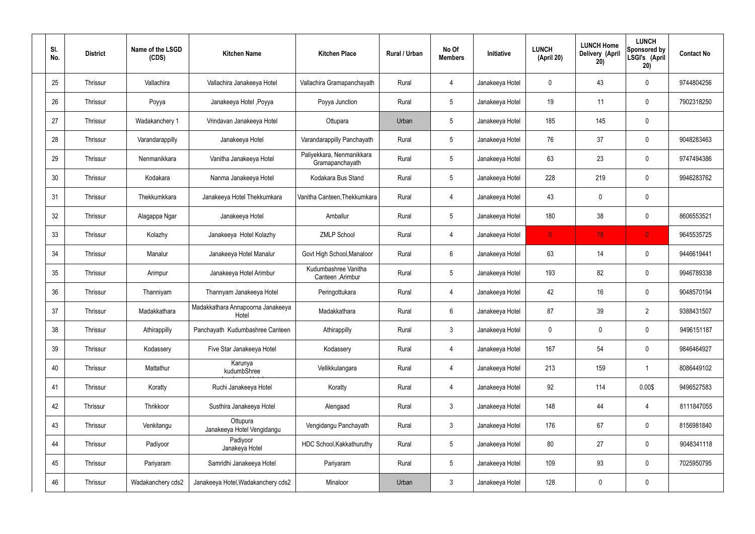| Sl. No. | District | Name of the LSGD (CDS) | Kitchen Name | Kitchen Place | Rural / Urban | No Of Members | Initiative | LUNCH (April 20) | LUNCH Home Delivery (April 20) | LUNCH Sponsored by LSGI's (April 20) | Contact No |
|---|---|---|---|---|---|---|---|---|---|---|---|
| 25 | Thrissur | Vallachira | Vallachira Janakeeya Hotel | Vallachira Gramapanchayath | Rural | 4 | Janakeeya Hotel | 0 | 43 | 0 | 9744804256 |
| 26 | Thrissur | Poyya | Janakeeya Hotel ,Poyya | Poyya Junction | Rural | 5 | Janakeeya Hotel | 19 | 11 | 0 | 7902318250 |
| 27 | Thrissur | Wadakanchery 1 | Vrindavan Janakeeya Hotel | Ottupara | Urban | 5 | Janakeeya Hotel | 185 | 145 | 0 | |
| 28 | Thrissur | Varandarappilly | Janakeeya Hotel | Varandarappilly Panchayath | Rural | 5 | Janakeeya Hotel | 76 | 37 | 0 | 9048283463 |
| 29 | Thrissur | Nenmanikkara | Vanitha Janakeeya Hotel | Paliyekkara, Nenmanikkara Gramapanchayath | Rural | 5 | Janakeeya Hotel | 63 | 23 | 0 | 9747494386 |
| 30 | Thrissur | Kodakara | Nanma Janakeeya Hotel | Kodakara Bus Stand | Rural | 5 | Janakeeya Hotel | 228 | 219 | 0 | 9946283762 |
| 31 | Thrissur | Thekkumkkara | Janakeeya Hotel Thekkumkara | Vanitha Canteen,Thekkumkara | Rural | 4 | Janakeeya Hotel | 43 | 0 | 0 | |
| 32 | Thrissur | Alagappa Ngar | Janakeeya Hotel | Amballur | Rural | 5 | Janakeeya Hotel | 180 | 38 | 0 | 8606553521 |
| 33 | Thrissur | Kolazhy | Janakeeya Hotel Kolazhy | ZMLP School | Rural | 4 | Janakeeya Hotel | 0 | 78 | 0 | 9645535725 |
| 34 | Thrissur | Manalur | Janakeeya Hotel Manalur | Govt High School,Manaloor | Rural | 6 | Janakeeya Hotel | 63 | 14 | 0 | 9446619441 |
| 35 | Thrissur | Arimpur | Janakeeya Hotel Arimbur | Kudumbashree Vanitha Canteen ,Arimbur | Rural | 5 | Janakeeya Hotel | 193 | 82 | 0 | 9946789338 |
| 36 | Thrissur | Thanniyam | Thannyam Janakeeya Hotel | Peringottukara | Rural | 4 | Janakeeya Hotel | 42 | 16 | 0 | 9048570194 |
| 37 | Thrissur | Madakkathara | Madakkathara Annapoorna Janakeeya Hotel | Madakkathara | Rural | 6 | Janakeeya Hotel | 87 | 39 | 2 | 9388431507 |
| 38 | Thrissur | Athirappilly | Panchayath Kudumbashree Canteen | Athirappilly | Rural | 3 | Janakeeya Hotel | 0 | 0 | 0 | 9496151187 |
| 39 | Thrissur | Kodassery | Five Star Janakeeya Hotel | Kodassery | Rural | 4 | Janakeeya Hotel | 167 | 54 | 0 | 9846464927 |
| 40 | Thrissur | Mattathur | Karunya kudumbShree | Vellikkulangara | Rural | 4 | Janakeeya Hotel | 213 | 159 | 1 | 8086449102 |
| 41 | Thrissur | Koratty | Ruchi Janakeeya Hotel | Koratty | Rural | 4 | Janakeeya Hotel | 92 | 114 | 0.00$ | 9496527583 |
| 42 | Thrissur | Thrikkoor | Susthira Janakeeya Hotel | Alengaad | Rural | 3 | Janakeeya Hotel | 148 | 44 | 4 | 8111847055 |
| 43 | Thrissur | Venkitangu | Ottupura Janakeeya Hotel Vengidangu | Vengidangu Panchayath | Rural | 3 | Janakeeya Hotel | 176 | 67 | 0 | 8156981840 |
| 44 | Thrissur | Padiyoor | Padiyoor Janakeya Hotel | HDC School,Kakkathuruthy | Rural | 5 | Janakeeya Hotel | 80 | 27 | 0 | 9048341118 |
| 45 | Thrissur | Pariyaram | Samridhi Janakeeya Hotel | Pariyaram | Rural | 5 | Janakeeya Hotel | 109 | 93 | 0 | 7025950795 |
| 46 | Thrissur | Wadakanchery cds2 | Janakeeya Hotel,Wadakanchery cds2 | Minaloor | Urban | 3 | Janakeeya Hotel | 128 | 0 | 0 | |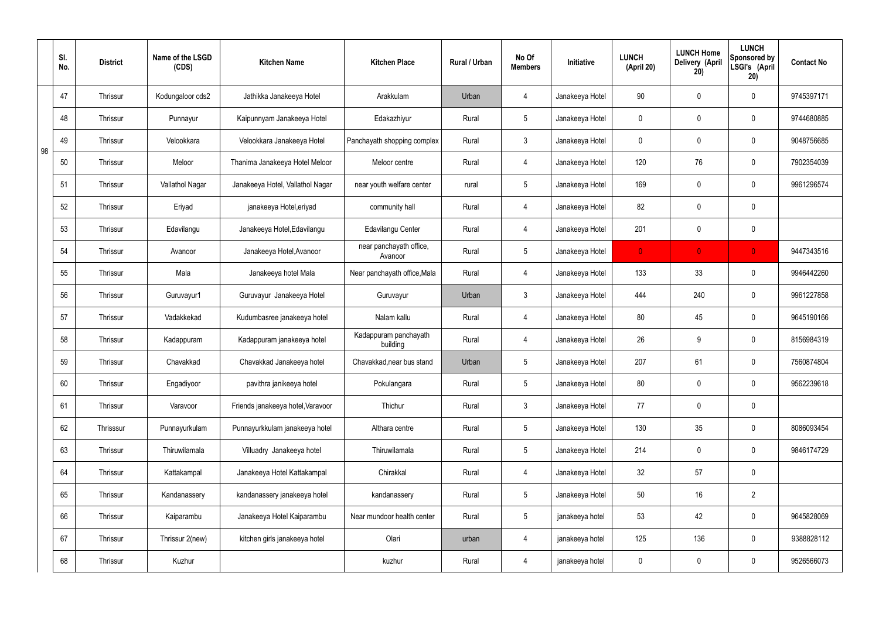| | Sl. No. | District | Name of the LSGD (CDS) | Kitchen Name | Kitchen Place | Rural / Urban | No Of Members | Initiative | LUNCH (April 20) | LUNCH Home Delivery (April 20) | LUNCH Sponsored by LSGI's (April 20) | Contact No |
|---|---|---|---|---|---|---|---|---|---|---|---|---|
| 98 | 47 | Thrissur | Kodungaloor cds2 | Jathikka Janakeeya Hotel | Arakkulam | Urban | 4 | Janakeeya Hotel | 90 | 0 | 0 | 9745397171 |
| | 48 | Thrissur | Punnayur | Kaipunnyam Janakeeya Hotel | Edakazhiyur | Rural | 5 | Janakeeya Hotel | 0 | 0 | 0 | 9744680885 |
| | 49 | Thrissur | Velookkara | Velookkara Janakeeya Hotel | Panchayath shopping complex | Rural | 3 | Janakeeya Hotel | 0 | 0 | 0 | 9048756685 |
| | 50 | Thrissur | Meloor | Thanima Janakeeya Hotel Meloor | Meloor centre | Rural | 4 | Janakeeya Hotel | 120 | 76 | 0 | 7902354039 |
| | 51 | Thrissur | Vallathol Nagar | Janakeeya Hotel, Vallathol Nagar | near youth welfare center | rural | 5 | Janakeeya Hotel | 169 | 0 | 0 | 9961296574 |
| | 52 | Thrissur | Eriyad | janakeeya Hotel,eriyad | community hall | Rural | 4 | Janakeeya Hotel | 82 | 0 | 0 | |
| | 53 | Thrissur | Edavilangu | Janakeeya Hotel,Edavilangu | Edavilangu Center | Rural | 4 | Janakeeya Hotel | 201 | 0 | 0 | |
| | 54 | Thrissur | Avanoor | Janakeeya Hotel,Avanoor | near panchayath office, Avanoor | Rural | 5 | Janakeeya Hotel | 0 | 0 | 0 | 9447343516 |
| | 55 | Thrissur | Mala | Janakeeya hotel Mala | Near panchayath office,Mala | Rural | 4 | Janakeeya Hotel | 133 | 33 | 0 | 9946442260 |
| | 56 | Thrissur | Guruvayur1 | Guruvayur Janakeeya Hotel | Guruvayur | Urban | 3 | Janakeeya Hotel | 444 | 240 | 0 | 9961227858 |
| | 57 | Thrissur | Vadakkekad | Kudumbasree janakeeya hotel | Nalam kallu | Rural | 4 | Janakeeya Hotel | 80 | 45 | 0 | 9645190166 |
| | 58 | Thrissur | Kadappuram | Kadappuram janakeeya hotel | Kadappuram panchayath building | Rural | 4 | Janakeeya Hotel | 26 | 9 | 0 | 8156984319 |
| | 59 | Thrissur | Chavakkad | Chavakkad Janakeeya hotel | Chavakkad,near bus stand | Urban | 5 | Janakeeya Hotel | 207 | 61 | 0 | 7560874804 |
| | 60 | Thrissur | Engadiyoor | pavithra janikeeya hotel | Pokulangara | Rural | 5 | Janakeeya Hotel | 80 | 0 | 0 | 9562239618 |
| | 61 | Thrissur | Varavoor | Friends janakeeya hotel,Varavoor | Thichur | Rural | 3 | Janakeeya Hotel | 77 | 0 | 0 | |
| | 62 | Thrisssur | Punnayurkulam | Punnayurkkulam janakeeya hotel | Althara centre | Rural | 5 | Janakeeya Hotel | 130 | 35 | 0 | 8086093454 |
| | 63 | Thrissur | Thiruwilamala | Villuadry Janakeeya hotel | Thiruwilamala | Rural | 5 | Janakeeya Hotel | 214 | 0 | 0 | 9846174729 |
| | 64 | Thrissur | Kattakampal | Janakeeya Hotel Kattakampal | Chirakkal | Rural | 4 | Janakeeya Hotel | 32 | 57 | 0 | |
| | 65 | Thrissur | Kandanassery | kandanassery janakeeya hotel | kandanassery | Rural | 5 | Janakeeya Hotel | 50 | 16 | 2 | |
| | 66 | Thrissur | Kaiparambu | Janakeeya Hotel Kaiparambu | Near mundoor health center | Rural | 5 | janakeeya hotel | 53 | 42 | 0 | 9645828069 |
| | 67 | Thrissur | Thrissur 2(new) | kitchen girls janakeeya hotel | Olari | urban | 4 | janakeeya hotel | 125 | 136 | 0 | 9388828112 |
| | 68 | Thrissur | Kuzhur | | kuzhur | Rural | 4 | janakeeya hotel | 0 | 0 | 0 | 9526566073 |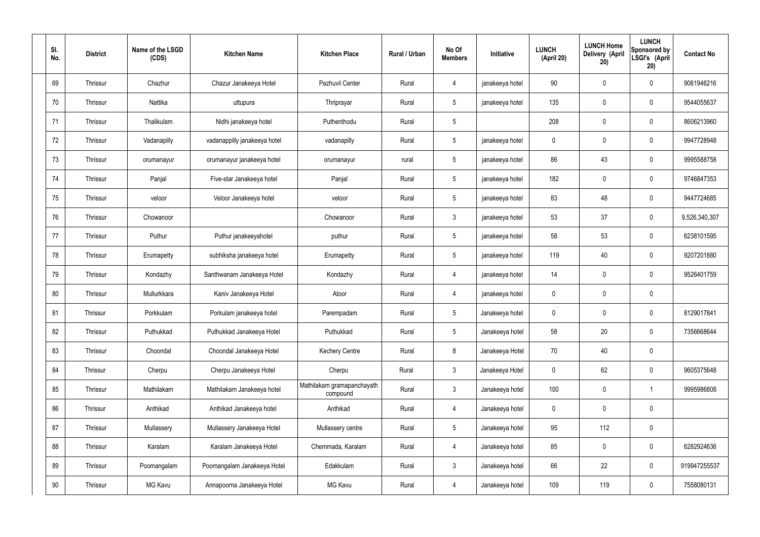| Sl. No. | District | Name of the LSGD (CDS) | Kitchen Name | Kitchen Place | Rural / Urban | No Of Members | Initiative | LUNCH (April 20) | LUNCH Home Delivery (April 20) | LUNCH Sponsored by LSGI's (April 20) | Contact No |
|---|---|---|---|---|---|---|---|---|---|---|---|
| 69 | Thrissur | Chazhur | Chazur Janakeeya Hotel | Pazhuvil Center | Rural | 4 | janakeeya hotel | 90 | 0 | 0 | 9061946216 |
| 70 | Thrissur | Nattika | uttupura | Thriprayar | Rural | 5 | janakeeya hotel | 135 | 0 | 0 | 9544055637 |
| 71 | Thrissur | Thalikulam | Nidhi janakeeya hotel | Puthenthodu | Rural | 5 | | 208 | 0 | 0 | 8606213960 |
| 72 | Thrissur | Vadanapilly | vadanappilly janakeeya hotel | vadanapilly | Rural | 5 | janakeeya hotel | 0 | 0 | 0 | 9947728948 |
| 73 | Thrissur | orumanayur | orumanayur janakeeya hotel | orumanayur | rural | 5 | janakeeya hotel | 86 | 43 | 0 | 9995588758 |
| 74 | Thrissur | Panjal | Five-star Janakeeya hotel | Panjal | Rural | 5 | janakeeya hotel | 182 | 0 | 0 | 9746847353 |
| 75 | Thrissur | veloor | Veloor Janakeeya hotel | veloor | Rural | 5 | janakeeya hotel | 83 | 48 | 0 | 9447724685 |
| 76 | Thrissur | Chowanoor | | Chowanoor | Rural | 3 | janakeeya hotel | 53 | 37 | 0 | 9,526,340,307 |
| 77 | Thrissur | Puthur | Puthur janakeeyahotel | puthur | Rural | 5 | janakeeya hotel | 58 | 53 | 0 | 6238101595 |
| 78 | Thrissur | Erumapetty | subhiksha janakeeya hotel | Erumapetty | Rural | 5 | janakeeya hotel | 119 | 40 | 0 | 9207201880 |
| 79 | Thrissur | Kondazhy | Santhwanam Janakeeya Hotel | Kondazhy | Rural | 4 | janakeeya hotel | 14 | 0 | 0 | 9526401759 |
| 80 | Thrissur | Mullurkkara | Kaniv Janakeeya Hotel | Atoor | Rural | 4 | janakeeya hotel | 0 | 0 | 0 | |
| 81 | Thrissur | Porkkulam | Porkulam janakeeya hotel | Parempadam | Rural | 5 | Janakeeya hotel | 0 | 0 | 0 | 8129017841 |
| 82 | Thrissur | Puthukkad | Puthukkad Janakeeya Hotel | Puthukkad | Rural | 5 | Janakeeya hotel | 58 | 20 | 0 | 7356668644 |
| 83 | Thrissur | Choondal | Choondal Janakeeya Hotel | Kechery Centre | Rural | 8 | Janakeeya Hotel | 70 | 40 | 0 | |
| 84 | Thrissur | Cherpu | Cherpu Janakeeya Hotel | Cherpu | Rural | 3 | Janakeeya Hotel | 0 | 62 | 0 | 9605375648 |
| 85 | Thrissur | Mathilakam | Mathilakam Janakeeya hotel | Mathilakam gramapanchayath compound | Rural | 3 | Janakeeya hotel | 100 | 0 | 1 | 9995986808 |
| 86 | Thrissur | Anthikad | Anthikad Janakeeya hotel | Anthikad | Rural | 4 | Janakeeya hotel | 0 | 0 | 0 | |
| 87 | Thrissur | Mullassery | Mullassery Janakeeya Hotel | Mullassery centre | Rural | 5 | Janakeeya hotel | 95 | 112 | 0 | |
| 88 | Thrissur | Karalam | Karalam Janakeeya Hotel | Chemmada, Karalam | Rural | 4 | Janakeeya hotel | 85 | 0 | 0 | 6282924636 |
| 89 | Thrissur | Poomangalam | Poomangalam Janakeeya Hotel | Edakkulam | Rural | 3 | Janakeeya hotel | 66 | 22 | 0 | 919947255537 |
| 90 | Thrissur | MG Kavu | Annapoorna Janakeeya Hotel | MG Kavu | Rural | 4 | Janakeeya hotel | 109 | 119 | 0 | 7558080131 |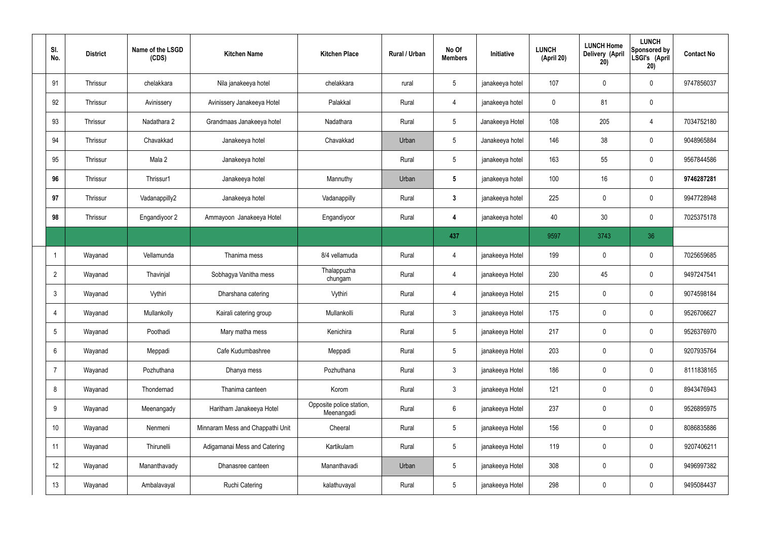| Sl. No. | District | Name of the LSGD (CDS) | Kitchen Name | Kitchen Place | Rural / Urban | No Of Members | Initiative | LUNCH (April 20) | LUNCH Home Delivery (April 20) | LUNCH Sponsored by LSGI's (April 20) | Contact No |
|---|---|---|---|---|---|---|---|---|---|---|---|
| 91 | Thrissur | chelakkara | Nila janakeeya hotel | chelakkara | rural | 5 | janakeeya hotel | 107 | 0 | 0 | 9747856037 |
| 92 | Thrissur | Avinissery | Avinissery Janakeeya Hotel | Palakkal | Rural | 4 | janakeeya hotel | 0 | 81 | 0 | |
| 93 | Thrissur | Nadathara 2 | Grandmaas Janakeeya hotel | Nadathara | Rural | 5 | Janakeeya Hotel | 108 | 205 | 4 | 7034752180 |
| 94 | Thrissur | Chavakkad | Janakeeya hotel | Chavakkad | Urban | 5 | Janakeeya hotel | 146 | 38 | 0 | 9048965884 |
| 95 | Thrissur | Mala 2 | Janakeeya hotel | | Rural | 5 | janakeeya hotel | 163 | 55 | 0 | 9567844586 |
| **96** | Thrissur | Thrissur1 | Janakeeya hotel | Mannuthy | Urban | **5** | janakeeya hotel | 100 | 16 | 0 | **9746287281** |
| **97** | Thrissur | Vadanappilly2 | Janakeeya hotel | Vadanappilly | Rural | **3** | janakeeya hotel | 225 | 0 | 0 | 9947728948 |
| **98** | Thrissur | Engandiyoor 2 | Ammayoon Janakeeya Hotel | Engandiyoor | Rural | **4** | janakeeya hotel | 40 | 30 | 0 | 7025375178 |
| | | | | | | **437** | | 9597 | 3743 | 36 | |
| 1 | Wayanad | Vellamunda | Thanima mess | 8/4 vellamuda | Rural | 4 | janakeeya Hotel | 199 | 0 | 0 | 7025659685 |
| 2 | Wayanad | Thavinjal | Sobhagya Vanitha mess | Thalappuzha chungam | Rural | 4 | janakeeya Hotel | 230 | 45 | 0 | 9497247541 |
| 3 | Wayanad | Vythiri | Dharshana catering | Vythiri | Rural | 4 | janakeeya Hotel | 215 | 0 | 0 | 9074598184 |
| 4 | Wayanad | Mullankolly | Kairali catering group | Mullankolli | Rural | 3 | janakeeya Hotel | 175 | 0 | 0 | 9526706627 |
| 5 | Wayanad | Poothadi | Mary matha mess | Kenichira | Rural | 5 | janakeeya Hotel | 217 | 0 | 0 | 9526376970 |
| 6 | Wayanad | Meppadi | Cafe Kudumbashree | Meppadi | Rural | 5 | janakeeya Hotel | 203 | 0 | 0 | 9207935764 |
| 7 | Wayanad | Pozhuthana | Dhanya mess | Pozhuthana | Rural | 3 | janakeeya Hotel | 186 | 0 | 0 | 8111838165 |
| 8 | Wayanad | Thondernad | Thanima canteen | Korom | Rural | 3 | janakeeya Hotel | 121 | 0 | 0 | 8943476943 |
| 9 | Wayanad | Meenangady | Haritham Janakeeya Hotel | Opposite police station, Meenangadi | Rural | 6 | janakeeya Hotel | 237 | 0 | 0 | 9526895975 |
| 10 | Wayanad | Nenmeni | Minnaram Mess and Chappathi Unit | Cheeral | Rural | 5 | janakeeya Hotel | 156 | 0 | 0 | 8086835886 |
| 11 | Wayanad | Thirunelli | Adigamanai Mess and Catering | Kartikulam | Rural | 5 | janakeeya Hotel | 119 | 0 | 0 | 9207406211 |
| 12 | Wayanad | Mananthavady | Dhanasree canteen | Mananthavadi | Urban | 5 | janakeeya Hotel | 308 | 0 | 0 | 9496997382 |
| 13 | Wayanad | Ambalavayal | Ruchi Catering | kalathuvayal | Rural | 5 | janakeeya Hotel | 298 | 0 | 0 | 9495084437 |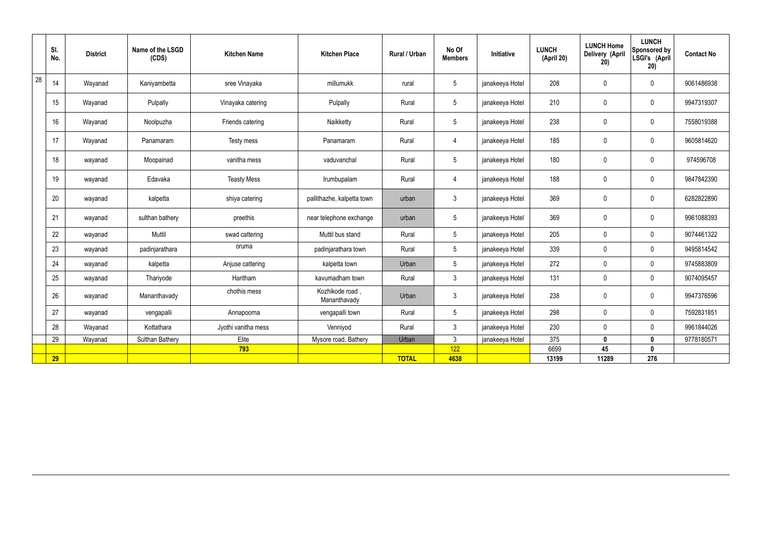| | Sl. No. | District | Name of the LSGD (CDS) | Kitchen Name | Kitchen Place | Rural / Urban | No Of Members | Initiative | LUNCH (April 20) | LUNCH Home Delivery (April 20) | LUNCH Sponsored by LSGI's (April 20) | Contact No |
|---|---|---|---|---|---|---|---|---|---|---|---|---|
| 28 | 14 | Wayanad | Kaniyambetta | sree Vinayaka | millumukk | rural | 5 | janakeeya Hotel | 208 | 0 | 0 | 9061486938 |
| | 15 | Wayanad | Pulpally | Vinayaka catering | Pulpally | Rural | 5 | janakeeya Hotel | 210 | 0 | 0 | 9947319307 |
| | 16 | Wayanad | Noolpuzha | Friends catering | Naikketty | Rural | 5 | janakeeya Hotel | 238 | 0 | 0 | 7558019388 |
| | 17 | Wayanad | Panamaram | Testy mess | Panamaram | Rural | 4 | janakeeya Hotel | 185 | 0 | 0 | 9605814620 |
| | 18 | wayanad | Moopainad | vanitha mess | vaduvanchal | Rural | 5 | janakeeya Hotel | 180 | 0 | 0 | 974596708 |
| | 19 | wayanad | Edavaka | Teasty Mess | Irumbupalam | Rural | 4 | janakeeya Hotel | 188 | 0 | 0 | 9847842390 |
| | 20 | wayanad | kalpetta | shiya catering | pallithazhe, kalpetta town | urban | 3 | janakeeya Hotel | 369 | 0 | 0 | 6282822890 |
| | 21 | wayanad | sulthan bathery | preethis | near telephone exchange | urban | 5 | janakeeya Hotel | 369 | 0 | 0 | 9961088393 |
| | 22 | wayanad | Muttil | swad cattering | Muttil bus stand | Rural | 5 | janakeeya Hotel | 205 | 0 | 0 | 9074461322 |
| | 23 | wayanad | padinjarathara | oruma | padinjarathara town | Rural | 5 | janakeeya Hotel | 339 | 0 | 0 | 9495814542 |
| | 24 | wayanad | kalpetta | Anjuse cattering | kalpetta town | Urban | 5 | janakeeya Hotel | 272 | 0 | 0 | 9745883809 |
| | 25 | wayanad | Thariyode | Haritham | kavumadham town | Rural | 3 | janakeeya Hotel | 131 | 0 | 0 | 9074095457 |
| | 26 | wayanad | Mananthavady | chothis mess | Kozhikode road , Mananthavady | Urban | 3 | janakeeya Hotel | 238 | 0 | 0 | 9947376596 |
| | 27 | wayanad | vengapalli | Annapoorna | vengapalli town | Rural | 5 | janakeeya Hotel | 298 | 0 | 0 | 7592831851 |
| | 28 | Wayanad | Kottathara | Jyothi vanitha mess | Venniyod | Rural | 3 | janakeeya Hotel | 230 | 0 | 0 | 9961844026 |
| | 29 | Wayanad | Sulthan Bathery | Elite | Mysore road, Bathery | Urban | 3 | janakeeya Hotel | 375 | 0 | 0 | 9778180571 |
| | | | | 793 | | | 122 | | 6699 | 45 | 0 | |
| | 29 | | | | | TOTAL | 4638 | | 13199 | 11289 | 276 | |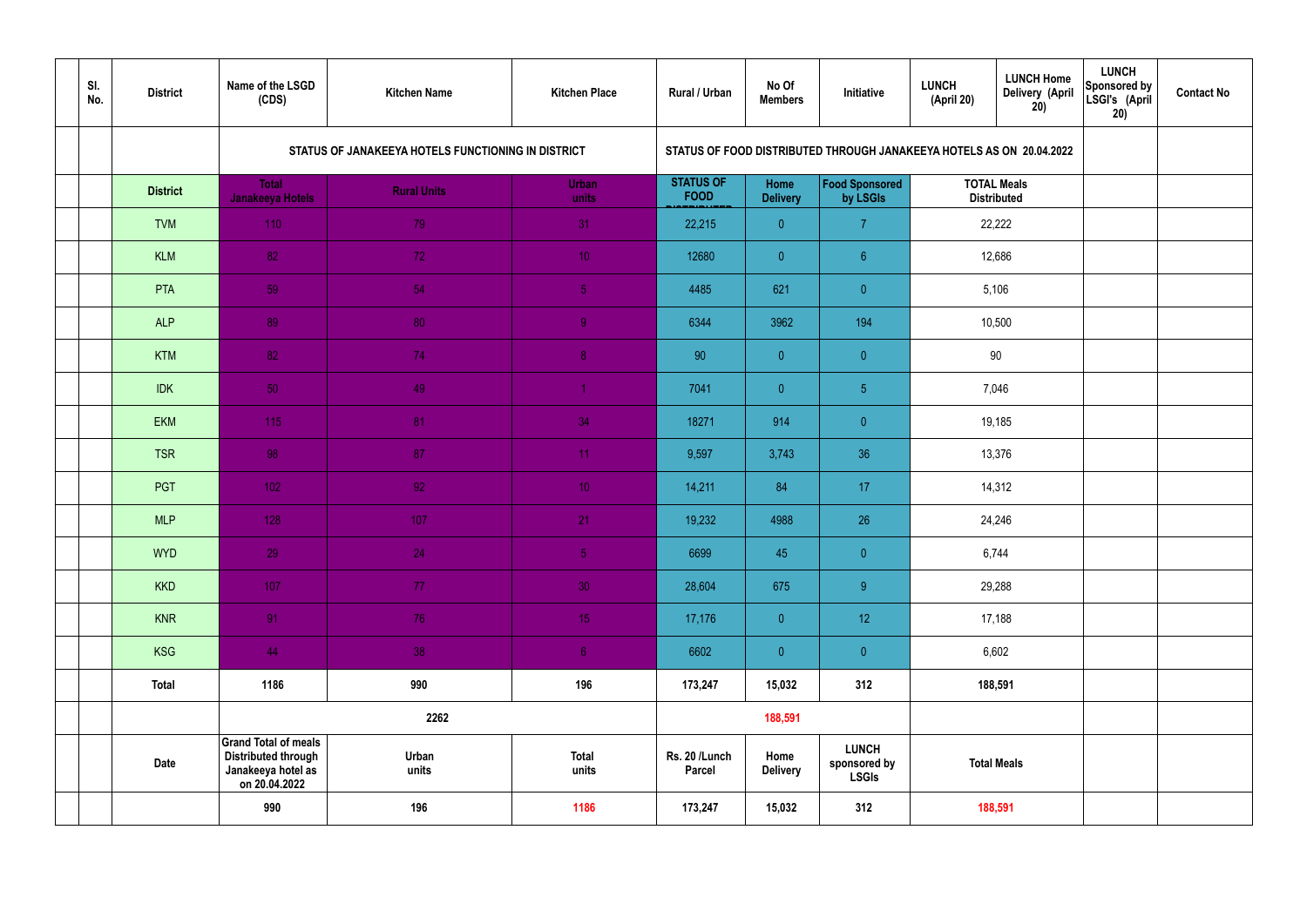| Sl. No. | District | Name of the LSGD (CDS) | Kitchen Name | Kitchen Place | Rural / Urban | No Of Members | Initiative | LUNCH (April 20) | LUNCH Home Delivery (April 20) | LUNCH Sponsored by LSGI's (April 20) | Contact No |
|---|---|---|---|---|---|---|---|---|---|---|---|
| | | STATUS OF JANAKEEYA HOTELS FUNCTIONING IN DISTRICT | | | STATUS OF FOOD DISTRIBUTED THROUGH JANAKEEYA HOTELS AS ON 20.04.2022 | | | | | | |
| | District | Total Janakeeya Hotels | Rural Units | Urban units | STATUS OF FOOD DISTRIBUTED | Home Delivery | Food Sponsored by LSGIs | TOTAL Meals Distributed | | | |
| | TVM | 110 | 79 | 31 | 22,215 | 0 | 7 | 22,222 | | | |
| | KLM | 82 | 72 | 10 | 12680 | 0 | 6 | 12,686 | | | |
| | PTA | 59 | 54 | 5 | 4485 | 621 | 0 | 5,106 | | | |
| | ALP | 89 | 80 | 9 | 6344 | 3962 | 194 | 10,500 | | | |
| | KTM | 82 | 74 | 8 | 90 | 0 | 0 | 90 | | | |
| | IDK | 50 | 49 | 1 | 7041 | 0 | 5 | 7,046 | | | |
| | EKM | 115 | 81 | 34 | 18271 | 914 | 0 | 19,185 | | | |
| | TSR | 98 | 87 | 11 | 9,597 | 3,743 | 36 | 13,376 | | | |
| | PGT | 102 | 92 | 10 | 14,211 | 84 | 17 | 14,312 | | | |
| | MLP | 128 | 107 | 21 | 19,232 | 4988 | 26 | 24,246 | | | |
| | WYD | 29 | 24 | 5 | 6699 | 45 | 0 | 6,744 | | | |
| | KKD | 107 | 77 | 30 | 28,604 | 675 | 9 | 29,288 | | | |
| | KNR | 91 | 76 | 15 | 17,176 | 0 | 12 | 17,188 | | | |
| | KSG | 44 | 38 | 6 | 6602 | 0 | 0 | 6,602 | | | |
| | Total | 1186 | 990 | 196 | 173,247 | 15,032 | 312 | 188,591 | | | |
| | | 2262 | | | | 188,591 | | | | | |
| | Date | Grand Total of meals Distributed through Janakeeya hotel as on 20.04.2022 | Urban units | Total units | Rs. 20 /Lunch Parcel | Home Delivery | LUNCH sponsored by LSGIs | Total Meals | | | |
| | | 990 | 196 | 1186 | 173,247 | 15,032 | 312 | 188,591 | | | |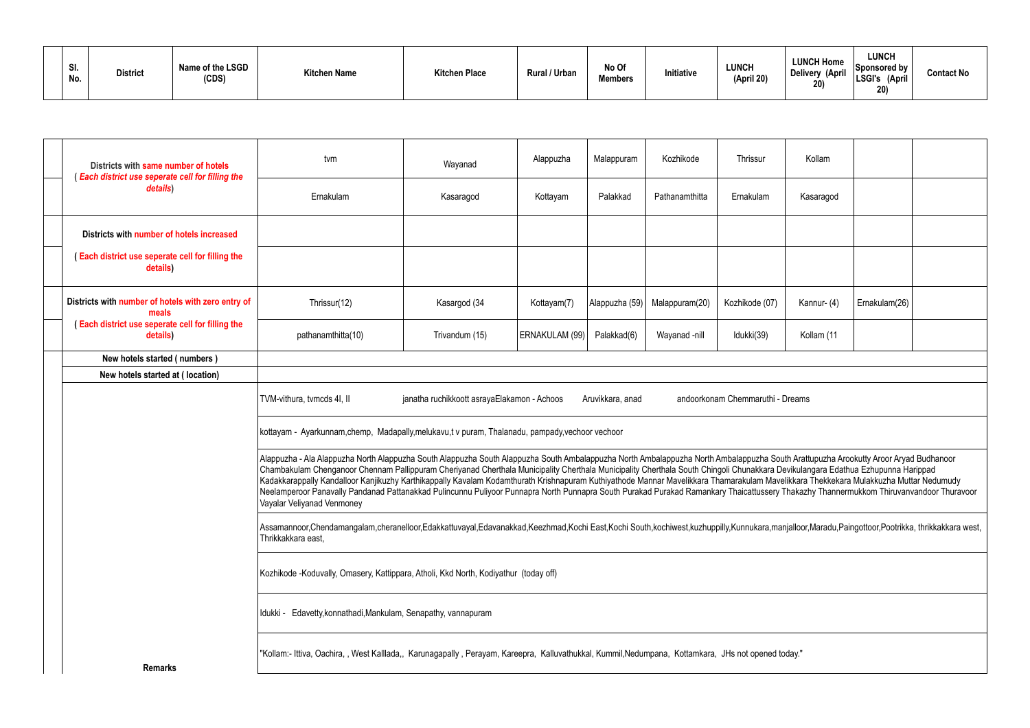| Sl. No. | District | Name of the LSGD (CDS) | Kitchen Name | Kitchen Place | Rural / Urban | No Of Members | Initiative | LUNCH (April 20) | LUNCH Home Delivery (April 20) | LUNCH Sponsored by LSGI's (April 20) | Contact No |
|---|---|---|---|---|---|---|---|---|---|---|---|

| | | tvm | Wayanad | Alappuzha | Malappuram | Kozhikode | Thrissur | Kollam | | |
|---|---|---|---|---|---|---|---|---|---|---|
| | Districts with **same number of hotels** ( *Each district use seperate cell for filling the details*) | Ernakulam | Kasaragod | Kottayam | Palakkad | Pathanamthitta | Ernakulam | Kasaragod | | |
| | Districts with **number of hotels increased** ( **Each district use seperate cell for filling the details**) | | | | | | | | | |
| | | | | | | | | | | |
| | Districts with **number of hotels with zero entry of meals** ( **Each district use seperate cell for filling the details**) | Thrissur(12) | Kasargod (34 | Kottayam(7) | Alappuzha (59) | Malappuram(20) | Kozhikode (07) | Kannur- (4) | Ernakulam(26) | |
| | | pathanamthitta(10) | Trivandum (15) | ERNAKULAM (99) | Palakkad(6) | Wayanad -nill | Idukki(39) | Kollam (11 | | |
| | **New hotels started ( numbers )** | | | | | | | | | |
| | **New hotels started at ( location)** | | | | | | | | | |
| | **Remarks** | TVM-vithura, tvmcds 4I, II janatha ruchikkoott asrayaElakamon - Achoos Aruvikkara, anad andoorkonam Chemmaruthi - Dreams | | | | | | | | |
| | | kottayam - Ayarkunnam,chemp, Madapally,melukavu,t v puram, Thalanadu, pampady,vechoor vechoor | | | | | | | | |
| | | Alappuzha - Ala Alappuzha North Alappuzha South Alappuzha South Alappuzha South Ambalappuzha North Ambalappuzha North Ambalappuzha South Arattupuzha Arookutty Aroor Aryad Budhanoor Chambakulam Chenganoor Chennam Pallippuram Cheriyanad Cherthala Municipality Cherthala Municipality Cherthala South Chingoli Chunakkara Devikulangara Edathua Ezhupunna Harippad Kadakkarappally Kandalloor Kanjikuzhy Karthikappally Kavalam Kodamthurath Krishnapuram Kuthiyathode Mannar Mavelikkara Thamarakulam Mavelikkara Thekkekara Mulakkuzha Muttar Nedumudy Neelamperoor Panavally Pandanad Pattanakkad Pulincunnu Puliyoor Punnapra North Punnapra South Purakad Purakad Ramankary Thaicattussery Thakazhy Thannermukkom Thiruvanvandoor Thuravoor Vayalar Veliyanad Venmoney | | | | | | | | |
| | | Assamannoor,Chendamangalam,cheranelloor,Edakkattuvayal,Edavanakkad,Keezhmad,Kochi East,Kochi South,kochiwest,kuzhuppilly,Kunnukara,manjalloor,Maradu,Paingottoor,Pootrikka, thrikkakkara west, Thrikkakkara east, | | | | | | | | |
| | | Kozhikode -Koduvally, Omasery, Kattippara, Atholi, Kkd North, Kodiyathur (today off) | | | | | | | | |
| | | Idukki - Edavetty,konnathadi,Mankulam, Senapathy, vannapuram | | | | | | | | |
| | | "Kollam:- Ittiva, Oachira, , West Kalllada,, Karunagapally , Perayam, Kareepra, Kalluvathukkal, Kummil,Nedumpana, Kottamkara, JHs not opened today." | | | | | | | | |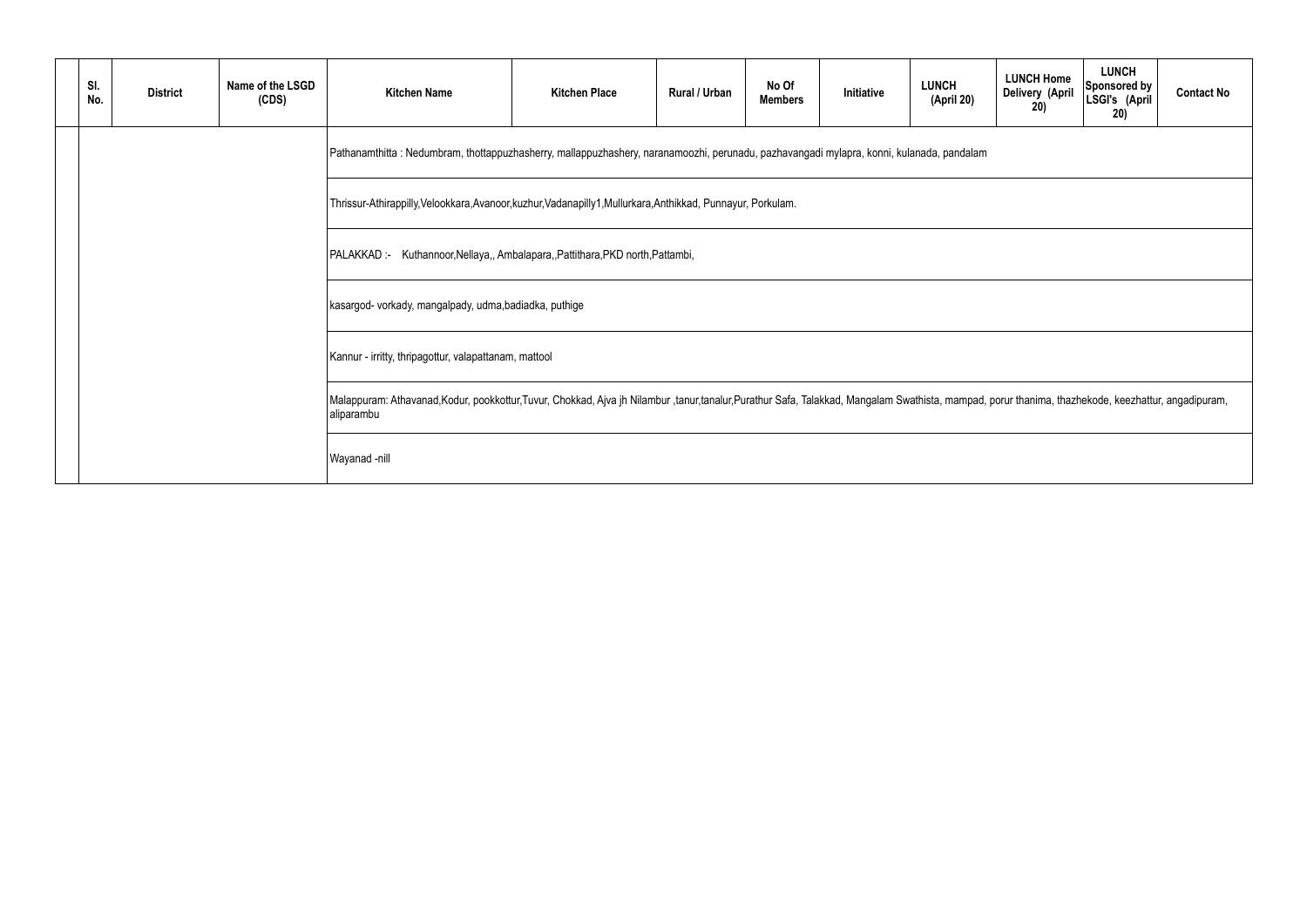| | Sl. No. | District | Name of the LSGD (CDS) | Kitchen Name | Kitchen Place | Rural / Urban | No Of Members | Initiative | LUNCH (April 20) | LUNCH Home Delivery (April 20) | LUNCH Sponsored by LSGI's (April 20) | Contact No |
|---|---|---|---|---|---|---|---|---|---|---|---|---|
| | | | | Pathanamthitta : Nedumbram, thottappuzhasherry, mallappuzhashery, naranamoozhi, perunadu, pazhavangadi mylapra, konni, kulanada, pandalam | | | | | | | | |
| | | | | Thrissur-Athirappilly,Velookkara,Avanoor,kuzhur,Vadanapilly1,Mullurkara,Anthikkad, Punnayur, Porkulam. | | | | | | | | |
| | | | | PALAKKAD :- Kuthannoor,Nellaya,, Ambalapara,,Pattithara,PKD north,Pattambi, | | | | | | | | |
| | | | | kasargod- vorkady, mangalpady, udma,badiadka, puthige | | | | | | | | |
| | | | | Kannur - irritty, thripagottur, valapattanam, mattool | | | | | | | | |
| | | | | Malappuram: Athavanad,Kodur, pookkottur,Tuvur, Chokkad, Ajva jh Nilambur ,tanur,tanalur,Purathur Safa, Talakkad, Mangalam Swathista, mampad, porur thanima, thazhekode, keezhattur, angadipuram, aliparambu | | | | | | | | |
| | | | | Wayanad -nill | | | | | | | | |